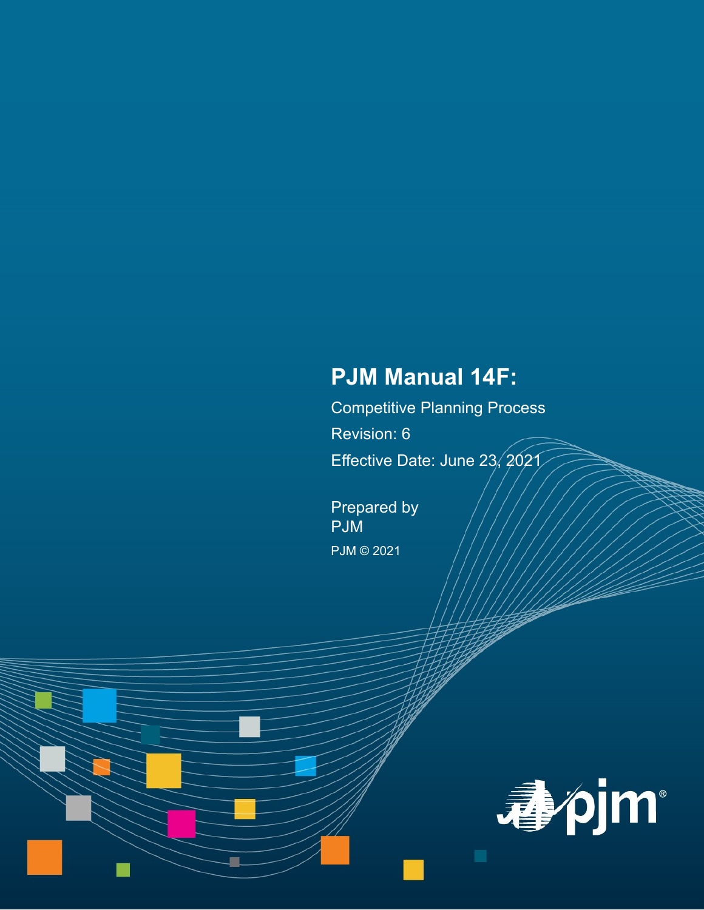# PJM Manual 14F:

Competitive Planning Process

Revision: 6

Effective Date: June 23, 2021

Prepared by
PJM

PJM © 2021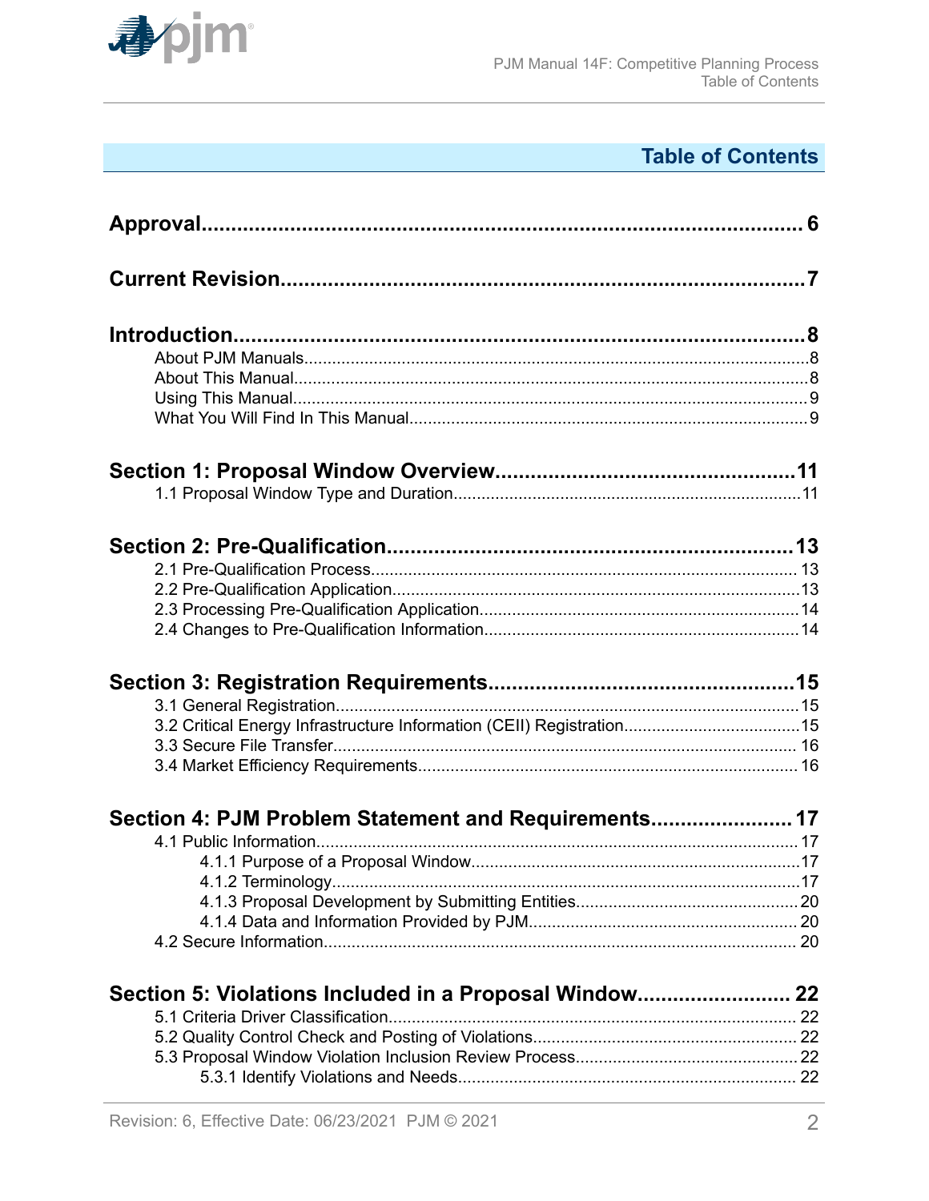# Table of Contents

**Approval** .......... 6

**Current Revision** .......... 7

**Introduction** .......... 8

- About PJM Manuals .......... 8
- About This Manual .......... 8
- Using This Manual .......... 9
- What You Will Find In This Manual .......... 9

**Section 1: Proposal Window Overview** .......... 11

- 1.1 Proposal Window Type and Duration .......... 11

**Section 2: Pre-Qualification** .......... 13

- 2.1 Pre-Qualification Process .......... 13
- 2.2 Pre-Qualification Application .......... 13
- 2.3 Processing Pre-Qualification Application .......... 14
- 2.4 Changes to Pre-Qualification Information .......... 14

**Section 3: Registration Requirements** .......... 15

- 3.1 General Registration .......... 15
- 3.2 Critical Energy Infrastructure Information (CEII) Registration .......... 15
- 3.3 Secure File Transfer .......... 16
- 3.4 Market Efficiency Requirements .......... 16

**Section 4: PJM Problem Statement and Requirements** .......... 17

- 4.1 Public Information .......... 17
  - 4.1.1 Purpose of a Proposal Window .......... 17
  - 4.1.2 Terminology .......... 17
  - 4.1.3 Proposal Development by Submitting Entities .......... 20
  - 4.1.4 Data and Information Provided by PJM .......... 20
- 4.2 Secure Information .......... 20

**Section 5: Violations Included in a Proposal Window** .......... 22

- 5.1 Criteria Driver Classification .......... 22
- 5.2 Quality Control Check and Posting of Violations .......... 22
- 5.3 Proposal Window Violation Inclusion Review Process .......... 22
  - 5.3.1 Identify Violations and Needs .......... 22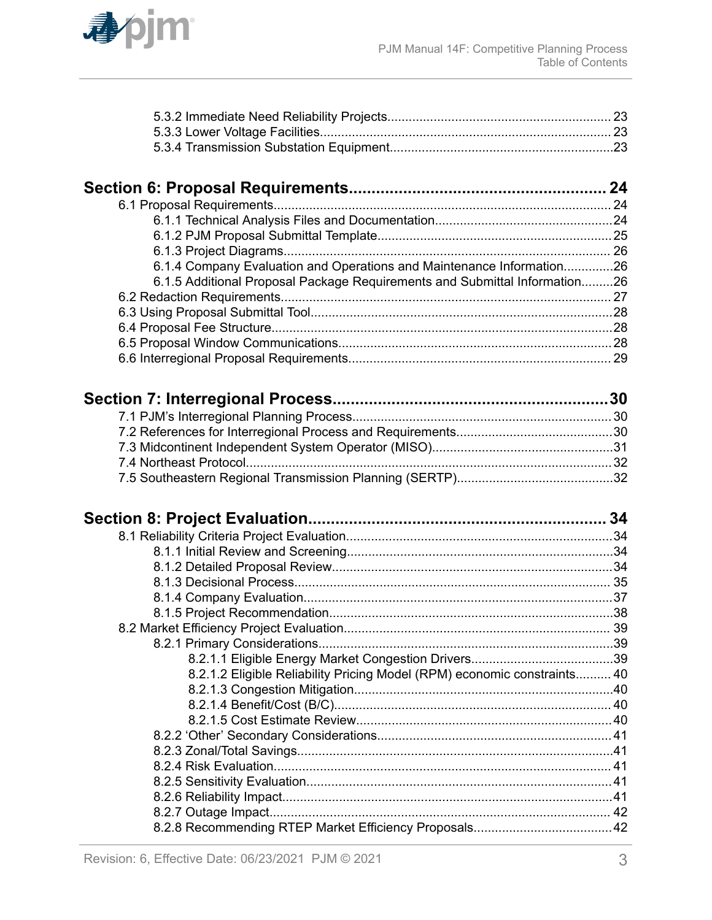5.3.2 Immediate Need Reliability Projects................................................................ 23
5.3.3 Lower Voltage Facilities.................................................................................... 23
5.3.4 Transmission Substation Equipment...............................................................23

**Section 6: Proposal Requirements........................................................ 24**

6.1 Proposal Requirements................................................................................................ 24
6.1.1 Technical Analysis Files and Documentation..................................................24
6.1.2 PJM Proposal Submittal Template...................................................................25
6.1.3 Project Diagrams............................................................................................. 26
6.1.4 Company Evaluation and Operations and Maintenance Information..............26
6.1.5 Additional Proposal Package Requirements and Submittal Information.........26
6.2 Redaction Requirements..............................................................................................27
6.3 Using Proposal Submittal Tool......................................................................................28
6.4 Proposal Fee Structure.................................................................................................28
6.5 Proposal Window Communications..............................................................................28
6.6 Interregional Proposal Requirements.......................................................................... 29

**Section 7: Interregional Process.............................................................30**

7.1 PJM's Interregional Planning Process.......................................................................... 30
7.2 References for Interregional Process and Requirements.............................................30
7.3 Midcontinent Independent System Operator (MISO)...................................................31
7.4 Northeast Protocol....................................................................................................... 32
7.5 Southeastern Regional Transmission Planning (SERTP).............................................32

**Section 8: Project Evaluation.................................................................. 34**

8.1 Reliability Criteria Project Evaluation............................................................................34
8.1.1 Initial Review and Screening............................................................................34
8.1.2 Detailed Proposal Review................................................................................34
8.1.3 Decisional Process.......................................................................................... 35
8.1.4 Company Evaluation........................................................................................37
8.1.5 Project Recommendation.................................................................................38
8.2 Market Efficiency Project Evaluation........................................................................... 39
8.2.1 Primary Considerations....................................................................................39
8.2.1.1 Eligible Energy Market Congestion Drivers........................................39
8.2.1.2 Eligible Reliability Pricing Model (RPM) economic constraints.......... 40
8.2.1.3 Congestion Mitigation.........................................................................40
8.2.1.4 Benefit/Cost (B/C)............................................................................... 40
8.2.1.5 Cost Estimate Review.........................................................................40
8.2.2 'Other' Secondary Considerations...................................................................41
8.2.3 Zonal/Total Savings..........................................................................................41
8.2.4 Risk Evaluation................................................................................................ 41
8.2.5 Sensitivity Evaluation.......................................................................................41
8.2.6 Reliability Impact..............................................................................................41
8.2.7 Outage Impact................................................................................................. 42
8.2.8 Recommending RTEP Market Efficiency Proposals.......................................42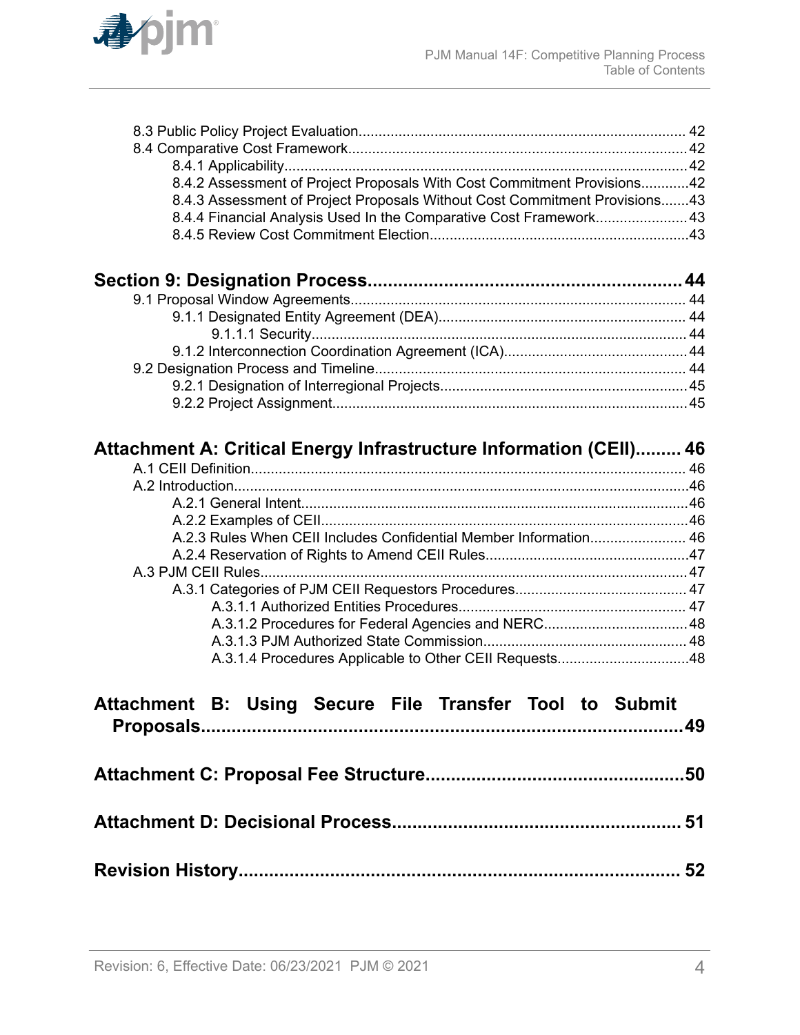8.3 Public Policy Project Evaluation.................................................................................. 42
8.4 Comparative Cost Framework..................................................................................... 42
8.4.1 Applicability..................................................................................................... 42
8.4.2 Assessment of Project Proposals With Cost Commitment Provisions............42
8.4.3 Assessment of Project Proposals Without Cost Commitment Provisions.......43
8.4.4 Financial Analysis Used In the Comparative Cost Framework....................... 43
8.4.5 Review Cost Commitment Election.................................................................43

**Section 9: Designation Process............................................................ 44**

9.1 Proposal Window Agreements.................................................................................... 44
9.1.1 Designated Entity Agreement (DEA)............................................................. 44
9.1.1.1 Security.............................................................................................. 44
9.1.2 Interconnection Coordination Agreement (ICA).............................................. 44
9.2 Designation Process and Timeline.............................................................................. 44
9.2.1 Designation of Interregional Projects.............................................................. 45
9.2.2 Project Assignment......................................................................................... 45

**Attachment A: Critical Energy Infrastructure Information (CEII)......... 46**

A.1 CEII Definition............................................................................................................. 46
A.2 Introduction..................................................................................................................46
A.2.1 General Intent.................................................................................................46
A.2.2 Examples of CEII............................................................................................46
A.2.3 Rules When CEII Includes Confidential Member Information........................ 46
A.2.4 Reservation of Rights to Amend CEII Rules...................................................47
A.3 PJM CEII Rules...........................................................................................................47
A.3.1 Categories of PJM CEII Requestors Procedures........................................... 47
A.3.1.1 Authorized Entities Procedures......................................................... 47
A.3.1.2 Procedures for Federal Agencies and NERC....................................48
A.3.1.3 PJM Authorized State Commission................................................... 48
A.3.1.4 Procedures Applicable to Other CEII Requests.................................48

**Attachment B: Using Secure File Transfer Tool to Submit Proposals..............................................................................................49**

**Attachment C: Proposal Fee Structure.................................................50**

**Attachment D: Decisional Process........................................................ 51**

**Revision History...................................................................................... 52**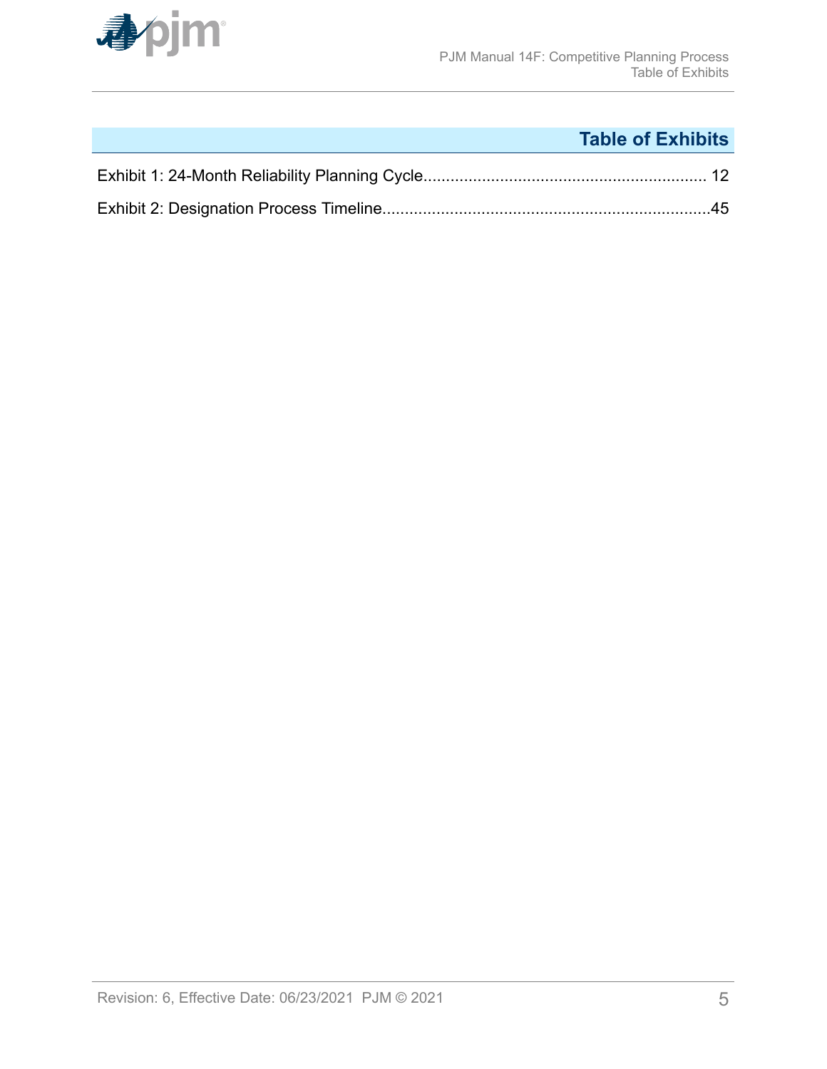## Table of Exhibits

Exhibit 1: 24-Month Reliability Planning Cycle............................................................... 12

Exhibit 2: Designation Process Timeline.........................................................................45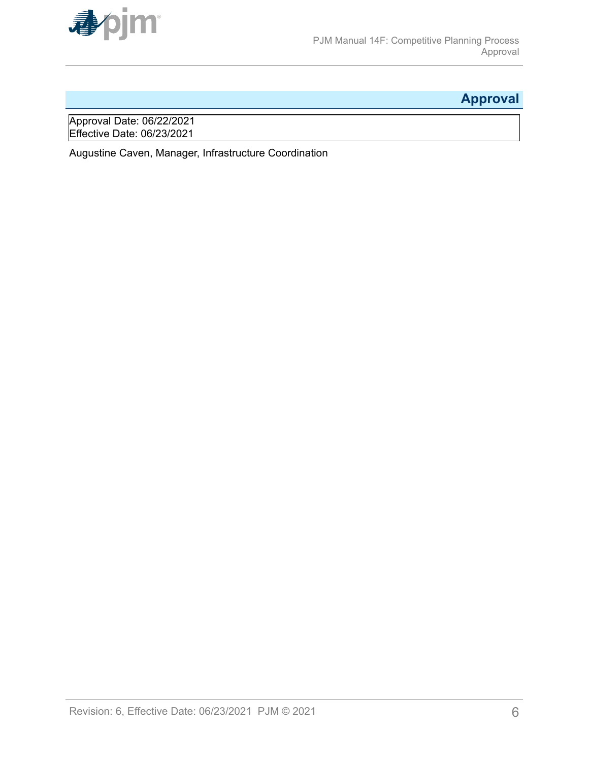# Approval

Approval Date: 06/22/2021
Effective Date: 06/23/2021

Augustine Caven, Manager, Infrastructure Coordination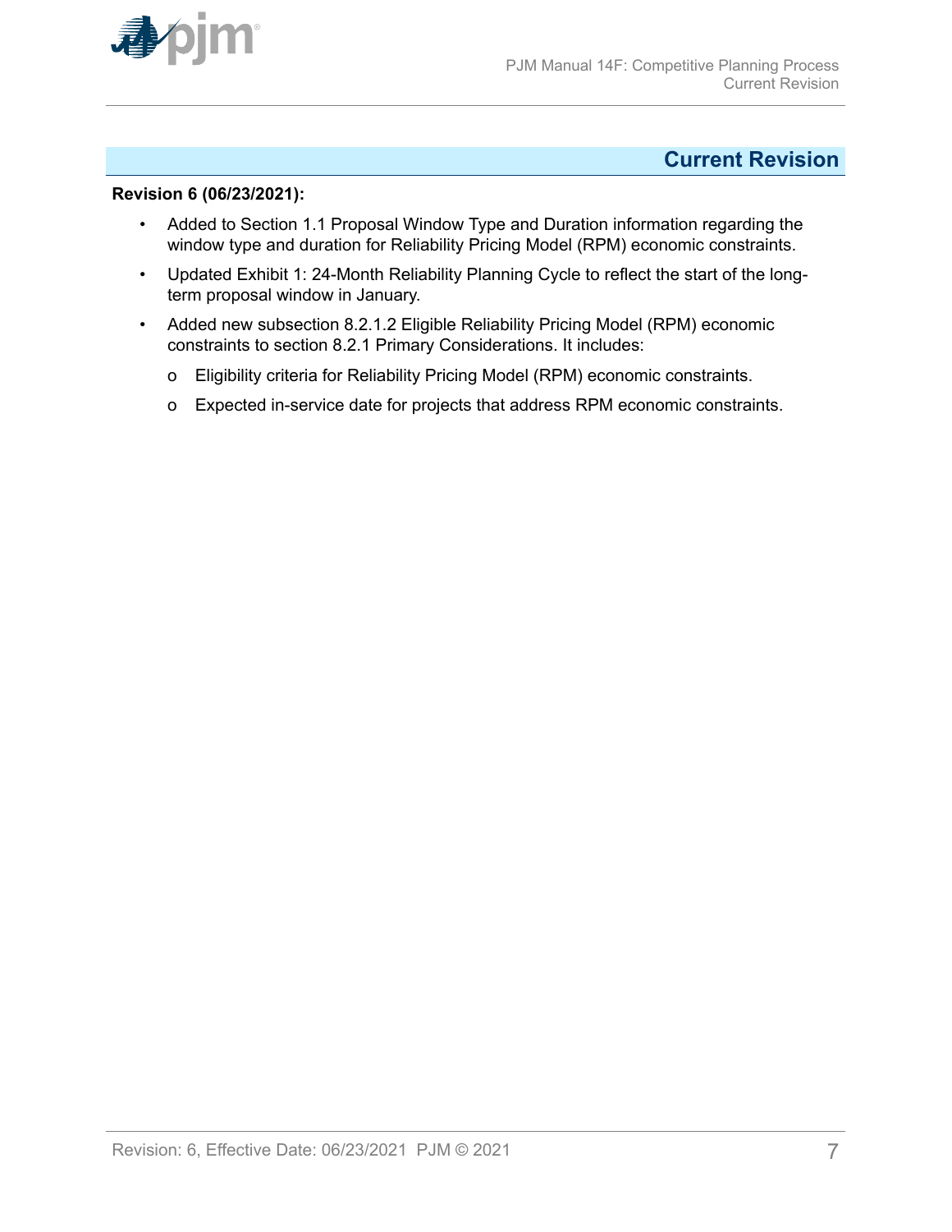## Current Revision

**Revision 6 (06/23/2021):**

- Added to Section 1.1 Proposal Window Type and Duration information regarding the window type and duration for Reliability Pricing Model (RPM) economic constraints.
- Updated Exhibit 1: 24-Month Reliability Planning Cycle to reflect the start of the long-term proposal window in January.
- Added new subsection 8.2.1.2 Eligible Reliability Pricing Model (RPM) economic constraints to section 8.2.1 Primary Considerations. It includes:
  - Eligibility criteria for Reliability Pricing Model (RPM) economic constraints.
  - Expected in-service date for projects that address RPM economic constraints.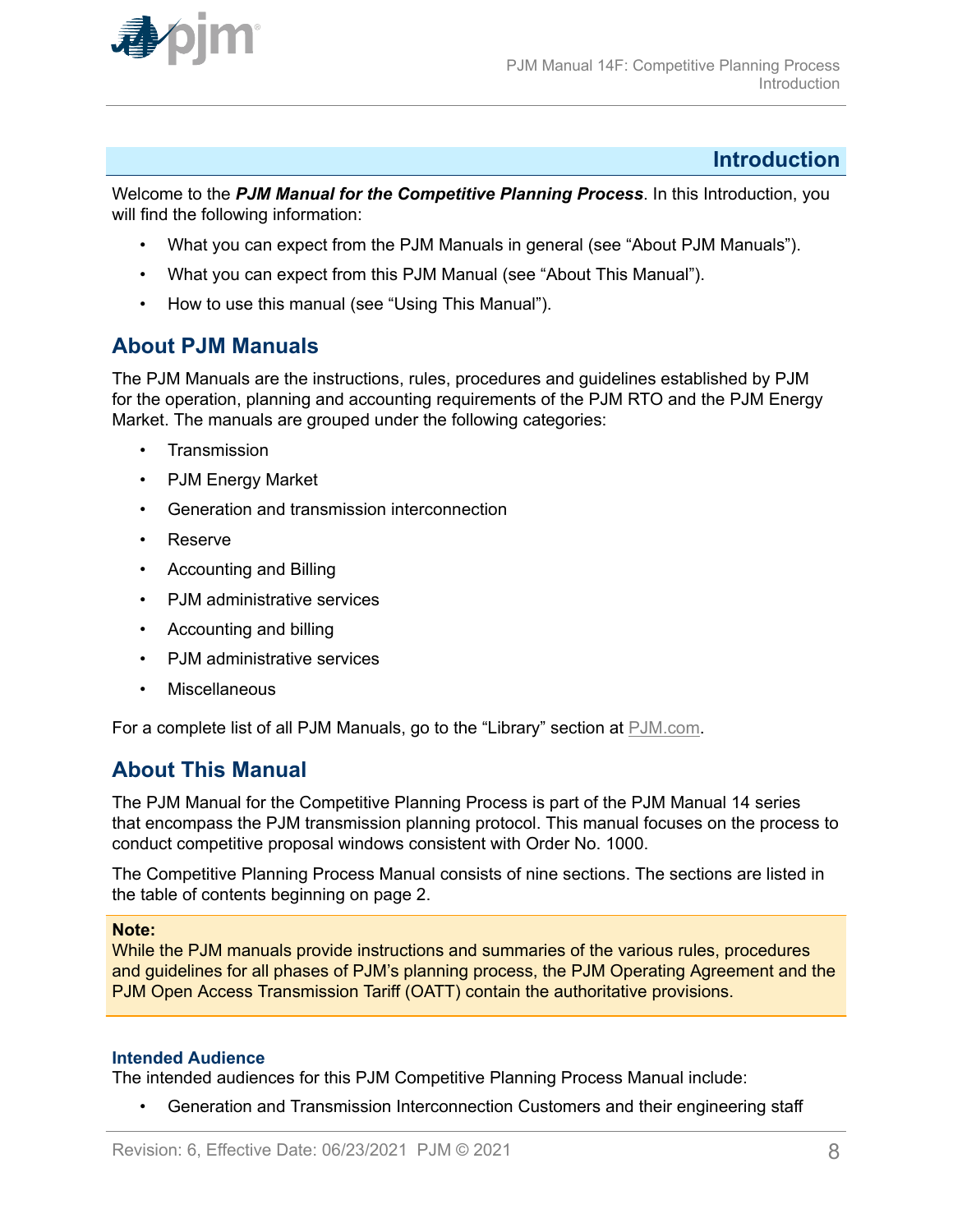# Introduction

Welcome to the ***PJM Manual for the Competitive Planning Process***. In this Introduction, you will find the following information:

- What you can expect from the PJM Manuals in general (see "About PJM Manuals").
- What you can expect from this PJM Manual (see "About This Manual").
- How to use this manual (see "Using This Manual").

## About PJM Manuals

The PJM Manuals are the instructions, rules, procedures and guidelines established by PJM for the operation, planning and accounting requirements of the PJM RTO and the PJM Energy Market. The manuals are grouped under the following categories:

- Transmission
- PJM Energy Market
- Generation and transmission interconnection
- Reserve
- Accounting and Billing
- PJM administrative services
- Accounting and billing
- PJM administrative services
- Miscellaneous

For a complete list of all PJM Manuals, go to the "Library" section at PJM.com.

## About This Manual

The PJM Manual for the Competitive Planning Process is part of the PJM Manual 14 series that encompass the PJM transmission planning protocol. This manual focuses on the process to conduct competitive proposal windows consistent with Order No. 1000.

The Competitive Planning Process Manual consists of nine sections. The sections are listed in the table of contents beginning on page 2.

**Note:**
While the PJM manuals provide instructions and summaries of the various rules, procedures and guidelines for all phases of PJM's planning process, the PJM Operating Agreement and the PJM Open Access Transmission Tariff (OATT) contain the authoritative provisions.

### Intended Audience

The intended audiences for this PJM Competitive Planning Process Manual include:

- Generation and Transmission Interconnection Customers and their engineering staff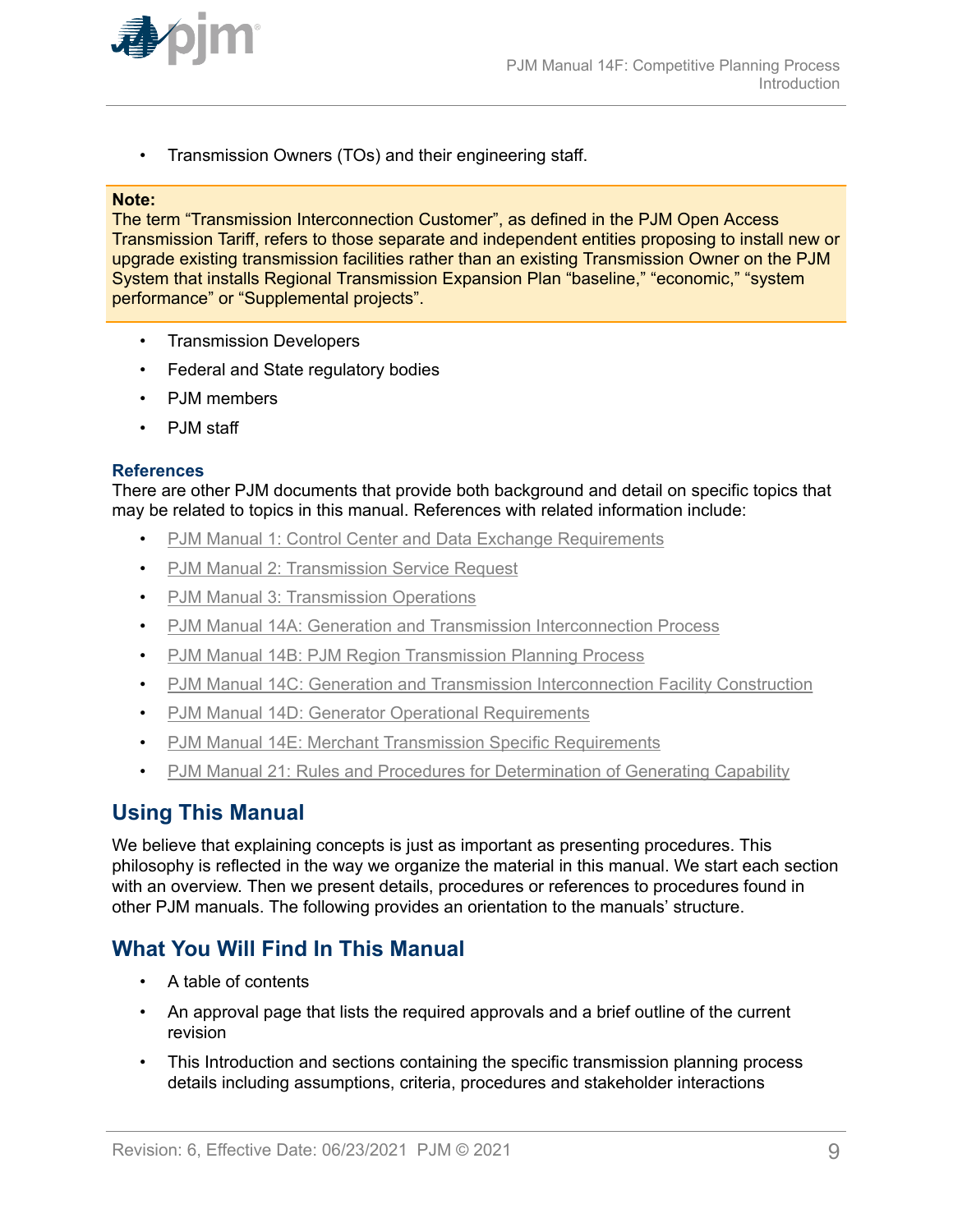- Transmission Owners (TOs) and their engineering staff.

**Note:**
The term "Transmission Interconnection Customer", as defined in the PJM Open Access Transmission Tariff, refers to those separate and independent entities proposing to install new or upgrade existing transmission facilities rather than an existing Transmission Owner on the PJM System that installs Regional Transmission Expansion Plan "baseline," "economic," "system performance" or "Supplemental projects".

- Transmission Developers
- Federal and State regulatory bodies
- PJM members
- PJM staff

### References

There are other PJM documents that provide both background and detail on specific topics that may be related to topics in this manual. References with related information include:

- PJM Manual 1: Control Center and Data Exchange Requirements
- PJM Manual 2: Transmission Service Request
- PJM Manual 3: Transmission Operations
- PJM Manual 14A: Generation and Transmission Interconnection Process
- PJM Manual 14B: PJM Region Transmission Planning Process
- PJM Manual 14C: Generation and Transmission Interconnection Facility Construction
- PJM Manual 14D: Generator Operational Requirements
- PJM Manual 14E: Merchant Transmission Specific Requirements
- PJM Manual 21: Rules and Procedures for Determination of Generating Capability

## Using This Manual

We believe that explaining concepts is just as important as presenting procedures. This philosophy is reflected in the way we organize the material in this manual. We start each section with an overview. Then we present details, procedures or references to procedures found in other PJM manuals. The following provides an orientation to the manuals' structure.

## What You Will Find In This Manual

- A table of contents
- An approval page that lists the required approvals and a brief outline of the current revision
- This Introduction and sections containing the specific transmission planning process details including assumptions, criteria, procedures and stakeholder interactions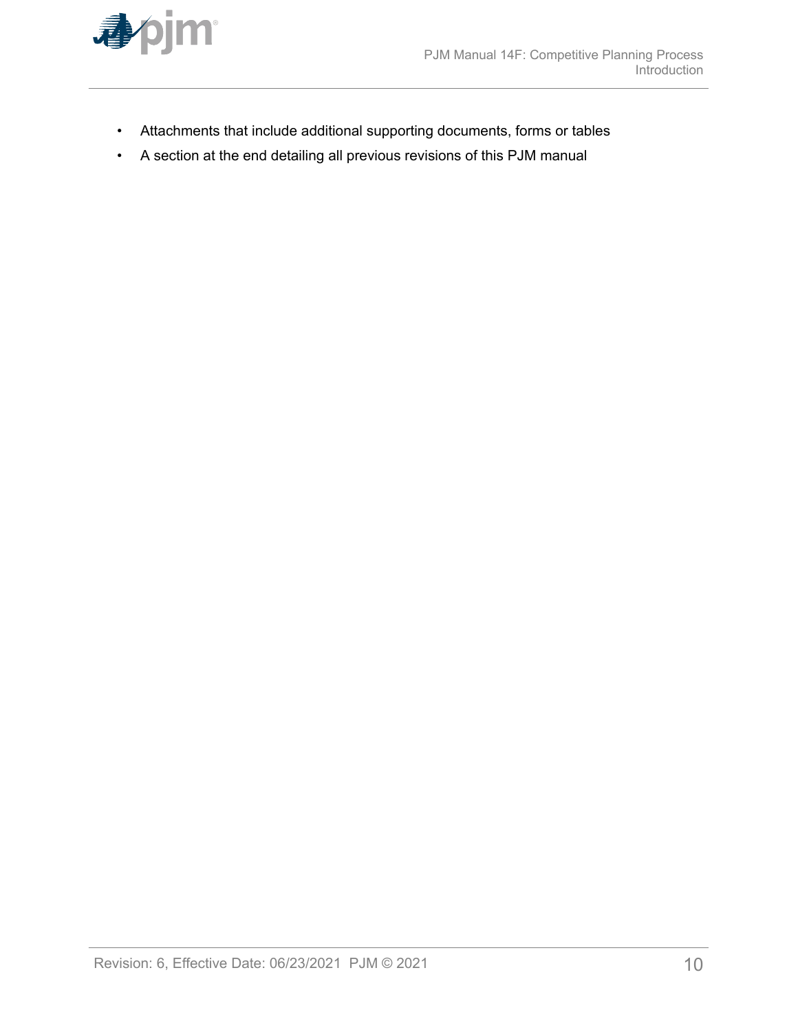- Attachments that include additional supporting documents, forms or tables
- A section at the end detailing all previous revisions of this PJM manual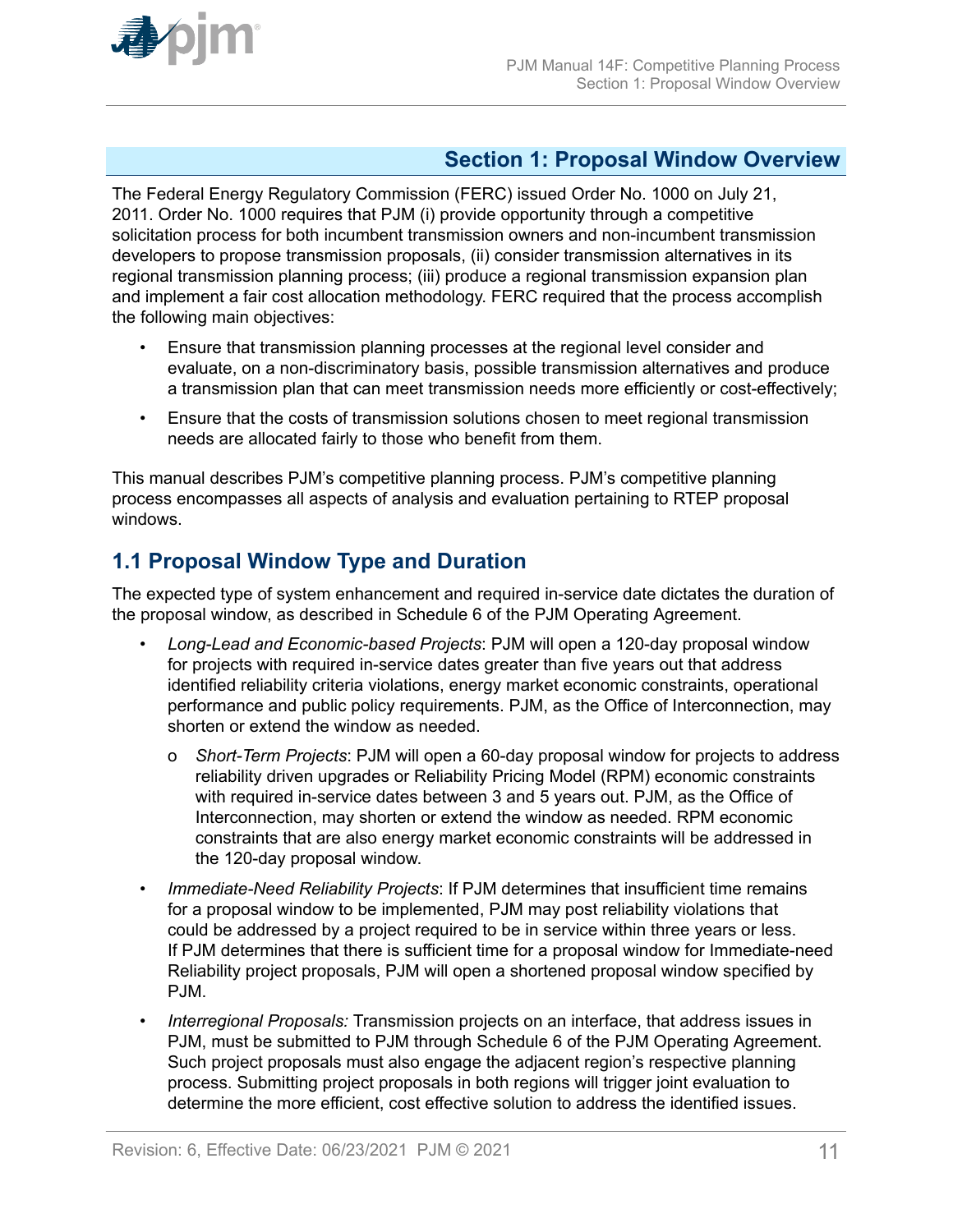# Section 1: Proposal Window Overview

The Federal Energy Regulatory Commission (FERC) issued Order No. 1000 on July 21, 2011. Order No. 1000 requires that PJM (i) provide opportunity through a competitive solicitation process for both incumbent transmission owners and non-incumbent transmission developers to propose transmission proposals, (ii) consider transmission alternatives in its regional transmission planning process; (iii) produce a regional transmission expansion plan and implement a fair cost allocation methodology. FERC required that the process accomplish the following main objectives:

- Ensure that transmission planning processes at the regional level consider and evaluate, on a non-discriminatory basis, possible transmission alternatives and produce a transmission plan that can meet transmission needs more efficiently or cost-effectively;
- Ensure that the costs of transmission solutions chosen to meet regional transmission needs are allocated fairly to those who benefit from them.

This manual describes PJM's competitive planning process. PJM's competitive planning process encompasses all aspects of analysis and evaluation pertaining to RTEP proposal windows.

## 1.1 Proposal Window Type and Duration

The expected type of system enhancement and required in-service date dictates the duration of the proposal window, as described in Schedule 6 of the PJM Operating Agreement.

- *Long-Lead and Economic-based Projects*: PJM will open a 120-day proposal window for projects with required in-service dates greater than five years out that address identified reliability criteria violations, energy market economic constraints, operational performance and public policy requirements. PJM, as the Office of Interconnection, may shorten or extend the window as needed.
  - *Short-Term Projects*: PJM will open a 60-day proposal window for projects to address reliability driven upgrades or Reliability Pricing Model (RPM) economic constraints with required in-service dates between 3 and 5 years out. PJM, as the Office of Interconnection, may shorten or extend the window as needed. RPM economic constraints that are also energy market economic constraints will be addressed in the 120-day proposal window.
- *Immediate-Need Reliability Projects*: If PJM determines that insufficient time remains for a proposal window to be implemented, PJM may post reliability violations that could be addressed by a project required to be in service within three years or less. If PJM determines that there is sufficient time for a proposal window for Immediate-need Reliability project proposals, PJM will open a shortened proposal window specified by PJM.
- *Interregional Proposals:* Transmission projects on an interface, that address issues in PJM, must be submitted to PJM through Schedule 6 of the PJM Operating Agreement. Such project proposals must also engage the adjacent region's respective planning process. Submitting project proposals in both regions will trigger joint evaluation to determine the more efficient, cost effective solution to address the identified issues.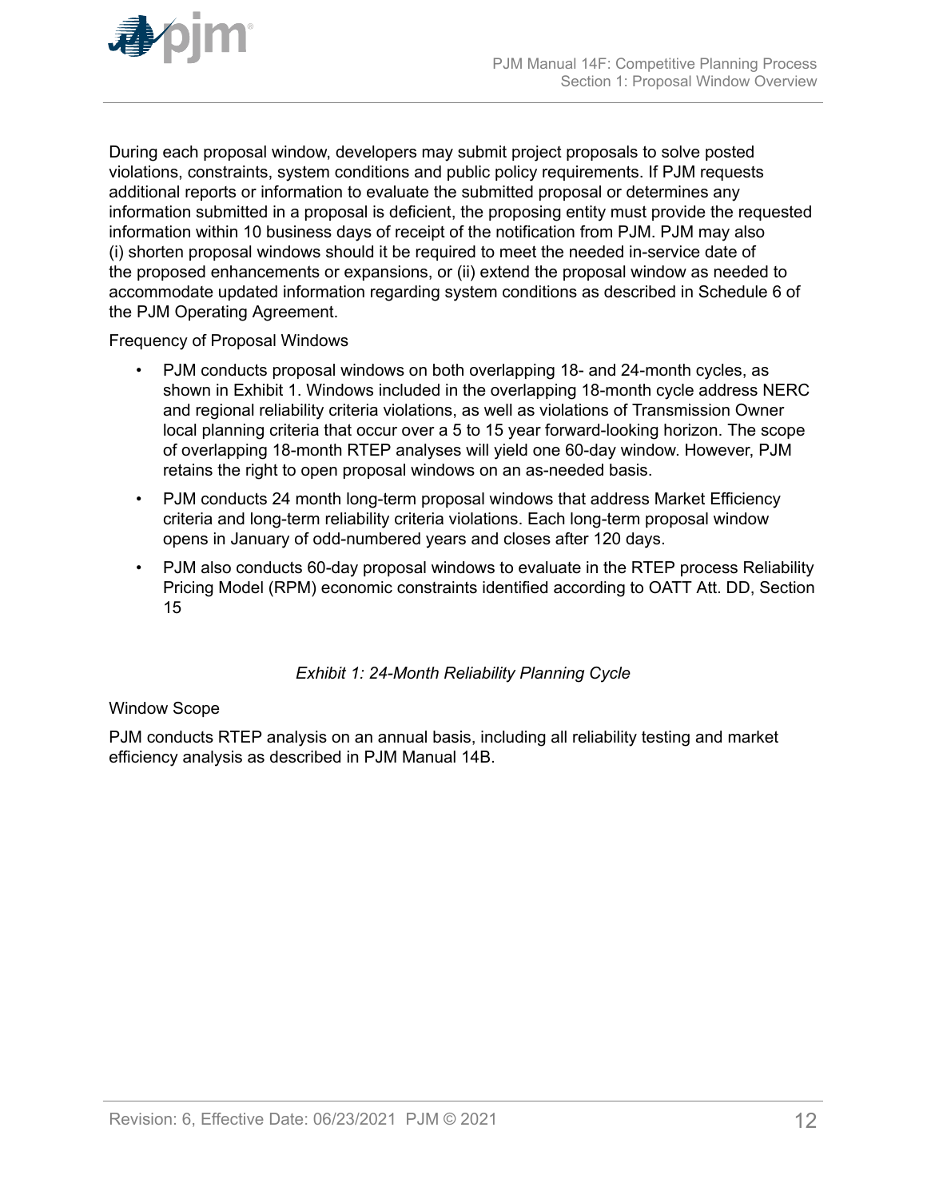During each proposal window, developers may submit project proposals to solve posted violations, constraints, system conditions and public policy requirements. If PJM requests additional reports or information to evaluate the submitted proposal or determines any information submitted in a proposal is deficient, the proposing entity must provide the requested information within 10 business days of receipt of the notification from PJM. PJM may also (i) shorten proposal windows should it be required to meet the needed in-service date of the proposed enhancements or expansions, or (ii) extend the proposal window as needed to accommodate updated information regarding system conditions as described in Schedule 6 of the PJM Operating Agreement.

Frequency of Proposal Windows

- PJM conducts proposal windows on both overlapping 18- and 24-month cycles, as shown in Exhibit 1. Windows included in the overlapping 18-month cycle address NERC and regional reliability criteria violations, as well as violations of Transmission Owner local planning criteria that occur over a 5 to 15 year forward-looking horizon. The scope of overlapping 18-month RTEP analyses will yield one 60-day window. However, PJM retains the right to open proposal windows on an as-needed basis.
- PJM conducts 24 month long-term proposal windows that address Market Efficiency criteria and long-term reliability criteria violations. Each long-term proposal window opens in January of odd-numbered years and closes after 120 days.
- PJM also conducts 60-day proposal windows to evaluate in the RTEP process Reliability Pricing Model (RPM) economic constraints identified according to OATT Att. DD, Section 15

*Exhibit 1: 24-Month Reliability Planning Cycle*

Window Scope

PJM conducts RTEP analysis on an annual basis, including all reliability testing and market efficiency analysis as described in PJM Manual 14B.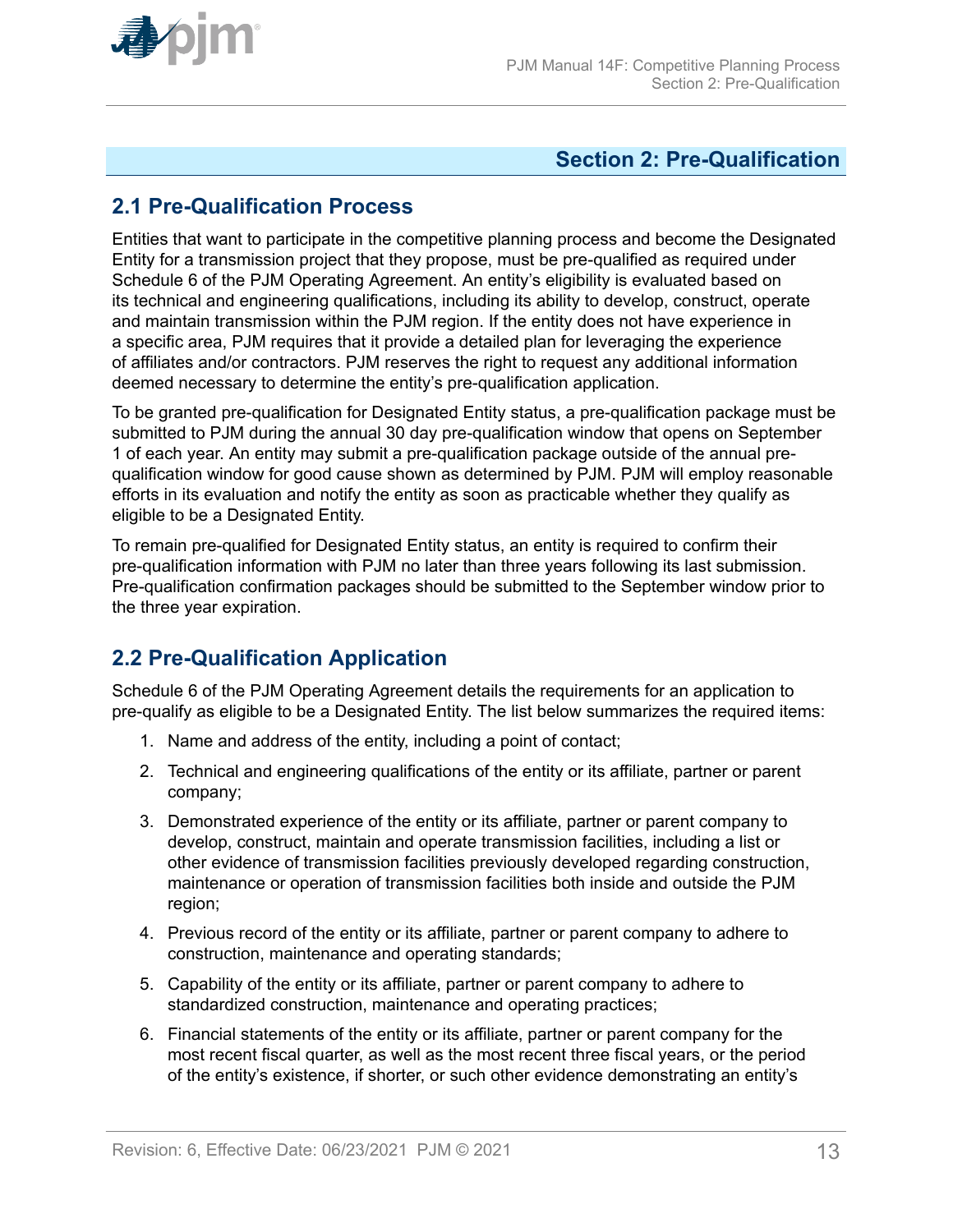## Section 2: Pre-Qualification

### 2.1 Pre-Qualification Process

Entities that want to participate in the competitive planning process and become the Designated Entity for a transmission project that they propose, must be pre-qualified as required under Schedule 6 of the PJM Operating Agreement. An entity's eligibility is evaluated based on its technical and engineering qualifications, including its ability to develop, construct, operate and maintain transmission within the PJM region. If the entity does not have experience in a specific area, PJM requires that it provide a detailed plan for leveraging the experience of affiliates and/or contractors. PJM reserves the right to request any additional information deemed necessary to determine the entity's pre-qualification application.

To be granted pre-qualification for Designated Entity status, a pre-qualification package must be submitted to PJM during the annual 30 day pre-qualification window that opens on September 1 of each year. An entity may submit a pre-qualification package outside of the annual pre-qualification window for good cause shown as determined by PJM. PJM will employ reasonable efforts in its evaluation and notify the entity as soon as practicable whether they qualify as eligible to be a Designated Entity.

To remain pre-qualified for Designated Entity status, an entity is required to confirm their pre-qualification information with PJM no later than three years following its last submission. Pre-qualification confirmation packages should be submitted to the September window prior to the three year expiration.

### 2.2 Pre-Qualification Application

Schedule 6 of the PJM Operating Agreement details the requirements for an application to pre-qualify as eligible to be a Designated Entity. The list below summarizes the required items:

1. Name and address of the entity, including a point of contact;
2. Technical and engineering qualifications of the entity or its affiliate, partner or parent company;
3. Demonstrated experience of the entity or its affiliate, partner or parent company to develop, construct, maintain and operate transmission facilities, including a list or other evidence of transmission facilities previously developed regarding construction, maintenance or operation of transmission facilities both inside and outside the PJM region;
4. Previous record of the entity or its affiliate, partner or parent company to adhere to construction, maintenance and operating standards;
5. Capability of the entity or its affiliate, partner or parent company to adhere to standardized construction, maintenance and operating practices;
6. Financial statements of the entity or its affiliate, partner or parent company for the most recent fiscal quarter, as well as the most recent three fiscal years, or the period of the entity's existence, if shorter, or such other evidence demonstrating an entity's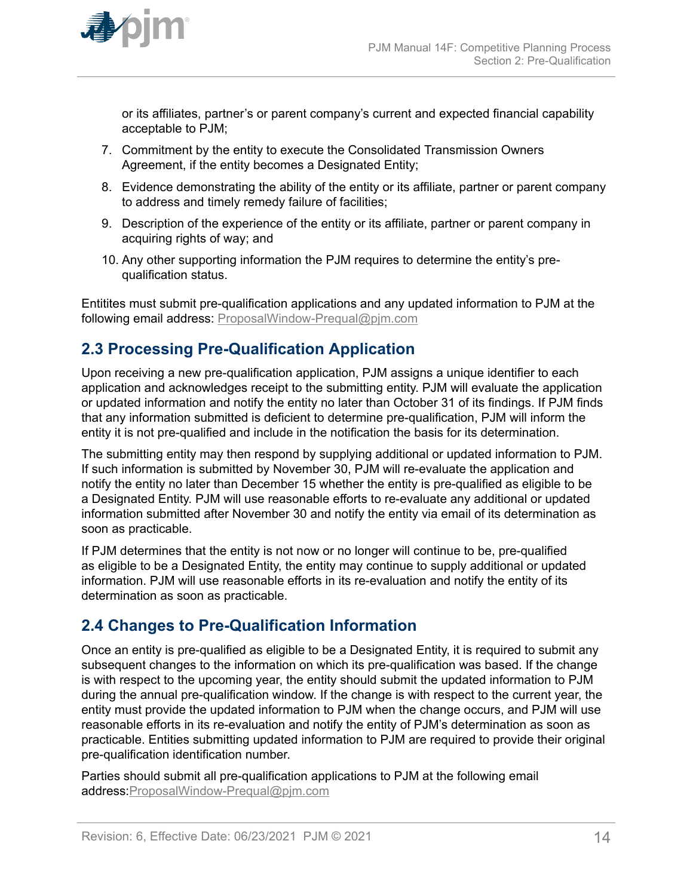or its affiliates, partner's or parent company's current and expected financial capability acceptable to PJM;

7. Commitment by the entity to execute the Consolidated Transmission Owners Agreement, if the entity becomes a Designated Entity;
8. Evidence demonstrating the ability of the entity or its affiliate, partner or parent company to address and timely remedy failure of facilities;
9. Description of the experience of the entity or its affiliate, partner or parent company in acquiring rights of way; and
10. Any other supporting information the PJM requires to determine the entity's pre-qualification status.

Entitites must submit pre-qualification applications and any updated information to PJM at the following email address: ProposalWindow-Prequal@pjm.com

## 2.3 Processing Pre-Qualification Application

Upon receiving a new pre-qualification application, PJM assigns a unique identifier to each application and acknowledges receipt to the submitting entity. PJM will evaluate the application or updated information and notify the entity no later than October 31 of its findings. If PJM finds that any information submitted is deficient to determine pre-qualification, PJM will inform the entity it is not pre-qualified and include in the notification the basis for its determination.

The submitting entity may then respond by supplying additional or updated information to PJM. If such information is submitted by November 30, PJM will re-evaluate the application and notify the entity no later than December 15 whether the entity is pre-qualified as eligible to be a Designated Entity. PJM will use reasonable efforts to re-evaluate any additional or updated information submitted after November 30 and notify the entity via email of its determination as soon as practicable.

If PJM determines that the entity is not now or no longer will continue to be, pre-qualified as eligible to be a Designated Entity, the entity may continue to supply additional or updated information. PJM will use reasonable efforts in its re-evaluation and notify the entity of its determination as soon as practicable.

## 2.4 Changes to Pre-Qualification Information

Once an entity is pre-qualified as eligible to be a Designated Entity, it is required to submit any subsequent changes to the information on which its pre-qualification was based. If the change is with respect to the upcoming year, the entity should submit the updated information to PJM during the annual pre-qualification window. If the change is with respect to the current year, the entity must provide the updated information to PJM when the change occurs, and PJM will use reasonable efforts in its re-evaluation and notify the entity of PJM's determination as soon as practicable. Entities submitting updated information to PJM are required to provide their original pre-qualification identification number.

Parties should submit all pre-qualification applications to PJM at the following email address:ProposalWindow-Prequal@pjm.com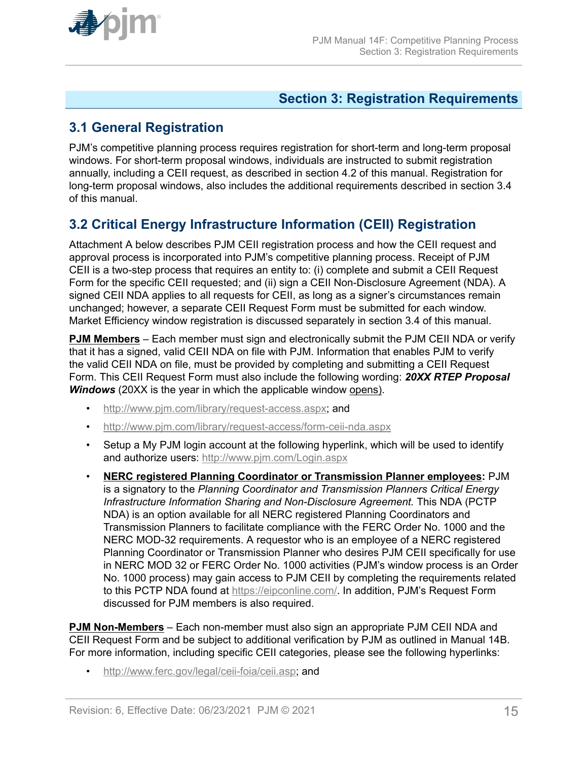# Section 3: Registration Requirements

## 3.1 General Registration

PJM's competitive planning process requires registration for short-term and long-term proposal windows. For short-term proposal windows, individuals are instructed to submit registration annually, including a CEII request, as described in section 4.2 of this manual. Registration for long-term proposal windows, also includes the additional requirements described in section 3.4 of this manual.

## 3.2 Critical Energy Infrastructure Information (CEII) Registration

Attachment A below describes PJM CEII registration process and how the CEII request and approval process is incorporated into PJM's competitive planning process. Receipt of PJM CEII is a two-step process that requires an entity to: (i) complete and submit a CEII Request Form for the specific CEII requested; and (ii) sign a CEII Non-Disclosure Agreement (NDA). A signed CEII NDA applies to all requests for CEII, as long as a signer's circumstances remain unchanged; however, a separate CEII Request Form must be submitted for each window. Market Efficiency window registration is discussed separately in section 3.4 of this manual.

**PJM Members** – Each member must sign and electronically submit the PJM CEII NDA or verify that it has a signed, valid CEII NDA on file with PJM. Information that enables PJM to verify the valid CEII NDA on file, must be provided by completing and submitting a CEII Request Form. This CEII Request Form must also include the following wording: ***20XX RTEP Proposal Windows*** (20XX is the year in which the applicable window opens).

- http://www.pjm.com/library/request-access.aspx; and
- http://www.pjm.com/library/request-access/form-ceii-nda.aspx
- Setup a My PJM login account at the following hyperlink, which will be used to identify and authorize users: http://www.pjm.com/Login.aspx
- **NERC registered Planning Coordinator or Transmission Planner employees:** PJM is a signatory to the *Planning Coordinator and Transmission Planners Critical Energy Infrastructure Information Sharing and Non-Disclosure Agreement.* This NDA (PCTP NDA) is an option available for all NERC registered Planning Coordinators and Transmission Planners to facilitate compliance with the FERC Order No. 1000 and the NERC MOD-32 requirements. A requestor who is an employee of a NERC registered Planning Coordinator or Transmission Planner who desires PJM CEII specifically for use in NERC MOD 32 or FERC Order No. 1000 activities (PJM's window process is an Order No. 1000 process) may gain access to PJM CEII by completing the requirements related to this PCTP NDA found at https://eipconline.com/. In addition, PJM's Request Form discussed for PJM members is also required.

**PJM Non-Members** – Each non-member must also sign an appropriate PJM CEII NDA and CEII Request Form and be subject to additional verification by PJM as outlined in Manual 14B. For more information, including specific CEII categories, please see the following hyperlinks:

- http://www.ferc.gov/legal/ceii-foia/ceii.asp; and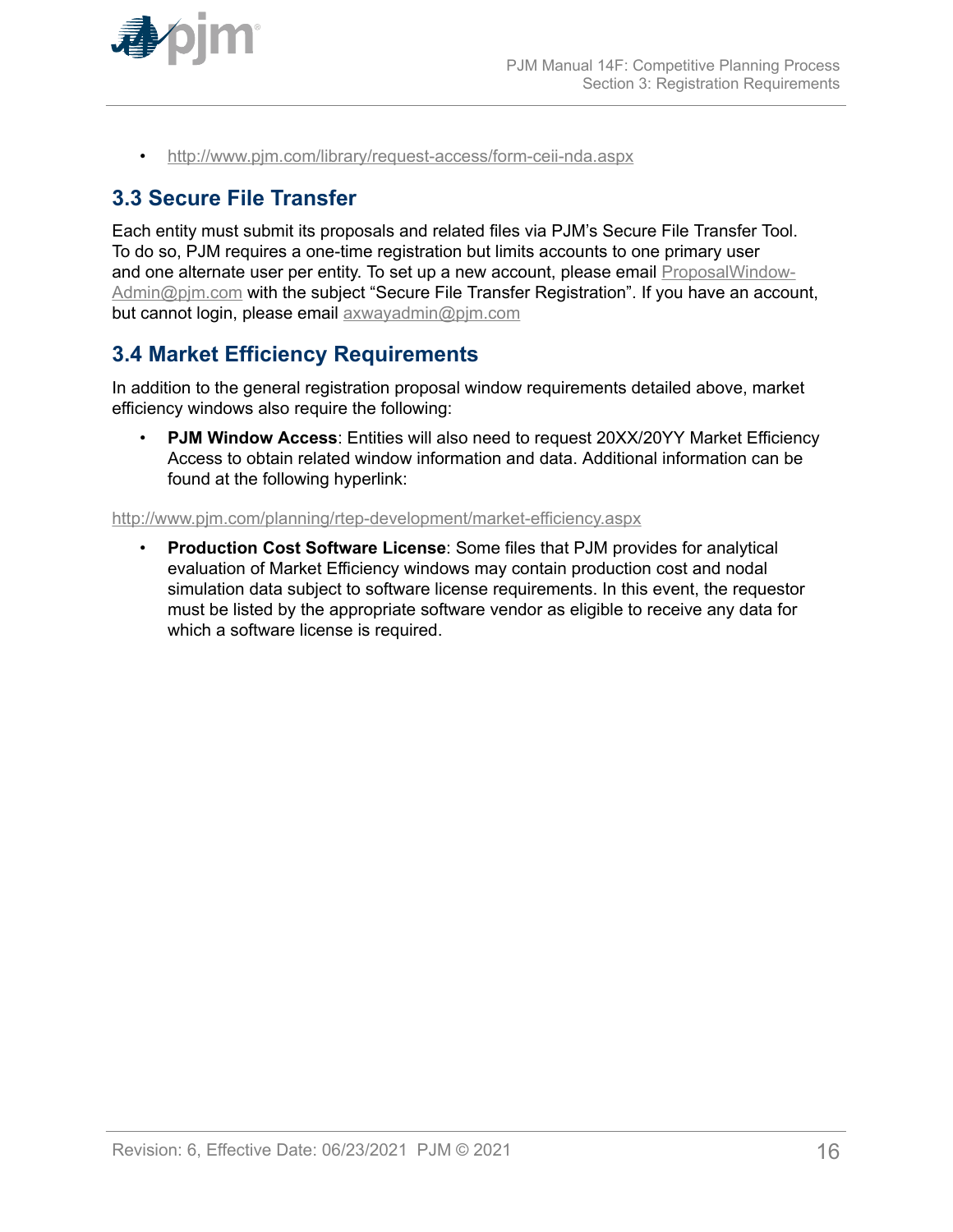- http://www.pjm.com/library/request-access/form-ceii-nda.aspx

## 3.3 Secure File Transfer

Each entity must submit its proposals and related files via PJM's Secure File Transfer Tool. To do so, PJM requires a one-time registration but limits accounts to one primary user and one alternate user per entity. To set up a new account, please email ProposalWindow-Admin@pjm.com with the subject "Secure File Transfer Registration". If you have an account, but cannot login, please email axwayadmin@pjm.com

## 3.4 Market Efficiency Requirements

In addition to the general registration proposal window requirements detailed above, market efficiency windows also require the following:

- **PJM Window Access**: Entities will also need to request 20XX/20YY Market Efficiency Access to obtain related window information and data. Additional information can be found at the following hyperlink:

http://www.pjm.com/planning/rtep-development/market-efficiency.aspx

- **Production Cost Software License**: Some files that PJM provides for analytical evaluation of Market Efficiency windows may contain production cost and nodal simulation data subject to software license requirements. In this event, the requestor must be listed by the appropriate software vendor as eligible to receive any data for which a software license is required.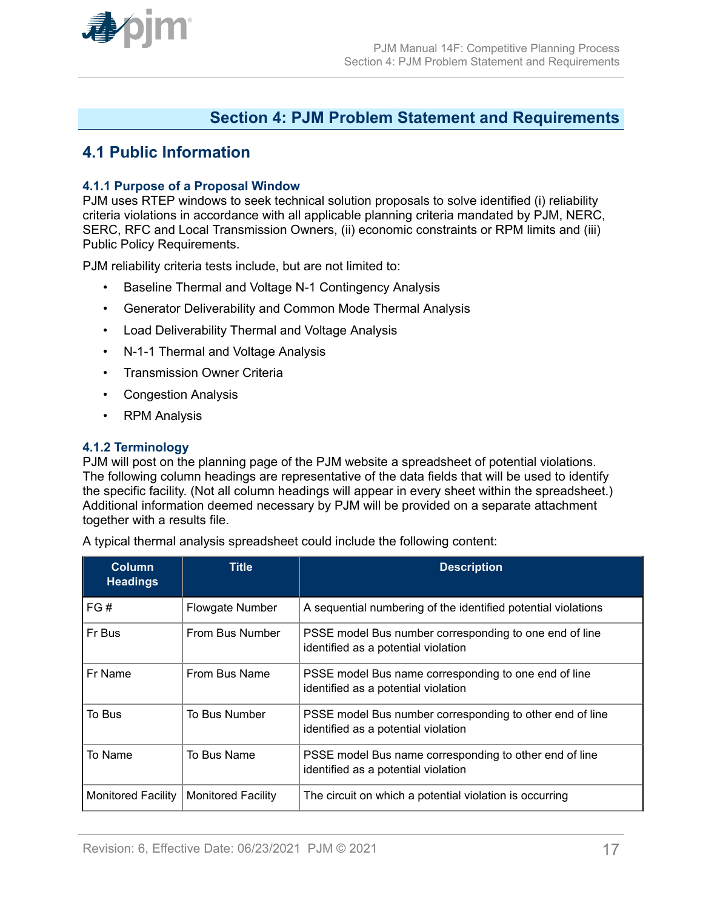# Section 4: PJM Problem Statement and Requirements

## 4.1 Public Information

### 4.1.1 Purpose of a Proposal Window

PJM uses RTEP windows to seek technical solution proposals to solve identified (i) reliability criteria violations in accordance with all applicable planning criteria mandated by PJM, NERC, SERC, RFC and Local Transmission Owners, (ii) economic constraints or RPM limits and (iii) Public Policy Requirements.

PJM reliability criteria tests include, but are not limited to:

- Baseline Thermal and Voltage N-1 Contingency Analysis
- Generator Deliverability and Common Mode Thermal Analysis
- Load Deliverability Thermal and Voltage Analysis
- N-1-1 Thermal and Voltage Analysis
- Transmission Owner Criteria
- Congestion Analysis
- RPM Analysis

### 4.1.2 Terminology

PJM will post on the planning page of the PJM website a spreadsheet of potential violations. The following column headings are representative of the data fields that will be used to identify the specific facility. (Not all column headings will appear in every sheet within the spreadsheet.) Additional information deemed necessary by PJM will be provided on a separate attachment together with a results file.

A typical thermal analysis spreadsheet could include the following content:

| Column Headings | Title | Description |
|---|---|---|
| FG # | Flowgate Number | A sequential numbering of the identified potential violations |
| Fr Bus | From Bus Number | PSSE model Bus number corresponding to one end of line identified as a potential violation |
| Fr Name | From Bus Name | PSSE model Bus name corresponding to one end of line identified as a potential violation |
| To Bus | To Bus Number | PSSE model Bus number corresponding to other end of line identified as a potential violation |
| To Name | To Bus Name | PSSE model Bus name corresponding to other end of line identified as a potential violation |
| Monitored Facility | Monitored Facility | The circuit on which a potential violation is occurring |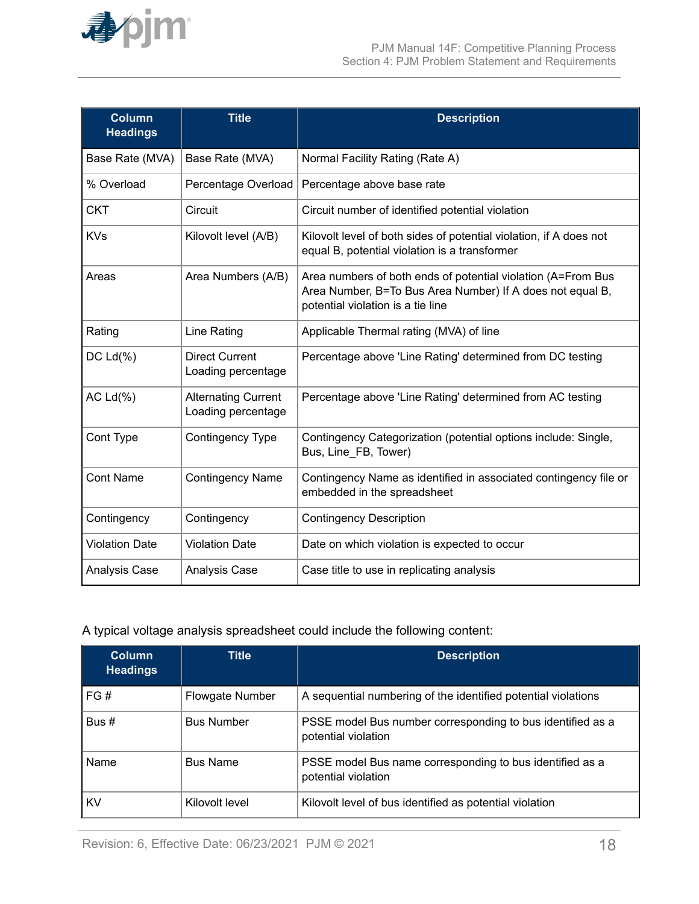| Column Headings | Title | Description |
|---|---|---|
| Base Rate (MVA) | Base Rate (MVA) | Normal Facility Rating (Rate A) |
| % Overload | Percentage Overload | Percentage above base rate |
| CKT | Circuit | Circuit number of identified potential violation |
| KVs | Kilovolt level (A/B) | Kilovolt level of both sides of potential violation, if A does not equal B, potential violation is a transformer |
| Areas | Area Numbers (A/B) | Area numbers of both ends of potential violation (A=From Bus Area Number, B=To Bus Area Number) If A does not equal B, potential violation is a tie line |
| Rating | Line Rating | Applicable Thermal rating (MVA) of line |
| DC Ld(%) | Direct Current Loading percentage | Percentage above 'Line Rating' determined from DC testing |
| AC Ld(%) | Alternating Current Loading percentage | Percentage above 'Line Rating' determined from AC testing |
| Cont Type | Contingency Type | Contingency Categorization (potential options include: Single, Bus, Line_FB, Tower) |
| Cont Name | Contingency Name | Contingency Name as identified in associated contingency file or embedded in the spreadsheet |
| Contingency | Contingency | Contingency Description |
| Violation Date | Violation Date | Date on which violation is expected to occur |
| Analysis Case | Analysis Case | Case title to use in replicating analysis |

A typical voltage analysis spreadsheet could include the following content:

| Column Headings | Title | Description |
|---|---|---|
| FG # | Flowgate Number | A sequential numbering of the identified potential violations |
| Bus # | Bus Number | PSSE model Bus number corresponding to bus identified as a potential violation |
| Name | Bus Name | PSSE model Bus name corresponding to bus identified as a potential violation |
| KV | Kilovolt level | Kilovolt level of bus identified as potential violation |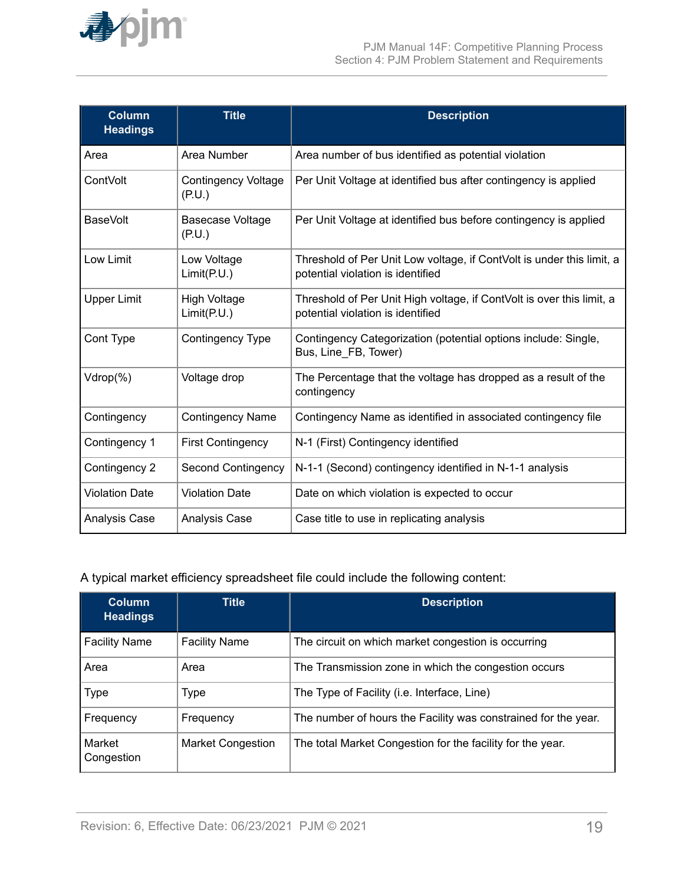| Column Headings | Title | Description |
|---|---|---|
| Area | Area Number | Area number of bus identified as potential violation |
| ContVolt | Contingency Voltage (P.U.) | Per Unit Voltage at identified bus after contingency is applied |
| BaseVolt | Basecase Voltage (P.U.) | Per Unit Voltage at identified bus before contingency is applied |
| Low Limit | Low Voltage Limit(P.U.) | Threshold of Per Unit Low voltage, if ContVolt is under this limit, a potential violation is identified |
| Upper Limit | High Voltage Limit(P.U.) | Threshold of Per Unit High voltage, if ContVolt is over this limit, a potential violation is identified |
| Cont Type | Contingency Type | Contingency Categorization (potential options include: Single, Bus, Line_FB, Tower) |
| Vdrop(%) | Voltage drop | The Percentage that the voltage has dropped as a result of the contingency |
| Contingency | Contingency Name | Contingency Name as identified in associated contingency file |
| Contingency 1 | First Contingency | N-1 (First) Contingency identified |
| Contingency 2 | Second Contingency | N-1-1 (Second) contingency identified in N-1-1 analysis |
| Violation Date | Violation Date | Date on which violation is expected to occur |
| Analysis Case | Analysis Case | Case title to use in replicating analysis |

A typical market efficiency spreadsheet file could include the following content:

| Column Headings | Title | Description |
|---|---|---|
| Facility Name | Facility Name | The circuit on which market congestion is occurring |
| Area | Area | The Transmission zone in which the congestion occurs |
| Type | Type | The Type of Facility (i.e. Interface, Line) |
| Frequency | Frequency | The number of hours the Facility was constrained for the year. |
| Market Congestion | Market Congestion | The total Market Congestion for the facility for the year. |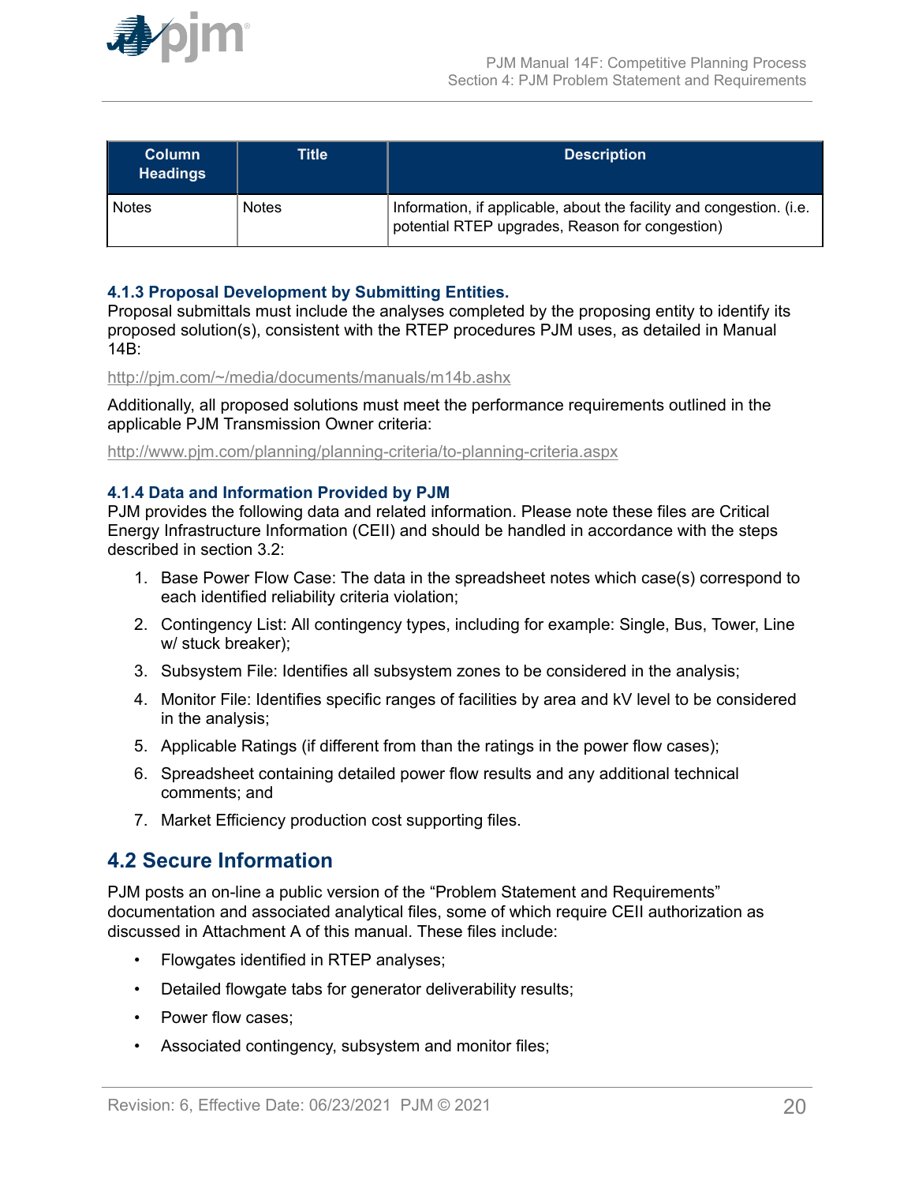| Column Headings | Title | Description |
| --- | --- | --- |
| Notes | Notes | Information, if applicable, about the facility and congestion. (i.e. potential RTEP upgrades, Reason for congestion) |

### 4.1.3 Proposal Development by Submitting Entities.

Proposal submittals must include the analyses completed by the proposing entity to identify its proposed solution(s), consistent with the RTEP procedures PJM uses, as detailed in Manual 14B:

http://pjm.com/~/media/documents/manuals/m14b.ashx

Additionally, all proposed solutions must meet the performance requirements outlined in the applicable PJM Transmission Owner criteria:

http://www.pjm.com/planning/planning-criteria/to-planning-criteria.aspx

### 4.1.4 Data and Information Provided by PJM

PJM provides the following data and related information. Please note these files are Critical Energy Infrastructure Information (CEII) and should be handled in accordance with the steps described in section 3.2:

1. Base Power Flow Case: The data in the spreadsheet notes which case(s) correspond to each identified reliability criteria violation;
2. Contingency List: All contingency types, including for example: Single, Bus, Tower, Line w/ stuck breaker);
3. Subsystem File: Identifies all subsystem zones to be considered in the analysis;
4. Monitor File: Identifies specific ranges of facilities by area and kV level to be considered in the analysis;
5. Applicable Ratings (if different from than the ratings in the power flow cases);
6. Spreadsheet containing detailed power flow results and any additional technical comments; and
7. Market Efficiency production cost supporting files.

## 4.2 Secure Information

PJM posts an on-line a public version of the "Problem Statement and Requirements" documentation and associated analytical files, some of which require CEII authorization as discussed in Attachment A of this manual. These files include:

- Flowgates identified in RTEP analyses;
- Detailed flowgate tabs for generator deliverability results;
- Power flow cases;
- Associated contingency, subsystem and monitor files;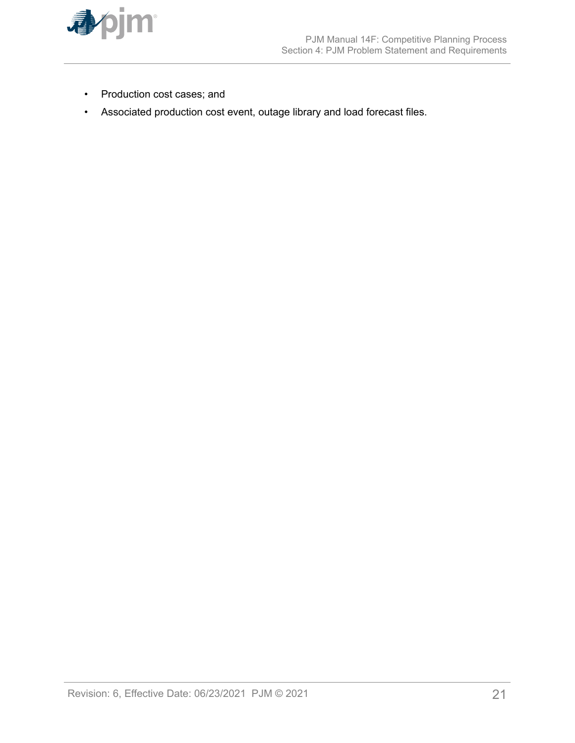- Production cost cases; and
- Associated production cost event, outage library and load forecast files.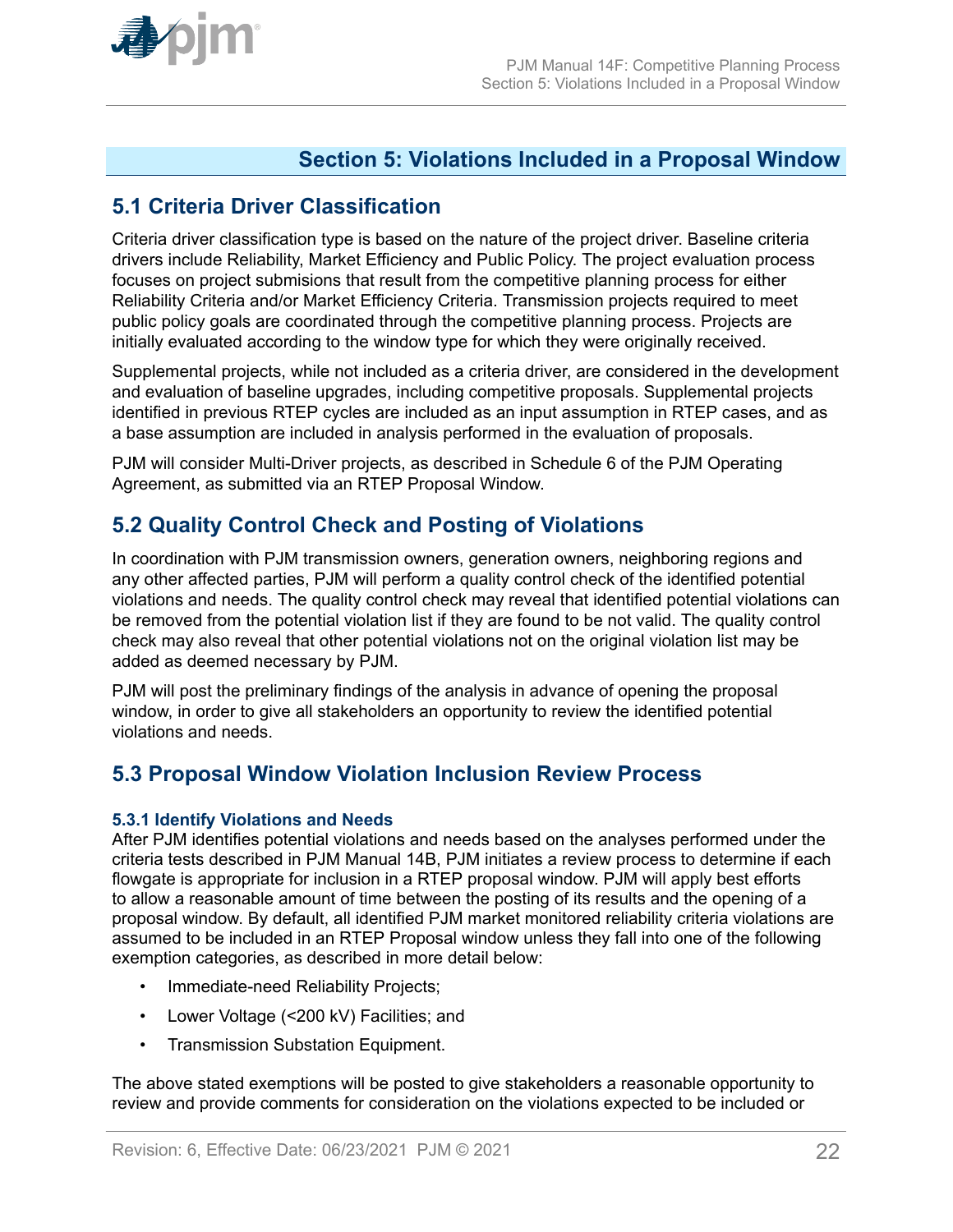# Section 5: Violations Included in a Proposal Window

## 5.1 Criteria Driver Classification

Criteria driver classification type is based on the nature of the project driver. Baseline criteria drivers include Reliability, Market Efficiency and Public Policy. The project evaluation process focuses on project submisions that result from the competitive planning process for either Reliability Criteria and/or Market Efficiency Criteria. Transmission projects required to meet public policy goals are coordinated through the competitive planning process. Projects are initially evaluated according to the window type for which they were originally received.

Supplemental projects, while not included as a criteria driver, are considered in the development and evaluation of baseline upgrades, including competitive proposals. Supplemental projects identified in previous RTEP cycles are included as an input assumption in RTEP cases, and as a base assumption are included in analysis performed in the evaluation of proposals.

PJM will consider Multi-Driver projects, as described in Schedule 6 of the PJM Operating Agreement, as submitted via an RTEP Proposal Window.

## 5.2 Quality Control Check and Posting of Violations

In coordination with PJM transmission owners, generation owners, neighboring regions and any other affected parties, PJM will perform a quality control check of the identified potential violations and needs. The quality control check may reveal that identified potential violations can be removed from the potential violation list if they are found to be not valid. The quality control check may also reveal that other potential violations not on the original violation list may be added as deemed necessary by PJM.

PJM will post the preliminary findings of the analysis in advance of opening the proposal window, in order to give all stakeholders an opportunity to review the identified potential violations and needs.

## 5.3 Proposal Window Violation Inclusion Review Process

### 5.3.1 Identify Violations and Needs

After PJM identifies potential violations and needs based on the analyses performed under the criteria tests described in PJM Manual 14B, PJM initiates a review process to determine if each flowgate is appropriate for inclusion in a RTEP proposal window. PJM will apply best efforts to allow a reasonable amount of time between the posting of its results and the opening of a proposal window. By default, all identified PJM market monitored reliability criteria violations are assumed to be included in an RTEP Proposal window unless they fall into one of the following exemption categories, as described in more detail below:

- Immediate-need Reliability Projects;
- Lower Voltage (<200 kV) Facilities; and
- Transmission Substation Equipment.

The above stated exemptions will be posted to give stakeholders a reasonable opportunity to review and provide comments for consideration on the violations expected to be included or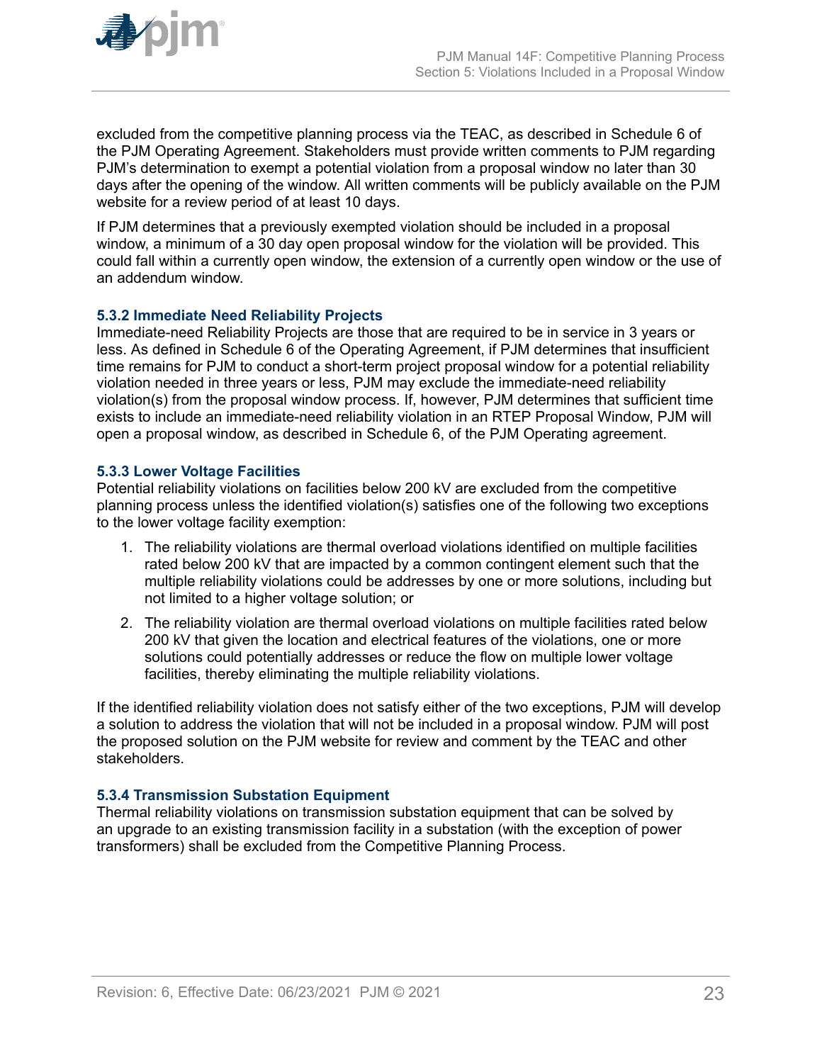excluded from the competitive planning process via the TEAC, as described in Schedule 6 of the PJM Operating Agreement. Stakeholders must provide written comments to PJM regarding PJM's determination to exempt a potential violation from a proposal window no later than 30 days after the opening of the window. All written comments will be publicly available on the PJM website for a review period of at least 10 days.

If PJM determines that a previously exempted violation should be included in a proposal window, a minimum of a 30 day open proposal window for the violation will be provided. This could fall within a currently open window, the extension of a currently open window or the use of an addendum window.

### 5.3.2 Immediate Need Reliability Projects

Immediate-need Reliability Projects are those that are required to be in service in 3 years or less. As defined in Schedule 6 of the Operating Agreement, if PJM determines that insufficient time remains for PJM to conduct a short-term project proposal window for a potential reliability violation needed in three years or less, PJM may exclude the immediate-need reliability violation(s) from the proposal window process. If, however, PJM determines that sufficient time exists to include an immediate-need reliability violation in an RTEP Proposal Window, PJM will open a proposal window, as described in Schedule 6, of the PJM Operating agreement.

### 5.3.3 Lower Voltage Facilities

Potential reliability violations on facilities below 200 kV are excluded from the competitive planning process unless the identified violation(s) satisfies one of the following two exceptions to the lower voltage facility exemption:

1. The reliability violations are thermal overload violations identified on multiple facilities rated below 200 kV that are impacted by a common contingent element such that the multiple reliability violations could be addresses by one or more solutions, including but not limited to a higher voltage solution; or
2. The reliability violation are thermal overload violations on multiple facilities rated below 200 kV that given the location and electrical features of the violations, one or more solutions could potentially addresses or reduce the flow on multiple lower voltage facilities, thereby eliminating the multiple reliability violations.

If the identified reliability violation does not satisfy either of the two exceptions, PJM will develop a solution to address the violation that will not be included in a proposal window. PJM will post the proposed solution on the PJM website for review and comment by the TEAC and other stakeholders.

### 5.3.4 Transmission Substation Equipment

Thermal reliability violations on transmission substation equipment that can be solved by an upgrade to an existing transmission facility in a substation (with the exception of power transformers) shall be excluded from the Competitive Planning Process.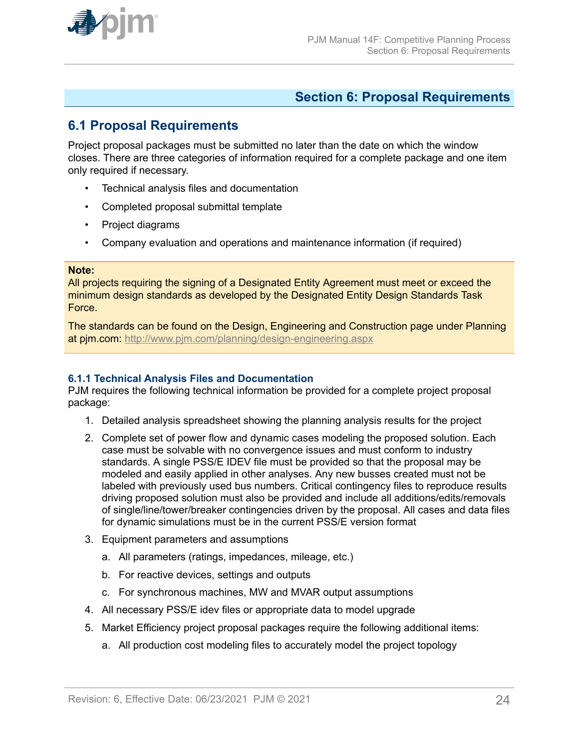# Section 6: Proposal Requirements

## 6.1 Proposal Requirements

Project proposal packages must be submitted no later than the date on which the window closes. There are three categories of information required for a complete package and one item only required if necessary.

- Technical analysis files and documentation
- Completed proposal submittal template
- Project diagrams
- Company evaluation and operations and maintenance information (if required)

> **Note:**
> All projects requiring the signing of a Designated Entity Agreement must meet or exceed the minimum design standards as developed by the Designated Entity Design Standards Task Force.
>
> The standards can be found on the Design, Engineering and Construction page under Planning at pjm.com: http://www.pjm.com/planning/design-engineering.aspx

### 6.1.1 Technical Analysis Files and Documentation

PJM requires the following technical information be provided for a complete project proposal package:

1. Detailed analysis spreadsheet showing the planning analysis results for the project
2. Complete set of power flow and dynamic cases modeling the proposed solution. Each case must be solvable with no convergence issues and must conform to industry standards. A single PSS/E IDEV file must be provided so that the proposal may be modeled and easily applied in other analyses. Any new busses created must not be labeled with previously used bus numbers. Critical contingency files to reproduce results driving proposed solution must also be provided and include all additions/edits/removals of single/line/tower/breaker contingencies driven by the proposal. All cases and data files for dynamic simulations must be in the current PSS/E version format
3. Equipment parameters and assumptions
   a. All parameters (ratings, impedances, mileage, etc.)
   b. For reactive devices, settings and outputs
   c. For synchronous machines, MW and MVAR output assumptions
4. All necessary PSS/E idev files or appropriate data to model upgrade
5. Market Efficiency project proposal packages require the following additional items:
   a. All production cost modeling files to accurately model the project topology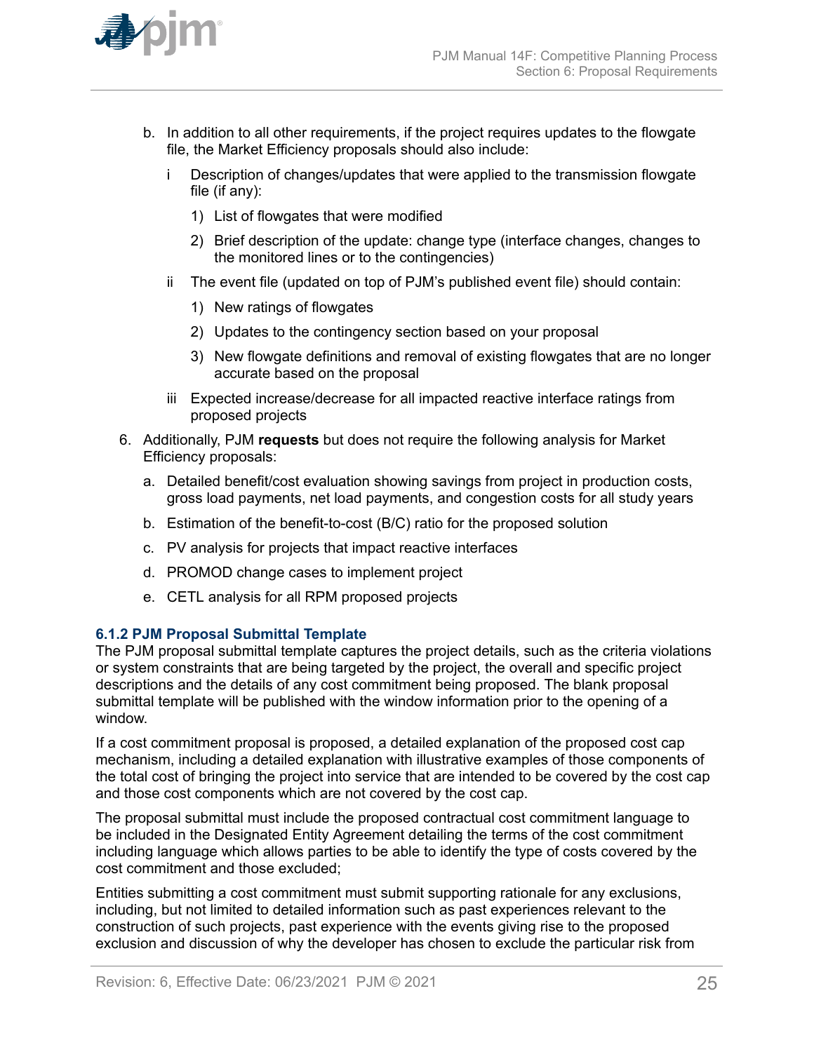b. In addition to all other requirements, if the project requires updates to the flowgate file, the Market Efficiency proposals should also include:

   i Description of changes/updates that were applied to the transmission flowgate file (if any):

      1) List of flowgates that were modified

      2) Brief description of the update: change type (interface changes, changes to the monitored lines or to the contingencies)

   ii The event file (updated on top of PJM's published event file) should contain:

      1) New ratings of flowgates

      2) Updates to the contingency section based on your proposal

      3) New flowgate definitions and removal of existing flowgates that are no longer accurate based on the proposal

   iii Expected increase/decrease for all impacted reactive interface ratings from proposed projects

6. Additionally, PJM **requests** but does not require the following analysis for Market Efficiency proposals:

   a. Detailed benefit/cost evaluation showing savings from project in production costs, gross load payments, net load payments, and congestion costs for all study years

   b. Estimation of the benefit-to-cost (B/C) ratio for the proposed solution

   c. PV analysis for projects that impact reactive interfaces

   d. PROMOD change cases to implement project

   e. CETL analysis for all RPM proposed projects

### 6.1.2 PJM Proposal Submittal Template

The PJM proposal submittal template captures the project details, such as the criteria violations or system constraints that are being targeted by the project, the overall and specific project descriptions and the details of any cost commitment being proposed. The blank proposal submittal template will be published with the window information prior to the opening of a window.

If a cost commitment proposal is proposed, a detailed explanation of the proposed cost cap mechanism, including a detailed explanation with illustrative examples of those components of the total cost of bringing the project into service that are intended to be covered by the cost cap and those cost components which are not covered by the cost cap.

The proposal submittal must include the proposed contractual cost commitment language to be included in the Designated Entity Agreement detailing the terms of the cost commitment including language which allows parties to be able to identify the type of costs covered by the cost commitment and those excluded;

Entities submitting a cost commitment must submit supporting rationale for any exclusions, including, but not limited to detailed information such as past experiences relevant to the construction of such projects, past experience with the events giving rise to the proposed exclusion and discussion of why the developer has chosen to exclude the particular risk from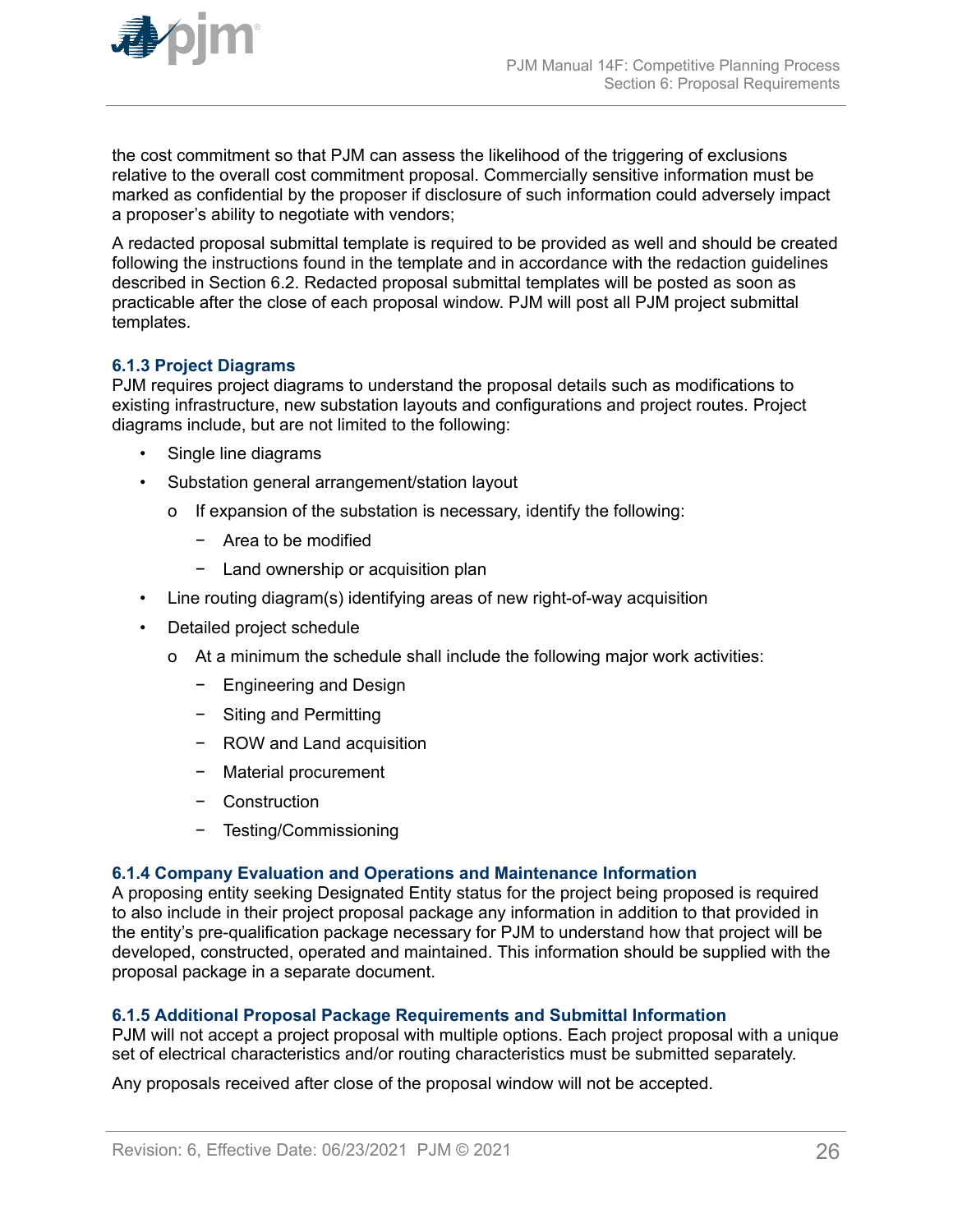the cost commitment so that PJM can assess the likelihood of the triggering of exclusions relative to the overall cost commitment proposal. Commercially sensitive information must be marked as confidential by the proposer if disclosure of such information could adversely impact a proposer's ability to negotiate with vendors;

A redacted proposal submittal template is required to be provided as well and should be created following the instructions found in the template and in accordance with the redaction guidelines described in Section 6.2. Redacted proposal submittal templates will be posted as soon as practicable after the close of each proposal window. PJM will post all PJM project submittal templates.

### 6.1.3 Project Diagrams

PJM requires project diagrams to understand the proposal details such as modifications to existing infrastructure, new substation layouts and configurations and project routes. Project diagrams include, but are not limited to the following:

- Single line diagrams
- Substation general arrangement/station layout
  - If expansion of the substation is necessary, identify the following:
    - Area to be modified
    - Land ownership or acquisition plan
- Line routing diagram(s) identifying areas of new right-of-way acquisition
- Detailed project schedule
  - At a minimum the schedule shall include the following major work activities:
    - Engineering and Design
    - Siting and Permitting
    - ROW and Land acquisition
    - Material procurement
    - Construction
    - Testing/Commissioning

### 6.1.4 Company Evaluation and Operations and Maintenance Information

A proposing entity seeking Designated Entity status for the project being proposed is required to also include in their project proposal package any information in addition to that provided in the entity's pre-qualification package necessary for PJM to understand how that project will be developed, constructed, operated and maintained. This information should be supplied with the proposal package in a separate document.

### 6.1.5 Additional Proposal Package Requirements and Submittal Information

PJM will not accept a project proposal with multiple options. Each project proposal with a unique set of electrical characteristics and/or routing characteristics must be submitted separately.

Any proposals received after close of the proposal window will not be accepted.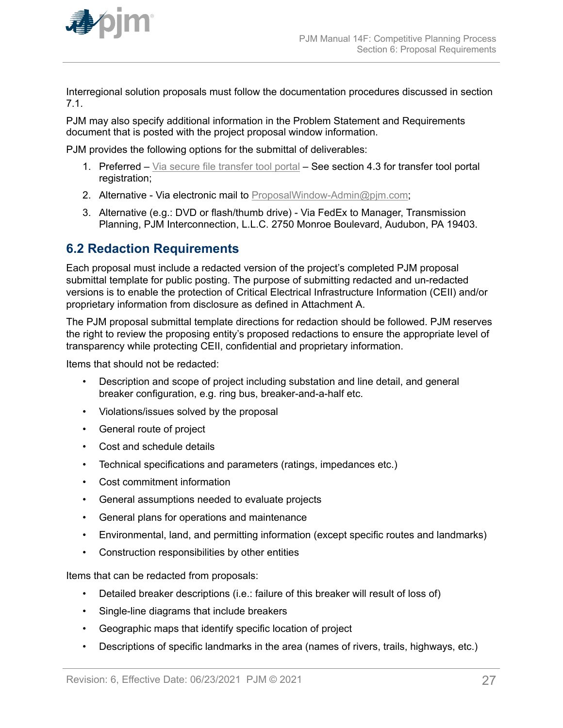Interregional solution proposals must follow the documentation procedures discussed in section 7.1.

PJM may also specify additional information in the Problem Statement and Requirements document that is posted with the project proposal window information.

PJM provides the following options for the submittal of deliverables:

1. Preferred – Via secure file transfer tool portal – See section 4.3 for transfer tool portal registration;
2. Alternative - Via electronic mail to ProposalWindow-Admin@pjm.com;
3. Alternative (e.g.: DVD or flash/thumb drive) - Via FedEx to Manager, Transmission Planning, PJM Interconnection, L.L.C. 2750 Monroe Boulevard, Audubon, PA 19403.

## 6.2 Redaction Requirements

Each proposal must include a redacted version of the project's completed PJM proposal submittal template for public posting. The purpose of submitting redacted and un-redacted versions is to enable the protection of Critical Electrical Infrastructure Information (CEII) and/or proprietary information from disclosure as defined in Attachment A.

The PJM proposal submittal template directions for redaction should be followed. PJM reserves the right to review the proposing entity's proposed redactions to ensure the appropriate level of transparency while protecting CEII, confidential and proprietary information.

Items that should not be redacted:

- Description and scope of project including substation and line detail, and general breaker configuration, e.g. ring bus, breaker-and-a-half etc.
- Violations/issues solved by the proposal
- General route of project
- Cost and schedule details
- Technical specifications and parameters (ratings, impedances etc.)
- Cost commitment information
- General assumptions needed to evaluate projects
- General plans for operations and maintenance
- Environmental, land, and permitting information (except specific routes and landmarks)
- Construction responsibilities by other entities

Items that can be redacted from proposals:

- Detailed breaker descriptions (i.e.: failure of this breaker will result of loss of)
- Single-line diagrams that include breakers
- Geographic maps that identify specific location of project
- Descriptions of specific landmarks in the area (names of rivers, trails, highways, etc.)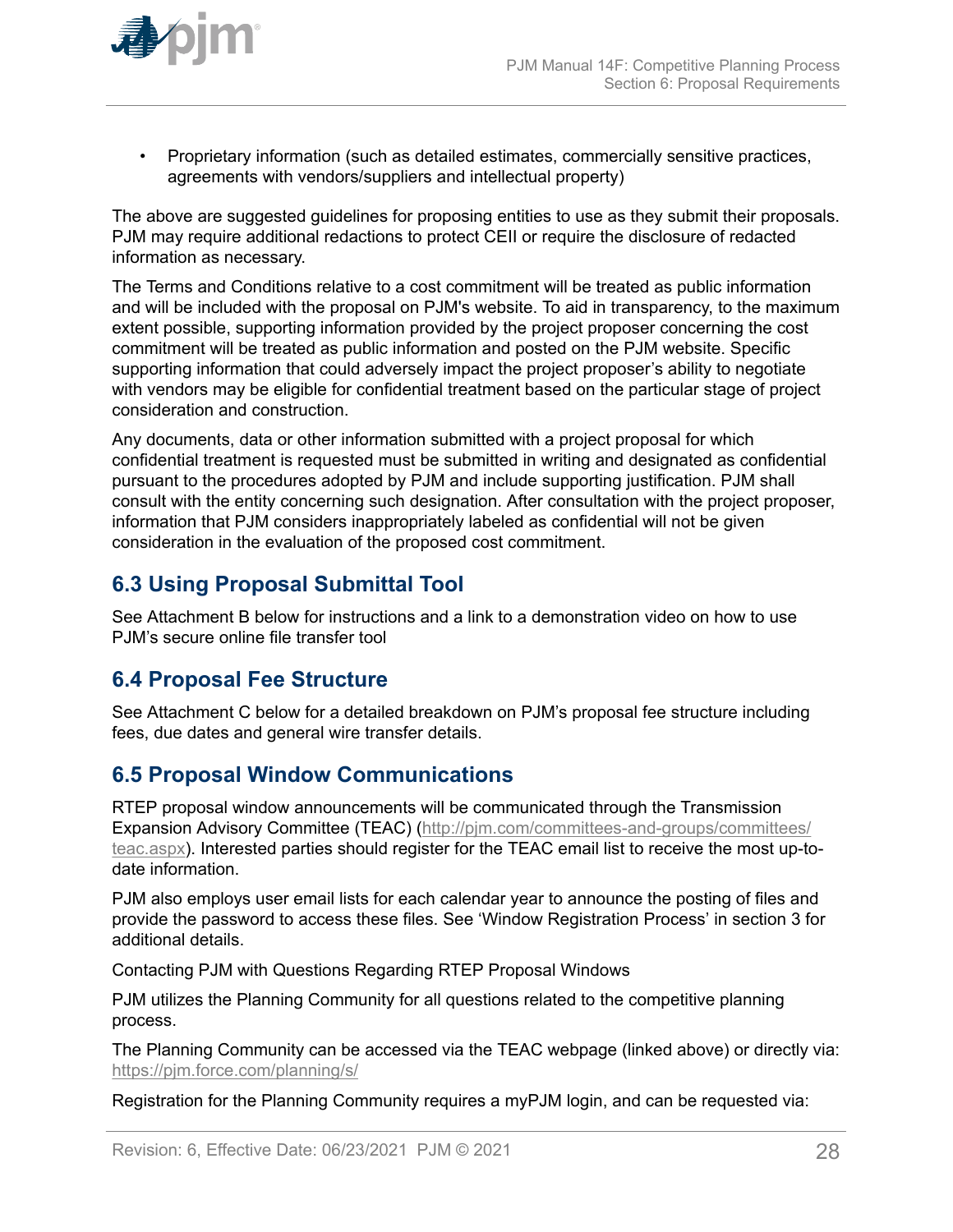- Proprietary information (such as detailed estimates, commercially sensitive practices, agreements with vendors/suppliers and intellectual property)

The above are suggested guidelines for proposing entities to use as they submit their proposals. PJM may require additional redactions to protect CEII or require the disclosure of redacted information as necessary.

The Terms and Conditions relative to a cost commitment will be treated as public information and will be included with the proposal on PJM's website. To aid in transparency, to the maximum extent possible, supporting information provided by the project proposer concerning the cost commitment will be treated as public information and posted on the PJM website. Specific supporting information that could adversely impact the project proposer's ability to negotiate with vendors may be eligible for confidential treatment based on the particular stage of project consideration and construction.

Any documents, data or other information submitted with a project proposal for which confidential treatment is requested must be submitted in writing and designated as confidential pursuant to the procedures adopted by PJM and include supporting justification. PJM shall consult with the entity concerning such designation. After consultation with the project proposer, information that PJM considers inappropriately labeled as confidential will not be given consideration in the evaluation of the proposed cost commitment.

## 6.3 Using Proposal Submittal Tool

See Attachment B below for instructions and a link to a demonstration video on how to use PJM's secure online file transfer tool

## 6.4 Proposal Fee Structure

See Attachment C below for a detailed breakdown on PJM's proposal fee structure including fees, due dates and general wire transfer details.

## 6.5 Proposal Window Communications

RTEP proposal window announcements will be communicated through the Transmission Expansion Advisory Committee (TEAC) (http://pjm.com/committees-and-groups/committees/teac.aspx). Interested parties should register for the TEAC email list to receive the most up-to-date information.

PJM also employs user email lists for each calendar year to announce the posting of files and provide the password to access these files. See 'Window Registration Process' in section 3 for additional details.

Contacting PJM with Questions Regarding RTEP Proposal Windows

PJM utilizes the Planning Community for all questions related to the competitive planning process.

The Planning Community can be accessed via the TEAC webpage (linked above) or directly via: https://pjm.force.com/planning/s/

Registration for the Planning Community requires a myPJM login, and can be requested via: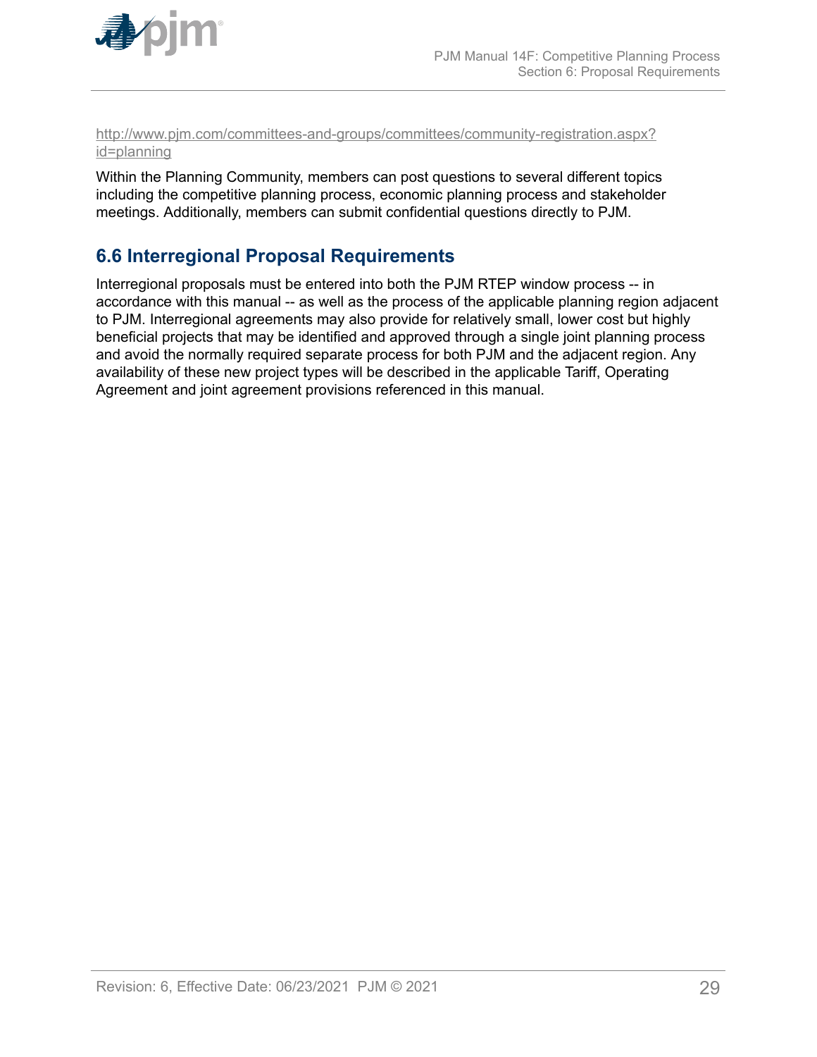http://www.pjm.com/committees-and-groups/committees/community-registration.aspx?id=planning

Within the Planning Community, members can post questions to several different topics including the competitive planning process, economic planning process and stakeholder meetings. Additionally, members can submit confidential questions directly to PJM.

## 6.6 Interregional Proposal Requirements

Interregional proposals must be entered into both the PJM RTEP window process -- in accordance with this manual -- as well as the process of the applicable planning region adjacent to PJM. Interregional agreements may also provide for relatively small, lower cost but highly beneficial projects that may be identified and approved through a single joint planning process and avoid the normally required separate process for both PJM and the adjacent region. Any availability of these new project types will be described in the applicable Tariff, Operating Agreement and joint agreement provisions referenced in this manual.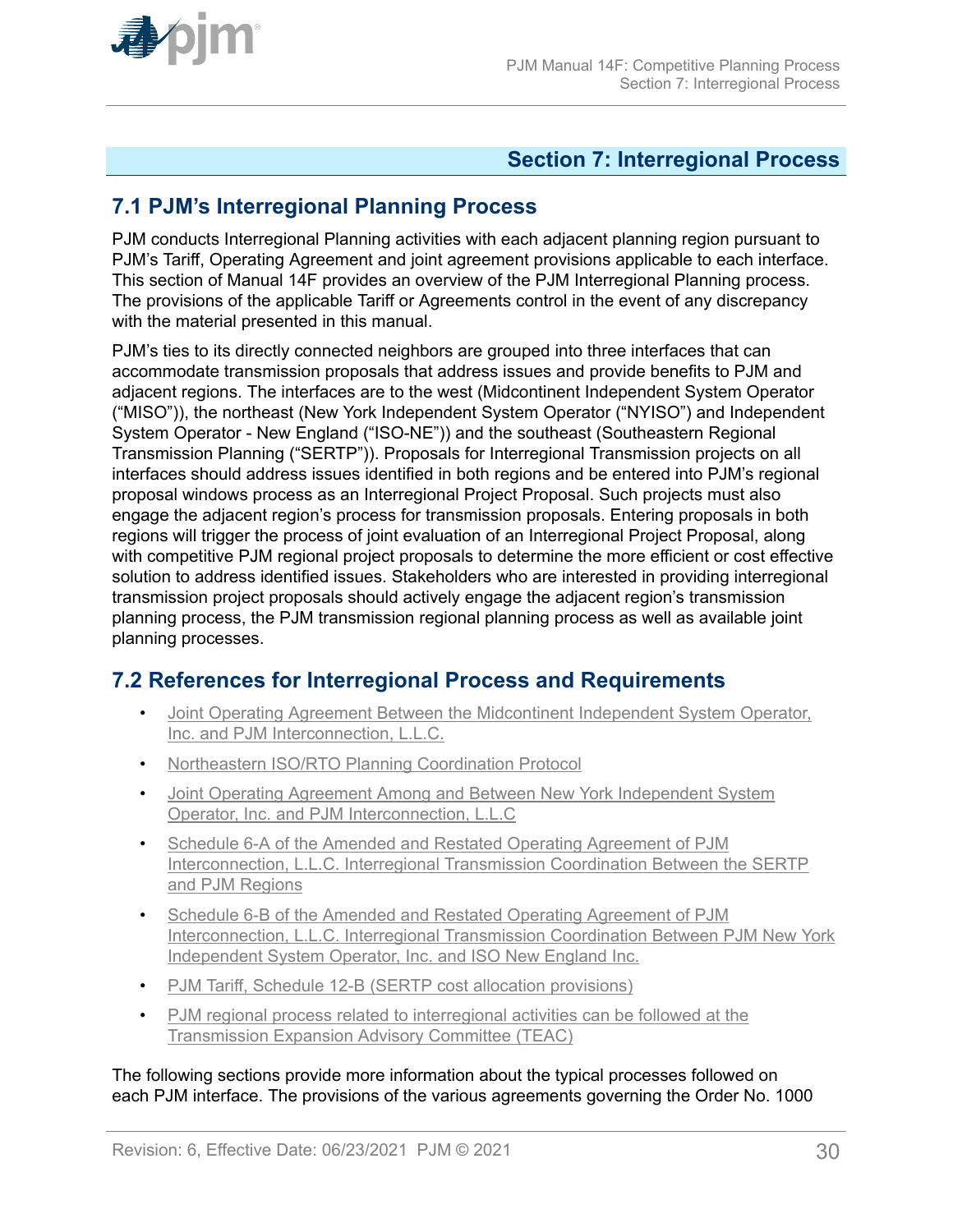## Section 7: Interregional Process

### 7.1 PJM's Interregional Planning Process

PJM conducts Interregional Planning activities with each adjacent planning region pursuant to PJM's Tariff, Operating Agreement and joint agreement provisions applicable to each interface. This section of Manual 14F provides an overview of the PJM Interregional Planning process. The provisions of the applicable Tariff or Agreements control in the event of any discrepancy with the material presented in this manual.

PJM's ties to its directly connected neighbors are grouped into three interfaces that can accommodate transmission proposals that address issues and provide benefits to PJM and adjacent regions. The interfaces are to the west (Midcontinent Independent System Operator ("MISO")), the northeast (New York Independent System Operator ("NYISO") and Independent System Operator - New England ("ISO-NE")) and the southeast (Southeastern Regional Transmission Planning ("SERTP")). Proposals for Interregional Transmission projects on all interfaces should address issues identified in both regions and be entered into PJM's regional proposal windows process as an Interregional Project Proposal. Such projects must also engage the adjacent region's process for transmission proposals. Entering proposals in both regions will trigger the process of joint evaluation of an Interregional Project Proposal, along with competitive PJM regional project proposals to determine the more efficient or cost effective solution to address identified issues. Stakeholders who are interested in providing interregional transmission project proposals should actively engage the adjacent region's transmission planning process, the PJM transmission regional planning process as well as available joint planning processes.

### 7.2 References for Interregional Process and Requirements

- Joint Operating Agreement Between the Midcontinent Independent System Operator, Inc. and PJM Interconnection, L.L.C.
- Northeastern ISO/RTO Planning Coordination Protocol
- Joint Operating Agreement Among and Between New York Independent System Operator, Inc. and PJM Interconnection, L.L.C
- Schedule 6-A of the Amended and Restated Operating Agreement of PJM Interconnection, L.L.C. Interregional Transmission Coordination Between the SERTP and PJM Regions
- Schedule 6-B of the Amended and Restated Operating Agreement of PJM Interconnection, L.L.C. Interregional Transmission Coordination Between PJM New York Independent System Operator, Inc. and ISO New England Inc.
- PJM Tariff, Schedule 12-B (SERTP cost allocation provisions)
- PJM regional process related to interregional activities can be followed at the Transmission Expansion Advisory Committee (TEAC)

The following sections provide more information about the typical processes followed on each PJM interface. The provisions of the various agreements governing the Order No. 1000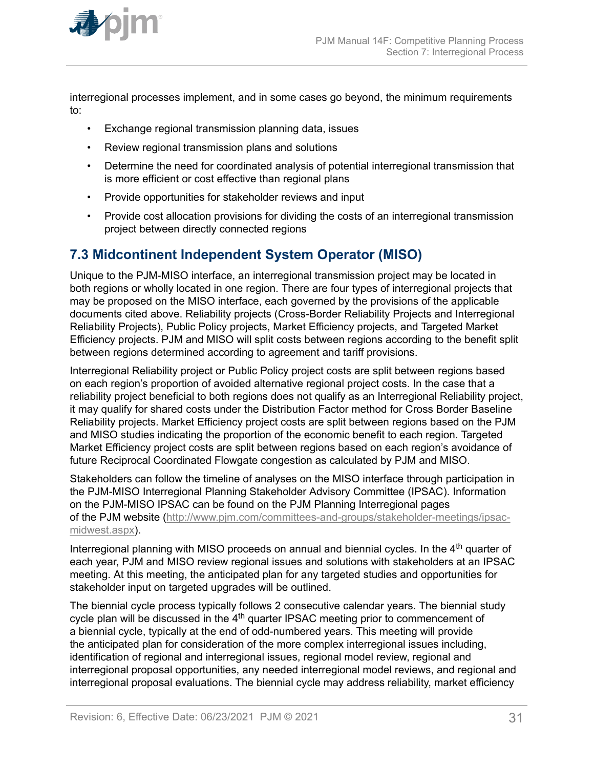interregional processes implement, and in some cases go beyond, the minimum requirements to:

- Exchange regional transmission planning data, issues
- Review regional transmission plans and solutions
- Determine the need for coordinated analysis of potential interregional transmission that is more efficient or cost effective than regional plans
- Provide opportunities for stakeholder reviews and input
- Provide cost allocation provisions for dividing the costs of an interregional transmission project between directly connected regions

## 7.3 Midcontinent Independent System Operator (MISO)

Unique to the PJM-MISO interface, an interregional transmission project may be located in both regions or wholly located in one region. There are four types of interregional projects that may be proposed on the MISO interface, each governed by the provisions of the applicable documents cited above. Reliability projects (Cross-Border Reliability Projects and Interregional Reliability Projects), Public Policy projects, Market Efficiency projects, and Targeted Market Efficiency projects. PJM and MISO will split costs between regions according to the benefit split between regions determined according to agreement and tariff provisions.

Interregional Reliability project or Public Policy project costs are split between regions based on each region's proportion of avoided alternative regional project costs. In the case that a reliability project beneficial to both regions does not qualify as an Interregional Reliability project, it may qualify for shared costs under the Distribution Factor method for Cross Border Baseline Reliability projects. Market Efficiency project costs are split between regions based on the PJM and MISO studies indicating the proportion of the economic benefit to each region. Targeted Market Efficiency project costs are split between regions based on each region's avoidance of future Reciprocal Coordinated Flowgate congestion as calculated by PJM and MISO.

Stakeholders can follow the timeline of analyses on the MISO interface through participation in the PJM-MISO Interregional Planning Stakeholder Advisory Committee (IPSAC). Information on the PJM-MISO IPSAC can be found on the PJM Planning Interregional pages of the PJM website (http://www.pjm.com/committees-and-groups/stakeholder-meetings/ipsac-midwest.aspx).

Interregional planning with MISO proceeds on annual and biennial cycles. In the 4th quarter of each year, PJM and MISO review regional issues and solutions with stakeholders at an IPSAC meeting. At this meeting, the anticipated plan for any targeted studies and opportunities for stakeholder input on targeted upgrades will be outlined.

The biennial cycle process typically follows 2 consecutive calendar years. The biennial study cycle plan will be discussed in the 4th quarter IPSAC meeting prior to commencement of a biennial cycle, typically at the end of odd-numbered years. This meeting will provide the anticipated plan for consideration of the more complex interregional issues including, identification of regional and interregional issues, regional model review, regional and interregional proposal opportunities, any needed interregional model reviews, and regional and interregional proposal evaluations. The biennial cycle may address reliability, market efficiency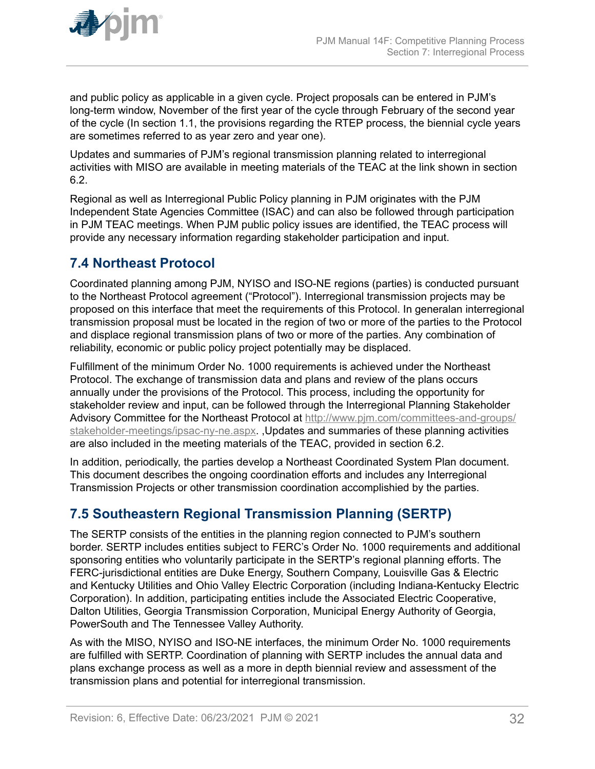and public policy as applicable in a given cycle. Project proposals can be entered in PJM's long-term window, November of the first year of the cycle through February of the second year of the cycle (In section 1.1, the provisions regarding the RTEP process, the biennial cycle years are sometimes referred to as year zero and year one).

Updates and summaries of PJM's regional transmission planning related to interregional activities with MISO are available in meeting materials of the TEAC at the link shown in section 6.2.

Regional as well as Interregional Public Policy planning in PJM originates with the PJM Independent State Agencies Committee (ISAC) and can also be followed through participation in PJM TEAC meetings. When PJM public policy issues are identified, the TEAC process will provide any necessary information regarding stakeholder participation and input.

## 7.4 Northeast Protocol

Coordinated planning among PJM, NYISO and ISO-NE regions (parties) is conducted pursuant to the Northeast Protocol agreement ("Protocol"). Interregional transmission projects may be proposed on this interface that meet the requirements of this Protocol. In generalan interregional transmission proposal must be located in the region of two or more of the parties to the Protocol and displace regional transmission plans of two or more of the parties. Any combination of reliability, economic or public policy project potentially may be displaced.

Fulfillment of the minimum Order No. 1000 requirements is achieved under the Northeast Protocol. The exchange of transmission data and plans and review of the plans occurs annually under the provisions of the Protocol. This process, including the opportunity for stakeholder review and input, can be followed through the Interregional Planning Stakeholder Advisory Committee for the Northeast Protocol at http://www.pjm.com/committees-and-groups/stakeholder-meetings/ipsac-ny-ne.aspx. ,Updates and summaries of these planning activities are also included in the meeting materials of the TEAC, provided in section 6.2.

In addition, periodically, the parties develop a Northeast Coordinated System Plan document. This document describes the ongoing coordination efforts and includes any Interregional Transmission Projects or other transmission coordination accomplishied by the parties.

## 7.5 Southeastern Regional Transmission Planning (SERTP)

The SERTP consists of the entities in the planning region connected to PJM's southern border. SERTP includes entities subject to FERC's Order No. 1000 requirements and additional sponsoring entities who voluntarily participate in the SERTP's regional planning efforts. The FERC-jurisdictional entities are Duke Energy, Southern Company, Louisville Gas & Electric and Kentucky Utilities and Ohio Valley Electric Corporation (including Indiana-Kentucky Electric Corporation). In addition, participating entities include the Associated Electric Cooperative, Dalton Utilities, Georgia Transmission Corporation, Municipal Energy Authority of Georgia, PowerSouth and The Tennessee Valley Authority.

As with the MISO, NYISO and ISO-NE interfaces, the minimum Order No. 1000 requirements are fulfilled with SERTP. Coordination of planning with SERTP includes the annual data and plans exchange process as well as a more in depth biennial review and assessment of the transmission plans and potential for interregional transmission.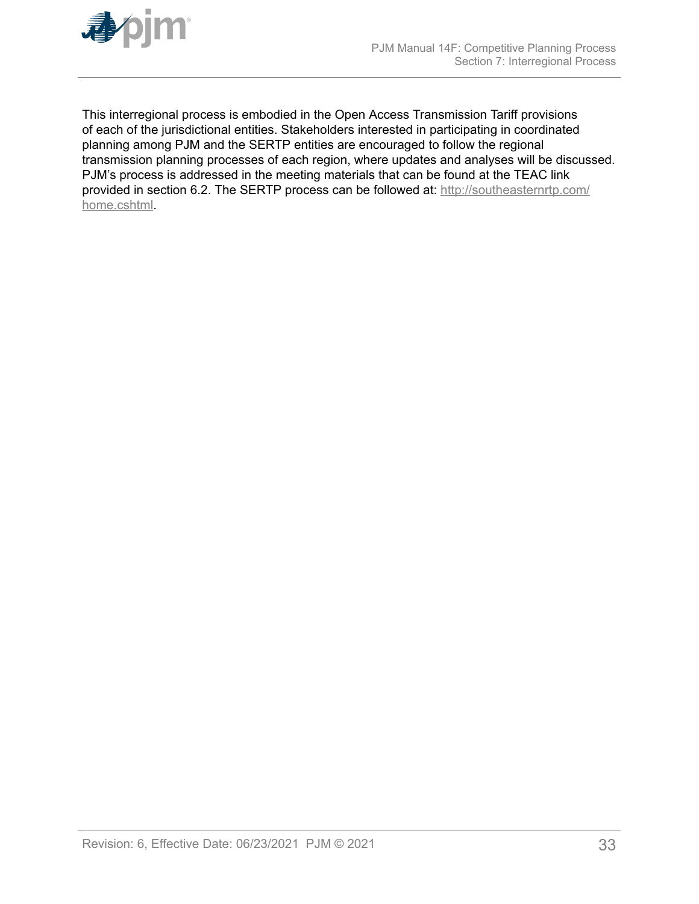This interregional process is embodied in the Open Access Transmission Tariff provisions of each of the jurisdictional entities. Stakeholders interested in participating in coordinated planning among PJM and the SERTP entities are encouraged to follow the regional transmission planning processes of each region, where updates and analyses will be discussed. PJM's process is addressed in the meeting materials that can be found at the TEAC link provided in section 6.2. The SERTP process can be followed at: [http://southeasternrtp.com/home.cshtml](http://southeasternrtp.com/home.cshtml).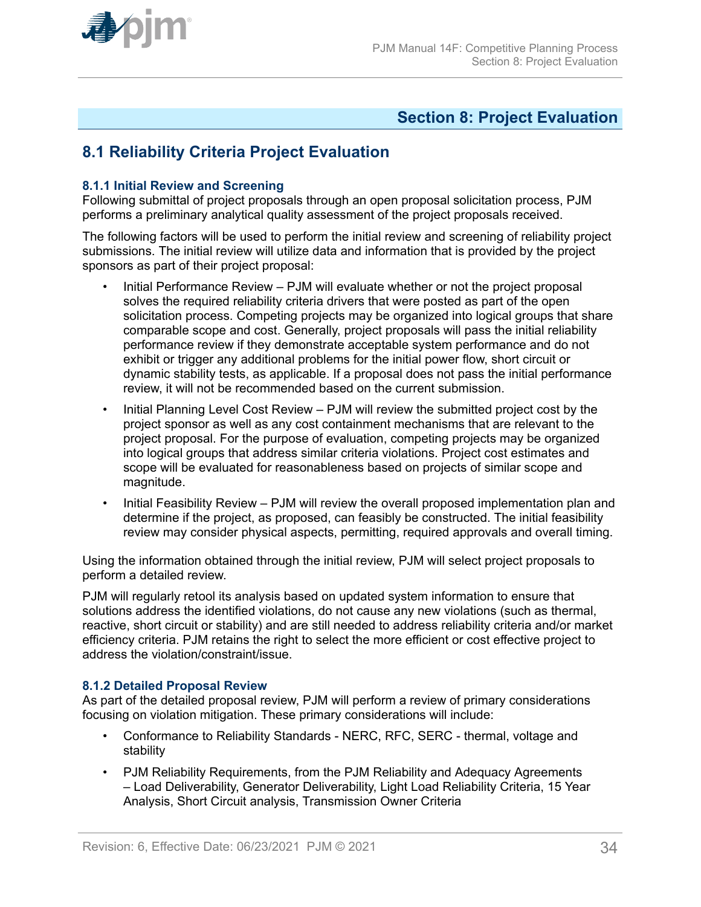# Section 8: Project Evaluation

## 8.1 Reliability Criteria Project Evaluation

### 8.1.1 Initial Review and Screening

Following submittal of project proposals through an open proposal solicitation process, PJM performs a preliminary analytical quality assessment of the project proposals received.

The following factors will be used to perform the initial review and screening of reliability project submissions. The initial review will utilize data and information that is provided by the project sponsors as part of their project proposal:

- Initial Performance Review – PJM will evaluate whether or not the project proposal solves the required reliability criteria drivers that were posted as part of the open solicitation process. Competing projects may be organized into logical groups that share comparable scope and cost. Generally, project proposals will pass the initial reliability performance review if they demonstrate acceptable system performance and do not exhibit or trigger any additional problems for the initial power flow, short circuit or dynamic stability tests, as applicable. If a proposal does not pass the initial performance review, it will not be recommended based on the current submission.
- Initial Planning Level Cost Review – PJM will review the submitted project cost by the project sponsor as well as any cost containment mechanisms that are relevant to the project proposal. For the purpose of evaluation, competing projects may be organized into logical groups that address similar criteria violations. Project cost estimates and scope will be evaluated for reasonableness based on projects of similar scope and magnitude.
- Initial Feasibility Review – PJM will review the overall proposed implementation plan and determine if the project, as proposed, can feasibly be constructed. The initial feasibility review may consider physical aspects, permitting, required approvals and overall timing.

Using the information obtained through the initial review, PJM will select project proposals to perform a detailed review.

PJM will regularly retool its analysis based on updated system information to ensure that solutions address the identified violations, do not cause any new violations (such as thermal, reactive, short circuit or stability) and are still needed to address reliability criteria and/or market efficiency criteria. PJM retains the right to select the more efficient or cost effective project to address the violation/constraint/issue.

### 8.1.2 Detailed Proposal Review

As part of the detailed proposal review, PJM will perform a review of primary considerations focusing on violation mitigation. These primary considerations will include:

- Conformance to Reliability Standards - NERC, RFC, SERC - thermal, voltage and stability
- PJM Reliability Requirements, from the PJM Reliability and Adequacy Agreements – Load Deliverability, Generator Deliverability, Light Load Reliability Criteria, 15 Year Analysis, Short Circuit analysis, Transmission Owner Criteria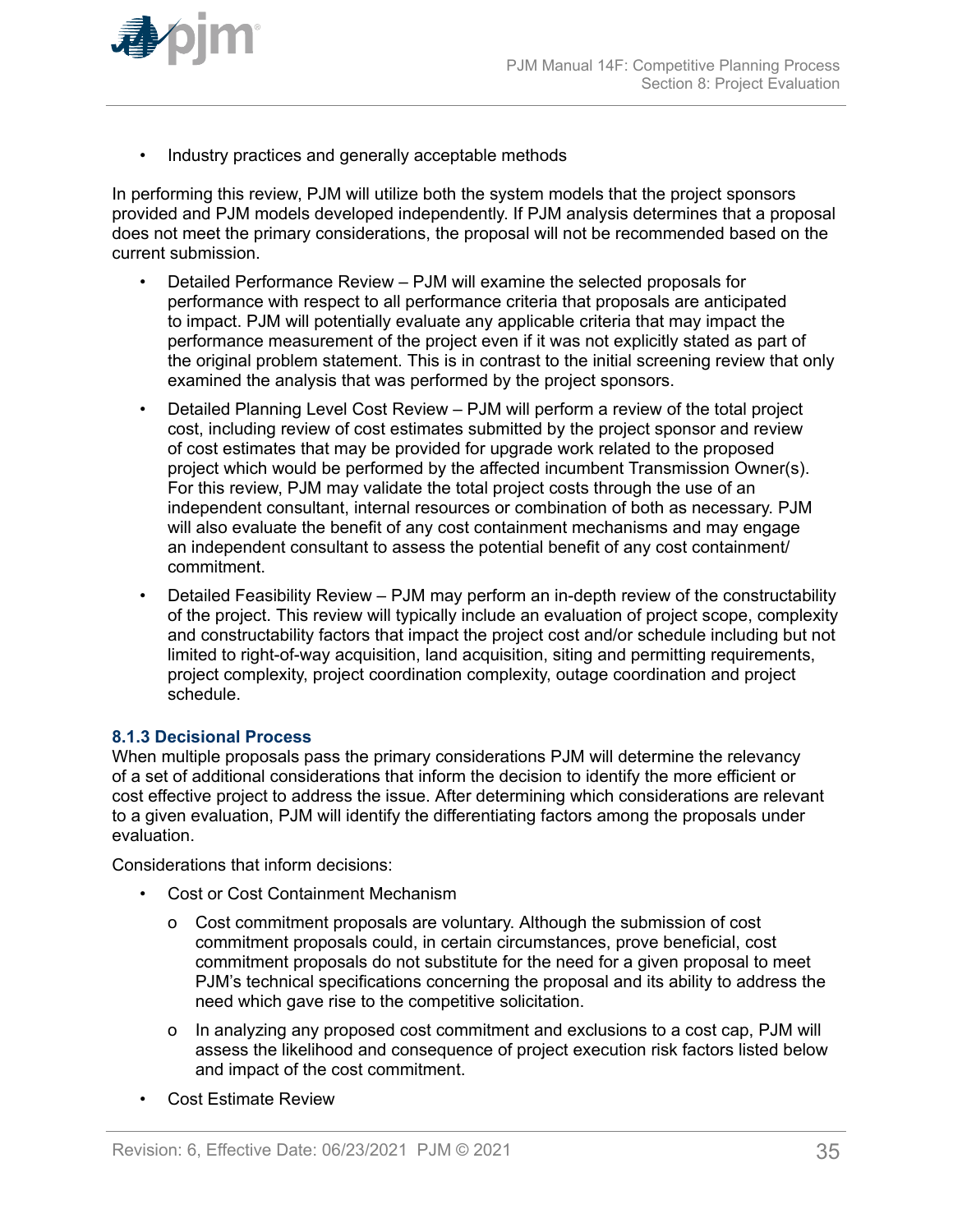- Industry practices and generally acceptable methods

In performing this review, PJM will utilize both the system models that the project sponsors provided and PJM models developed independently. If PJM analysis determines that a proposal does not meet the primary considerations, the proposal will not be recommended based on the current submission.

- Detailed Performance Review – PJM will examine the selected proposals for performance with respect to all performance criteria that proposals are anticipated to impact. PJM will potentially evaluate any applicable criteria that may impact the performance measurement of the project even if it was not explicitly stated as part of the original problem statement. This is in contrast to the initial screening review that only examined the analysis that was performed by the project sponsors.
- Detailed Planning Level Cost Review – PJM will perform a review of the total project cost, including review of cost estimates submitted by the project sponsor and review of cost estimates that may be provided for upgrade work related to the proposed project which would be performed by the affected incumbent Transmission Owner(s). For this review, PJM may validate the total project costs through the use of an independent consultant, internal resources or combination of both as necessary. PJM will also evaluate the benefit of any cost containment mechanisms and may engage an independent consultant to assess the potential benefit of any cost containment/ commitment.
- Detailed Feasibility Review – PJM may perform an in-depth review of the constructability of the project. This review will typically include an evaluation of project scope, complexity and constructability factors that impact the project cost and/or schedule including but not limited to right-of-way acquisition, land acquisition, siting and permitting requirements, project complexity, project coordination complexity, outage coordination and project schedule.

### 8.1.3 Decisional Process

When multiple proposals pass the primary considerations PJM will determine the relevancy of a set of additional considerations that inform the decision to identify the more efficient or cost effective project to address the issue. After determining which considerations are relevant to a given evaluation, PJM will identify the differentiating factors among the proposals under evaluation.

Considerations that inform decisions:

- Cost or Cost Containment Mechanism
  - o Cost commitment proposals are voluntary. Although the submission of cost commitment proposals could, in certain circumstances, prove beneficial, cost commitment proposals do not substitute for the need for a given proposal to meet PJM's technical specifications concerning the proposal and its ability to address the need which gave rise to the competitive solicitation.
  - o In analyzing any proposed cost commitment and exclusions to a cost cap, PJM will assess the likelihood and consequence of project execution risk factors listed below and impact of the cost commitment.
- Cost Estimate Review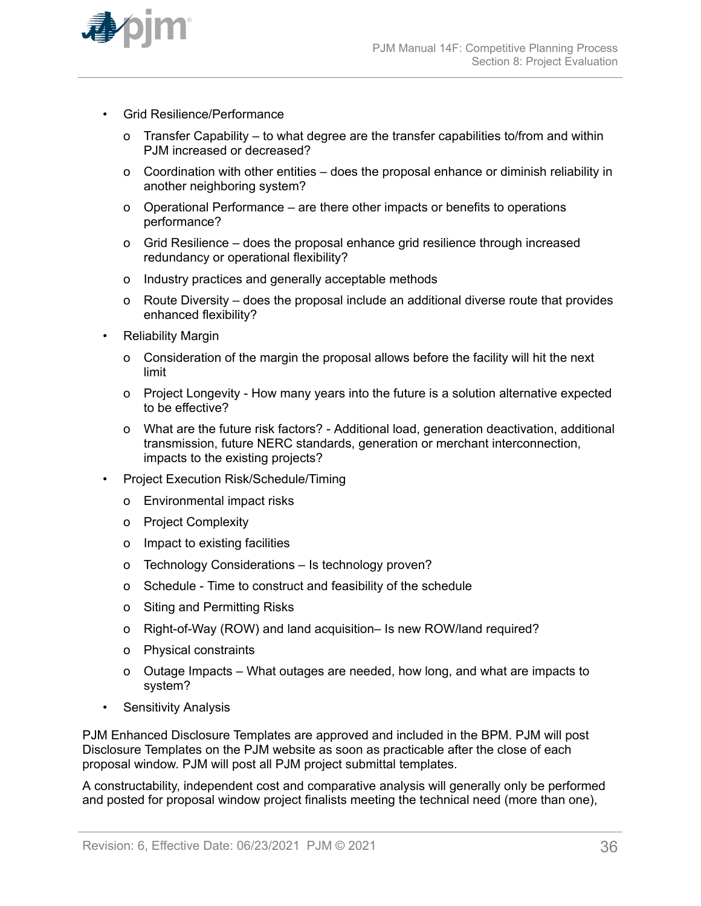- Grid Resilience/Performance
  - Transfer Capability – to what degree are the transfer capabilities to/from and within PJM increased or decreased?
  - Coordination with other entities – does the proposal enhance or diminish reliability in another neighboring system?
  - Operational Performance – are there other impacts or benefits to operations performance?
  - Grid Resilience – does the proposal enhance grid resilience through increased redundancy or operational flexibility?
  - Industry practices and generally acceptable methods
  - Route Diversity – does the proposal include an additional diverse route that provides enhanced flexibility?
- Reliability Margin
  - Consideration of the margin the proposal allows before the facility will hit the next limit
  - Project Longevity - How many years into the future is a solution alternative expected to be effective?
  - What are the future risk factors? - Additional load, generation deactivation, additional transmission, future NERC standards, generation or merchant interconnection, impacts to the existing projects?
- Project Execution Risk/Schedule/Timing
  - Environmental impact risks
  - Project Complexity
  - Impact to existing facilities
  - Technology Considerations – Is technology proven?
  - Schedule - Time to construct and feasibility of the schedule
  - Siting and Permitting Risks
  - Right-of-Way (ROW) and land acquisition– Is new ROW/land required?
  - Physical constraints
  - Outage Impacts – What outages are needed, how long, and what are impacts to system?
- Sensitivity Analysis

PJM Enhanced Disclosure Templates are approved and included in the BPM. PJM will post Disclosure Templates on the PJM website as soon as practicable after the close of each proposal window. PJM will post all PJM project submittal templates.

A constructability, independent cost and comparative analysis will generally only be performed and posted for proposal window project finalists meeting the technical need (more than one),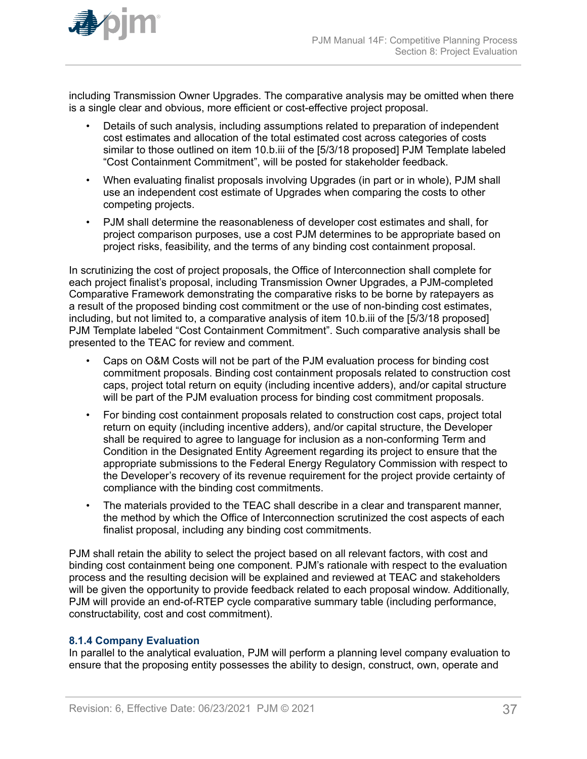including Transmission Owner Upgrades. The comparative analysis may be omitted when there is a single clear and obvious, more efficient or cost-effective project proposal.

- Details of such analysis, including assumptions related to preparation of independent cost estimates and allocation of the total estimated cost across categories of costs similar to those outlined on item 10.b.iii of the [5/3/18 proposed] PJM Template labeled “Cost Containment Commitment”, will be posted for stakeholder feedback.
- When evaluating finalist proposals involving Upgrades (in part or in whole), PJM shall use an independent cost estimate of Upgrades when comparing the costs to other competing projects.
- PJM shall determine the reasonableness of developer cost estimates and shall, for project comparison purposes, use a cost PJM determines to be appropriate based on project risks, feasibility, and the terms of any binding cost containment proposal.

In scrutinizing the cost of project proposals, the Office of Interconnection shall complete for each project finalist’s proposal, including Transmission Owner Upgrades, a PJM-completed Comparative Framework demonstrating the comparative risks to be borne by ratepayers as a result of the proposed binding cost commitment or the use of non-binding cost estimates, including, but not limited to, a comparative analysis of item 10.b.iii of the [5/3/18 proposed] PJM Template labeled “Cost Containment Commitment”. Such comparative analysis shall be presented to the TEAC for review and comment.

- Caps on O&M Costs will not be part of the PJM evaluation process for binding cost commitment proposals. Binding cost containment proposals related to construction cost caps, project total return on equity (including incentive adders), and/or capital structure will be part of the PJM evaluation process for binding cost commitment proposals.
- For binding cost containment proposals related to construction cost caps, project total return on equity (including incentive adders), and/or capital structure, the Developer shall be required to agree to language for inclusion as a non-conforming Term and Condition in the Designated Entity Agreement regarding its project to ensure that the appropriate submissions to the Federal Energy Regulatory Commission with respect to the Developer’s recovery of its revenue requirement for the project provide certainty of compliance with the binding cost commitments.
- The materials provided to the TEAC shall describe in a clear and transparent manner, the method by which the Office of Interconnection scrutinized the cost aspects of each finalist proposal, including any binding cost commitments.

PJM shall retain the ability to select the project based on all relevant factors, with cost and binding cost containment being one component. PJM’s rationale with respect to the evaluation process and the resulting decision will be explained and reviewed at TEAC and stakeholders will be given the opportunity to provide feedback related to each proposal window. Additionally, PJM will provide an end-of-RTEP cycle comparative summary table (including performance, constructability, cost and cost commitment).

### 8.1.4 Company Evaluation

In parallel to the analytical evaluation, PJM will perform a planning level company evaluation to ensure that the proposing entity possesses the ability to design, construct, own, operate and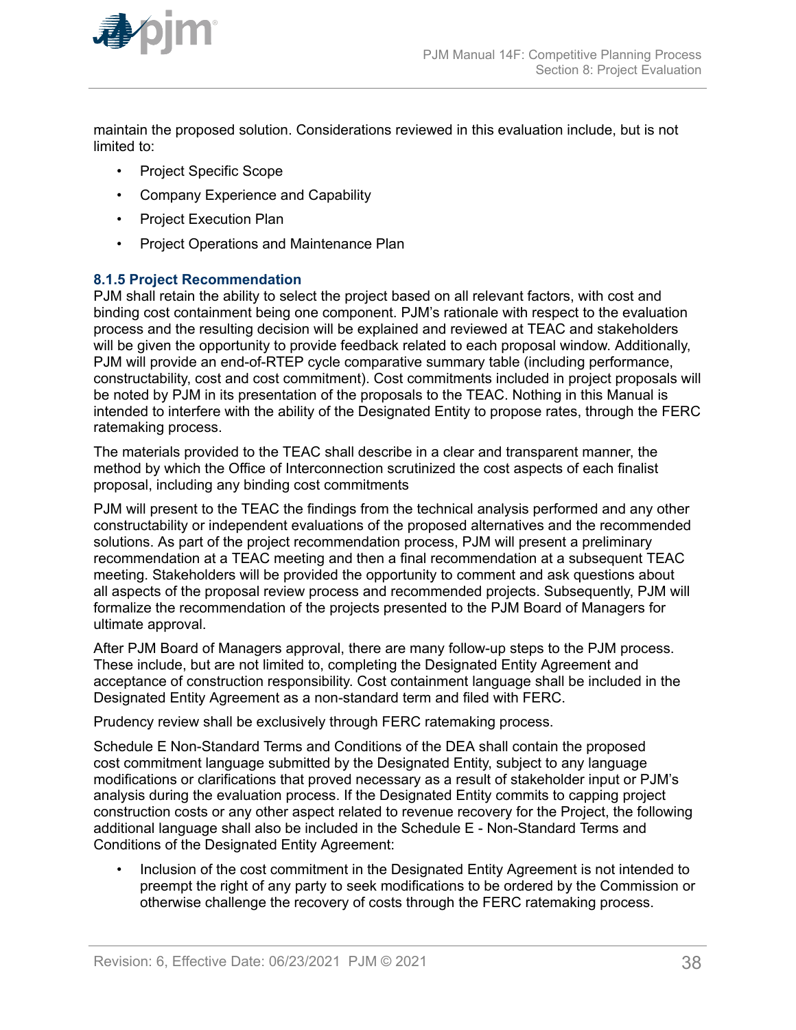maintain the proposed solution. Considerations reviewed in this evaluation include, but is not limited to:

- Project Specific Scope
- Company Experience and Capability
- Project Execution Plan
- Project Operations and Maintenance Plan

### 8.1.5 Project Recommendation

PJM shall retain the ability to select the project based on all relevant factors, with cost and binding cost containment being one component. PJM's rationale with respect to the evaluation process and the resulting decision will be explained and reviewed at TEAC and stakeholders will be given the opportunity to provide feedback related to each proposal window. Additionally, PJM will provide an end-of-RTEP cycle comparative summary table (including performance, constructability, cost and cost commitment). Cost commitments included in project proposals will be noted by PJM in its presentation of the proposals to the TEAC. Nothing in this Manual is intended to interfere with the ability of the Designated Entity to propose rates, through the FERC ratemaking process.

The materials provided to the TEAC shall describe in a clear and transparent manner, the method by which the Office of Interconnection scrutinized the cost aspects of each finalist proposal, including any binding cost commitments

PJM will present to the TEAC the findings from the technical analysis performed and any other constructability or independent evaluations of the proposed alternatives and the recommended solutions. As part of the project recommendation process, PJM will present a preliminary recommendation at a TEAC meeting and then a final recommendation at a subsequent TEAC meeting. Stakeholders will be provided the opportunity to comment and ask questions about all aspects of the proposal review process and recommended projects. Subsequently, PJM will formalize the recommendation of the projects presented to the PJM Board of Managers for ultimate approval.

After PJM Board of Managers approval, there are many follow-up steps to the PJM process. These include, but are not limited to, completing the Designated Entity Agreement and acceptance of construction responsibility. Cost containment language shall be included in the Designated Entity Agreement as a non-standard term and filed with FERC.

Prudency review shall be exclusively through FERC ratemaking process.

Schedule E Non-Standard Terms and Conditions of the DEA shall contain the proposed cost commitment language submitted by the Designated Entity, subject to any language modifications or clarifications that proved necessary as a result of stakeholder input or PJM's analysis during the evaluation process. If the Designated Entity commits to capping project construction costs or any other aspect related to revenue recovery for the Project, the following additional language shall also be included in the Schedule E - Non-Standard Terms and Conditions of the Designated Entity Agreement:

- Inclusion of the cost commitment in the Designated Entity Agreement is not intended to preempt the right of any party to seek modifications to be ordered by the Commission or otherwise challenge the recovery of costs through the FERC ratemaking process.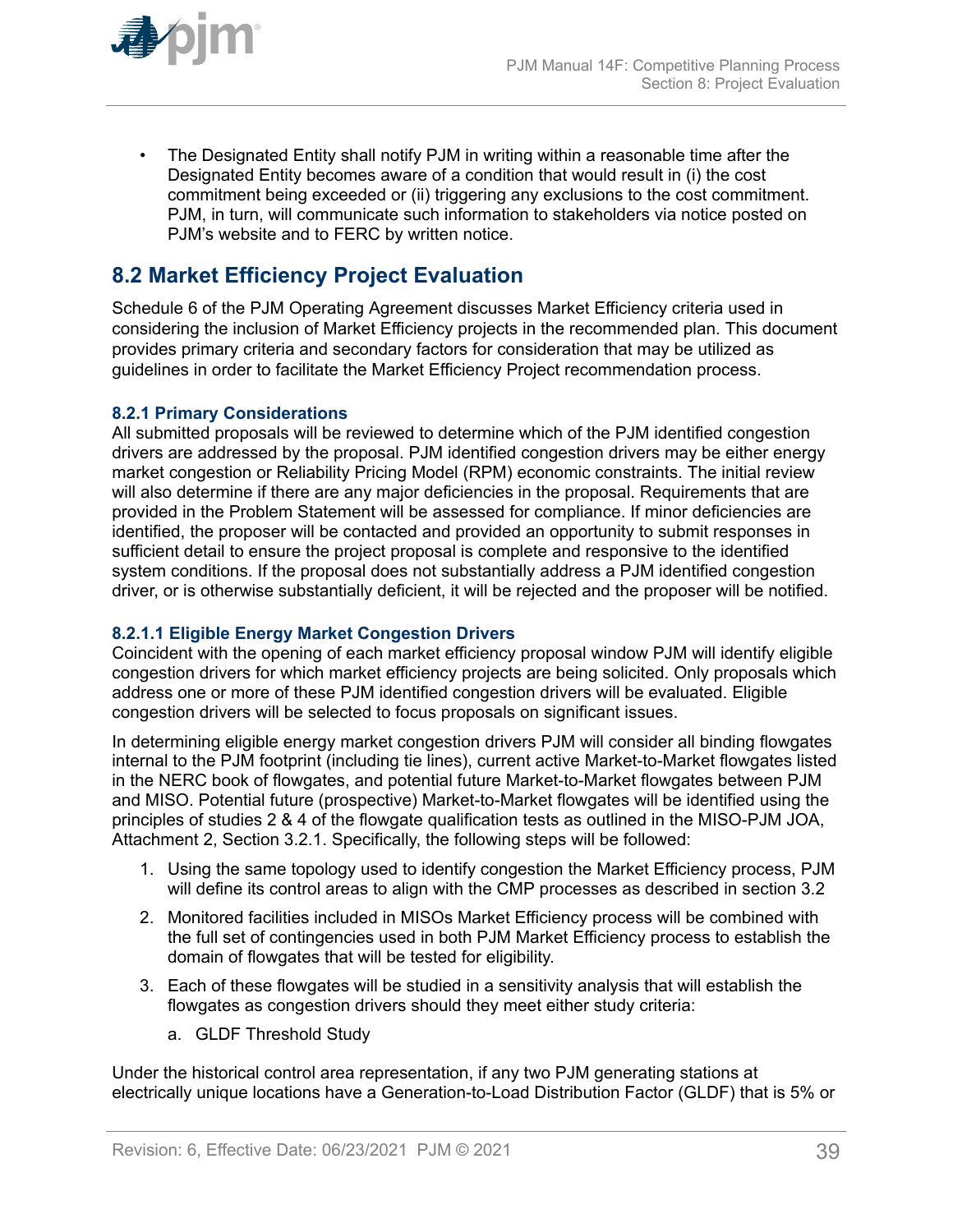- The Designated Entity shall notify PJM in writing within a reasonable time after the Designated Entity becomes aware of a condition that would result in (i) the cost commitment being exceeded or (ii) triggering any exclusions to the cost commitment. PJM, in turn, will communicate such information to stakeholders via notice posted on PJM's website and to FERC by written notice.

## 8.2 Market Efficiency Project Evaluation

Schedule 6 of the PJM Operating Agreement discusses Market Efficiency criteria used in considering the inclusion of Market Efficiency projects in the recommended plan. This document provides primary criteria and secondary factors for consideration that may be utilized as guidelines in order to facilitate the Market Efficiency Project recommendation process.

### 8.2.1 Primary Considerations

All submitted proposals will be reviewed to determine which of the PJM identified congestion drivers are addressed by the proposal. PJM identified congestion drivers may be either energy market congestion or Reliability Pricing Model (RPM) economic constraints. The initial review will also determine if there are any major deficiencies in the proposal. Requirements that are provided in the Problem Statement will be assessed for compliance. If minor deficiencies are identified, the proposer will be contacted and provided an opportunity to submit responses in sufficient detail to ensure the project proposal is complete and responsive to the identified system conditions. If the proposal does not substantially address a PJM identified congestion driver, or is otherwise substantially deficient, it will be rejected and the proposer will be notified.

#### 8.2.1.1 Eligible Energy Market Congestion Drivers

Coincident with the opening of each market efficiency proposal window PJM will identify eligible congestion drivers for which market efficiency projects are being solicited. Only proposals which address one or more of these PJM identified congestion drivers will be evaluated. Eligible congestion drivers will be selected to focus proposals on significant issues.

In determining eligible energy market congestion drivers PJM will consider all binding flowgates internal to the PJM footprint (including tie lines), current active Market-to-Market flowgates listed in the NERC book of flowgates, and potential future Market-to-Market flowgates between PJM and MISO. Potential future (prospective) Market-to-Market flowgates will be identified using the principles of studies 2 & 4 of the flowgate qualification tests as outlined in the MISO-PJM JOA, Attachment 2, Section 3.2.1. Specifically, the following steps will be followed:

1. Using the same topology used to identify congestion the Market Efficiency process, PJM will define its control areas to align with the CMP processes as described in section 3.2
2. Monitored facilities included in MISOs Market Efficiency process will be combined with the full set of contingencies used in both PJM Market Efficiency process to establish the domain of flowgates that will be tested for eligibility.
3. Each of these flowgates will be studied in a sensitivity analysis that will establish the flowgates as congestion drivers should they meet either study criteria:
   a. GLDF Threshold Study

Under the historical control area representation, if any two PJM generating stations at electrically unique locations have a Generation-to-Load Distribution Factor (GLDF) that is 5% or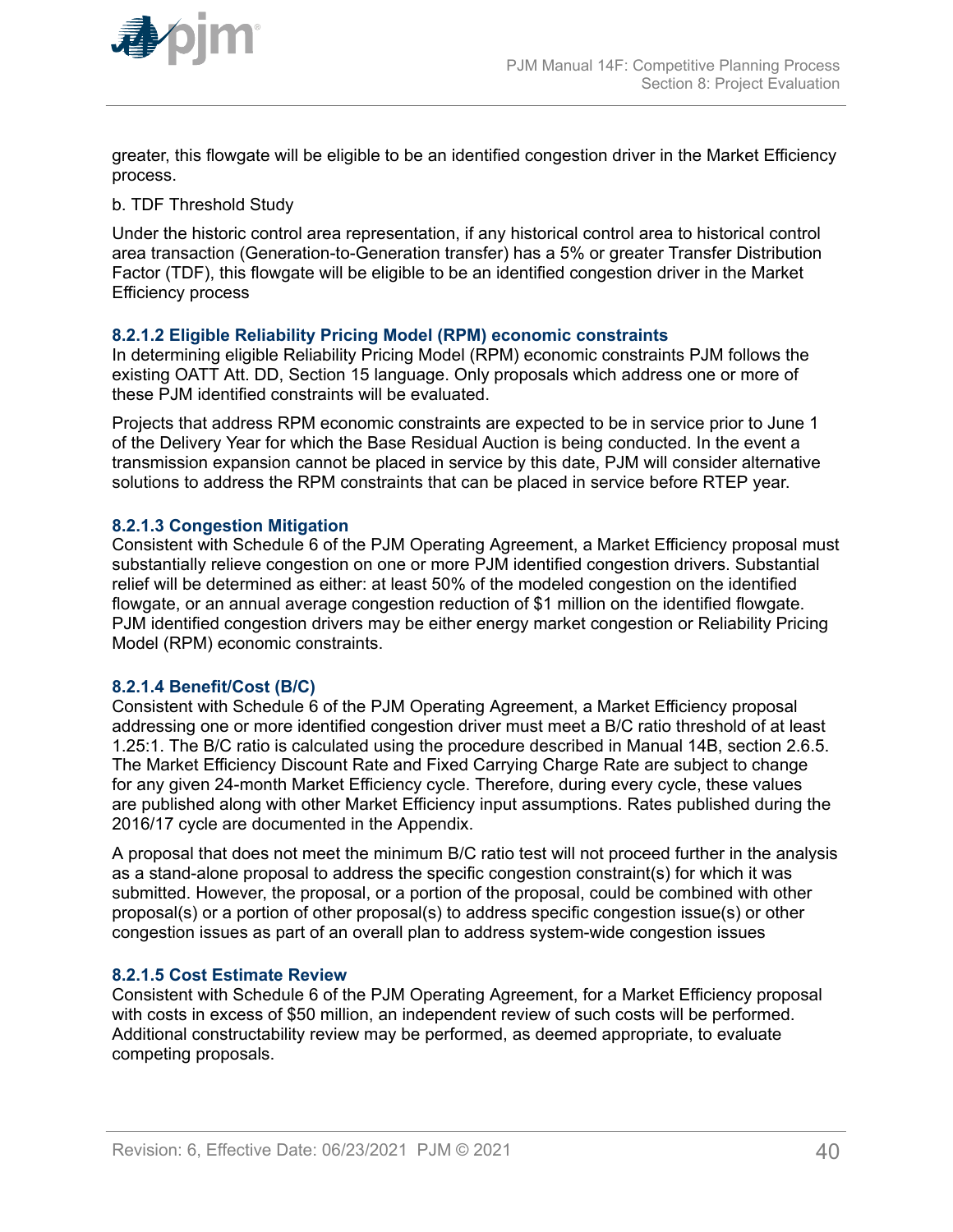greater, this flowgate will be eligible to be an identified congestion driver in the Market Efficiency process.

b. TDF Threshold Study

Under the historic control area representation, if any historical control area to historical control area transaction (Generation-to-Generation transfer) has a 5% or greater Transfer Distribution Factor (TDF), this flowgate will be eligible to be an identified congestion driver in the Market Efficiency process

#### 8.2.1.2 Eligible Reliability Pricing Model (RPM) economic constraints

In determining eligible Reliability Pricing Model (RPM) economic constraints PJM follows the existing OATT Att. DD, Section 15 language. Only proposals which address one or more of these PJM identified constraints will be evaluated.

Projects that address RPM economic constraints are expected to be in service prior to June 1 of the Delivery Year for which the Base Residual Auction is being conducted. In the event a transmission expansion cannot be placed in service by this date, PJM will consider alternative solutions to address the RPM constraints that can be placed in service before RTEP year.

#### 8.2.1.3 Congestion Mitigation

Consistent with Schedule 6 of the PJM Operating Agreement, a Market Efficiency proposal must substantially relieve congestion on one or more PJM identified congestion drivers. Substantial relief will be determined as either: at least 50% of the modeled congestion on the identified flowgate, or an annual average congestion reduction of $1 million on the identified flowgate. PJM identified congestion drivers may be either energy market congestion or Reliability Pricing Model (RPM) economic constraints.

#### 8.2.1.4 Benefit/Cost (B/C)

Consistent with Schedule 6 of the PJM Operating Agreement, a Market Efficiency proposal addressing one or more identified congestion driver must meet a B/C ratio threshold of at least 1.25:1. The B/C ratio is calculated using the procedure described in Manual 14B, section 2.6.5. The Market Efficiency Discount Rate and Fixed Carrying Charge Rate are subject to change for any given 24-month Market Efficiency cycle. Therefore, during every cycle, these values are published along with other Market Efficiency input assumptions. Rates published during the 2016/17 cycle are documented in the Appendix.

A proposal that does not meet the minimum B/C ratio test will not proceed further in the analysis as a stand-alone proposal to address the specific congestion constraint(s) for which it was submitted. However, the proposal, or a portion of the proposal, could be combined with other proposal(s) or a portion of other proposal(s) to address specific congestion issue(s) or other congestion issues as part of an overall plan to address system-wide congestion issues

#### 8.2.1.5 Cost Estimate Review

Consistent with Schedule 6 of the PJM Operating Agreement, for a Market Efficiency proposal with costs in excess of $50 million, an independent review of such costs will be performed. Additional constructability review may be performed, as deemed appropriate, to evaluate competing proposals.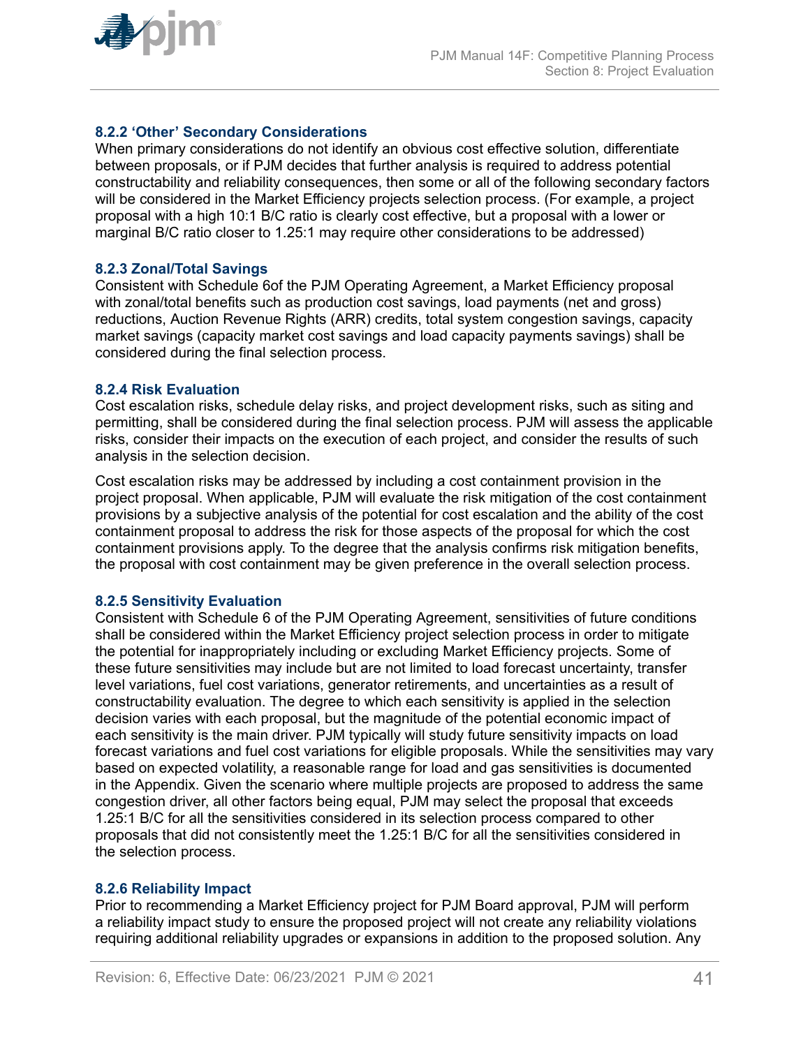### 8.2.2 'Other' Secondary Considerations

When primary considerations do not identify an obvious cost effective solution, differentiate between proposals, or if PJM decides that further analysis is required to address potential constructability and reliability consequences, then some or all of the following secondary factors will be considered in the Market Efficiency projects selection process. (For example, a project proposal with a high 10:1 B/C ratio is clearly cost effective, but a proposal with a lower or marginal B/C ratio closer to 1.25:1 may require other considerations to be addressed)

### 8.2.3 Zonal/Total Savings

Consistent with Schedule 6of the PJM Operating Agreement, a Market Efficiency proposal with zonal/total benefits such as production cost savings, load payments (net and gross) reductions, Auction Revenue Rights (ARR) credits, total system congestion savings, capacity market savings (capacity market cost savings and load capacity payments savings) shall be considered during the final selection process.

### 8.2.4 Risk Evaluation

Cost escalation risks, schedule delay risks, and project development risks, such as siting and permitting, shall be considered during the final selection process. PJM will assess the applicable risks, consider their impacts on the execution of each project, and consider the results of such analysis in the selection decision.

Cost escalation risks may be addressed by including a cost containment provision in the project proposal. When applicable, PJM will evaluate the risk mitigation of the cost containment provisions by a subjective analysis of the potential for cost escalation and the ability of the cost containment proposal to address the risk for those aspects of the proposal for which the cost containment provisions apply. To the degree that the analysis confirms risk mitigation benefits, the proposal with cost containment may be given preference in the overall selection process.

### 8.2.5 Sensitivity Evaluation

Consistent with Schedule 6 of the PJM Operating Agreement, sensitivities of future conditions shall be considered within the Market Efficiency project selection process in order to mitigate the potential for inappropriately including or excluding Market Efficiency projects. Some of these future sensitivities may include but are not limited to load forecast uncertainty, transfer level variations, fuel cost variations, generator retirements, and uncertainties as a result of constructability evaluation. The degree to which each sensitivity is applied in the selection decision varies with each proposal, but the magnitude of the potential economic impact of each sensitivity is the main driver. PJM typically will study future sensitivity impacts on load forecast variations and fuel cost variations for eligible proposals. While the sensitivities may vary based on expected volatility, a reasonable range for load and gas sensitivities is documented in the Appendix. Given the scenario where multiple projects are proposed to address the same congestion driver, all other factors being equal, PJM may select the proposal that exceeds 1.25:1 B/C for all the sensitivities considered in its selection process compared to other proposals that did not consistently meet the 1.25:1 B/C for all the sensitivities considered in the selection process.

### 8.2.6 Reliability Impact

Prior to recommending a Market Efficiency project for PJM Board approval, PJM will perform a reliability impact study to ensure the proposed project will not create any reliability violations requiring additional reliability upgrades or expansions in addition to the proposed solution. Any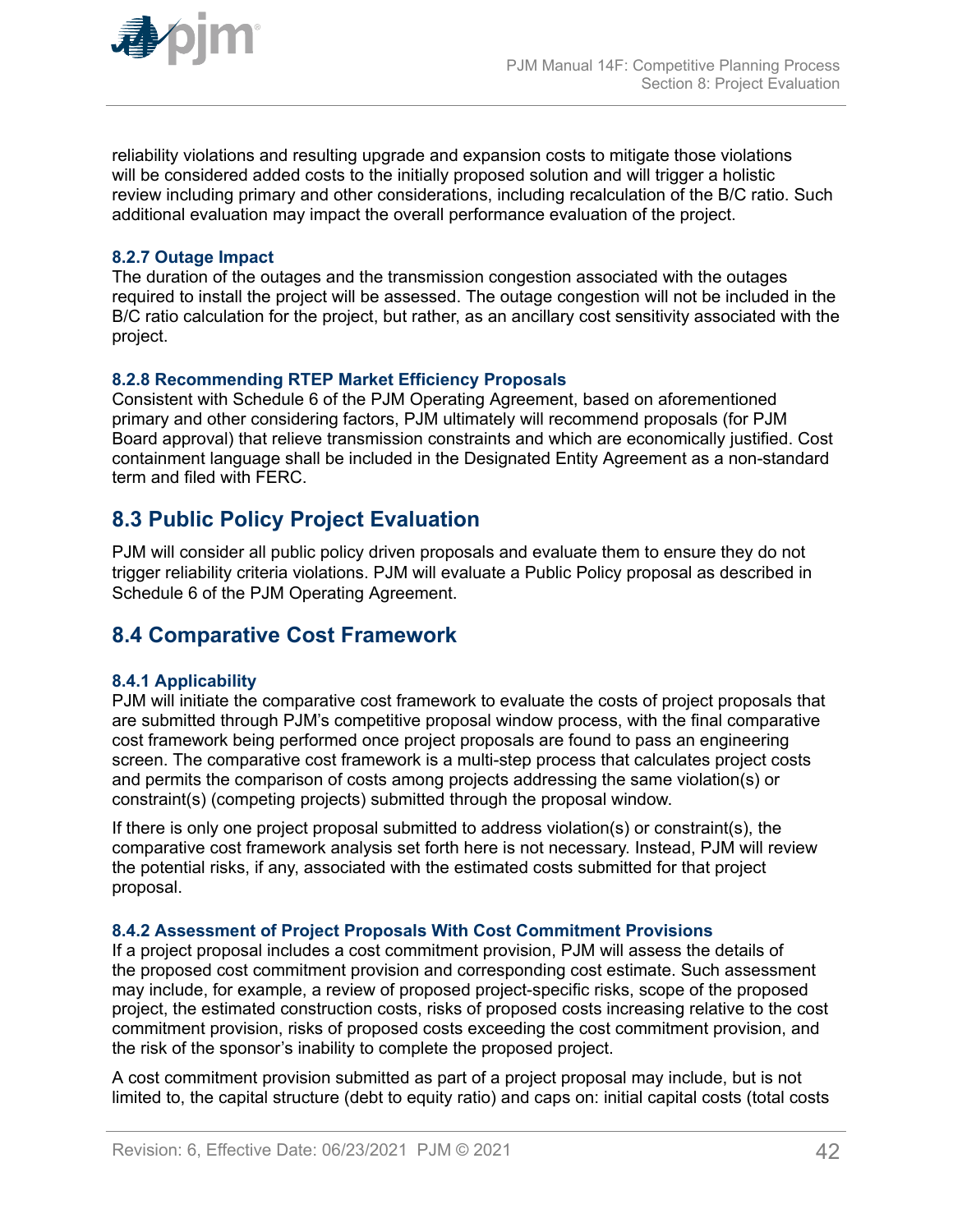reliability violations and resulting upgrade and expansion costs to mitigate those violations will be considered added costs to the initially proposed solution and will trigger a holistic review including primary and other considerations, including recalculation of the B/C ratio. Such additional evaluation may impact the overall performance evaluation of the project.

### 8.2.7 Outage Impact

The duration of the outages and the transmission congestion associated with the outages required to install the project will be assessed. The outage congestion will not be included in the B/C ratio calculation for the project, but rather, as an ancillary cost sensitivity associated with the project.

### 8.2.8 Recommending RTEP Market Efficiency Proposals

Consistent with Schedule 6 of the PJM Operating Agreement, based on aforementioned primary and other considering factors, PJM ultimately will recommend proposals (for PJM Board approval) that relieve transmission constraints and which are economically justified. Cost containment language shall be included in the Designated Entity Agreement as a non-standard term and filed with FERC.

## 8.3 Public Policy Project Evaluation

PJM will consider all public policy driven proposals and evaluate them to ensure they do not trigger reliability criteria violations. PJM will evaluate a Public Policy proposal as described in Schedule 6 of the PJM Operating Agreement.

## 8.4 Comparative Cost Framework

### 8.4.1 Applicability

PJM will initiate the comparative cost framework to evaluate the costs of project proposals that are submitted through PJM's competitive proposal window process, with the final comparative cost framework being performed once project proposals are found to pass an engineering screen. The comparative cost framework is a multi-step process that calculates project costs and permits the comparison of costs among projects addressing the same violation(s) or constraint(s) (competing projects) submitted through the proposal window.

If there is only one project proposal submitted to address violation(s) or constraint(s), the comparative cost framework analysis set forth here is not necessary. Instead, PJM will review the potential risks, if any, associated with the estimated costs submitted for that project proposal.

### 8.4.2 Assessment of Project Proposals With Cost Commitment Provisions

If a project proposal includes a cost commitment provision, PJM will assess the details of the proposed cost commitment provision and corresponding cost estimate. Such assessment may include, for example, a review of proposed project-specific risks, scope of the proposed project, the estimated construction costs, risks of proposed costs increasing relative to the cost commitment provision, risks of proposed costs exceeding the cost commitment provision, and the risk of the sponsor's inability to complete the proposed project.

A cost commitment provision submitted as part of a project proposal may include, but is not limited to, the capital structure (debt to equity ratio) and caps on: initial capital costs (total costs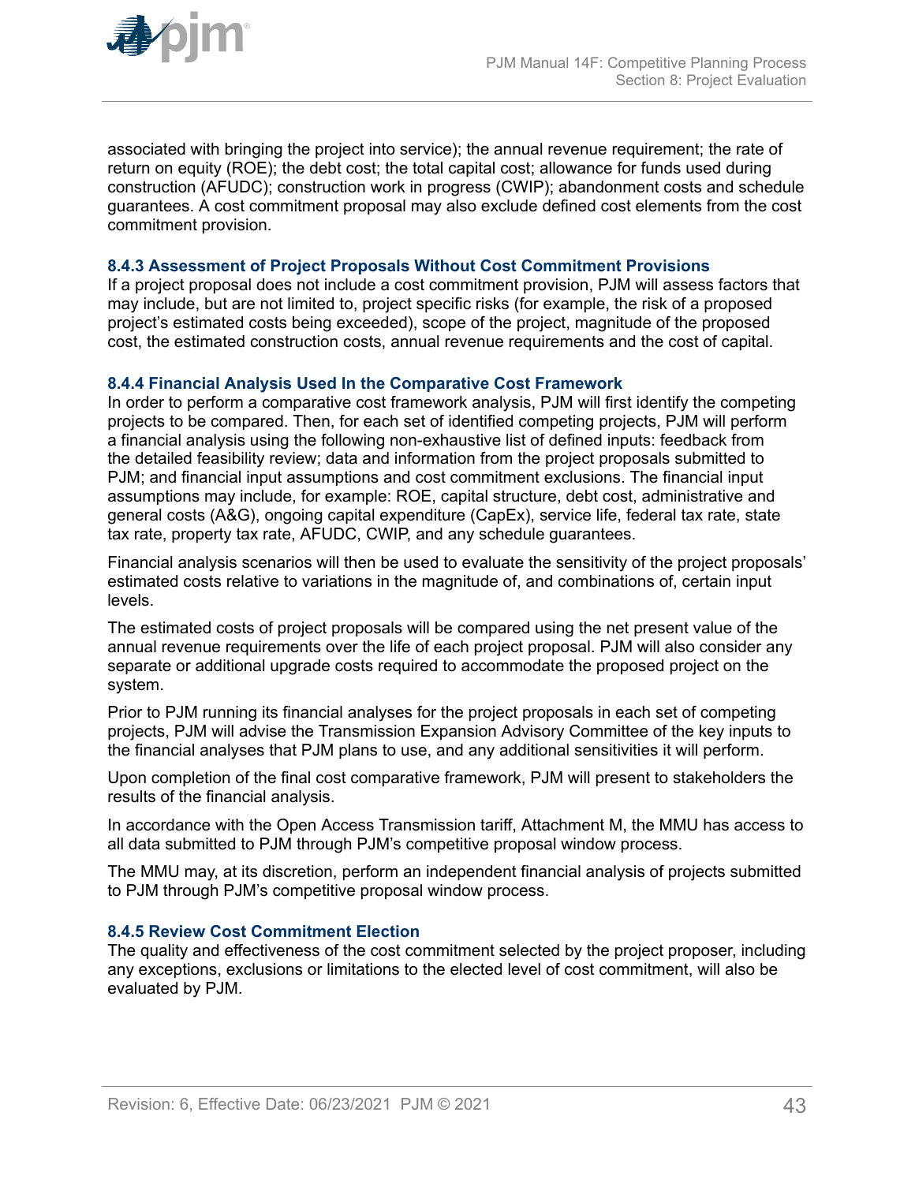associated with bringing the project into service); the annual revenue requirement; the rate of return on equity (ROE); the debt cost; the total capital cost; allowance for funds used during construction (AFUDC); construction work in progress (CWIP); abandonment costs and schedule guarantees. A cost commitment proposal may also exclude defined cost elements from the cost commitment provision.

### 8.4.3 Assessment of Project Proposals Without Cost Commitment Provisions

If a project proposal does not include a cost commitment provision, PJM will assess factors that may include, but are not limited to, project specific risks (for example, the risk of a proposed project's estimated costs being exceeded), scope of the project, magnitude of the proposed cost, the estimated construction costs, annual revenue requirements and the cost of capital.

### 8.4.4 Financial Analysis Used In the Comparative Cost Framework

In order to perform a comparative cost framework analysis, PJM will first identify the competing projects to be compared. Then, for each set of identified competing projects, PJM will perform a financial analysis using the following non-exhaustive list of defined inputs: feedback from the detailed feasibility review; data and information from the project proposals submitted to PJM; and financial input assumptions and cost commitment exclusions. The financial input assumptions may include, for example: ROE, capital structure, debt cost, administrative and general costs (A&G), ongoing capital expenditure (CapEx), service life, federal tax rate, state tax rate, property tax rate, AFUDC, CWIP, and any schedule guarantees.

Financial analysis scenarios will then be used to evaluate the sensitivity of the project proposals' estimated costs relative to variations in the magnitude of, and combinations of, certain input levels.

The estimated costs of project proposals will be compared using the net present value of the annual revenue requirements over the life of each project proposal. PJM will also consider any separate or additional upgrade costs required to accommodate the proposed project on the system.

Prior to PJM running its financial analyses for the project proposals in each set of competing projects, PJM will advise the Transmission Expansion Advisory Committee of the key inputs to the financial analyses that PJM plans to use, and any additional sensitivities it will perform.

Upon completion of the final cost comparative framework, PJM will present to stakeholders the results of the financial analysis.

In accordance with the Open Access Transmission tariff, Attachment M, the MMU has access to all data submitted to PJM through PJM's competitive proposal window process.

The MMU may, at its discretion, perform an independent financial analysis of projects submitted to PJM through PJM's competitive proposal window process.

### 8.4.5 Review Cost Commitment Election

The quality and effectiveness of the cost commitment selected by the project proposer, including any exceptions, exclusions or limitations to the elected level of cost commitment, will also be evaluated by PJM.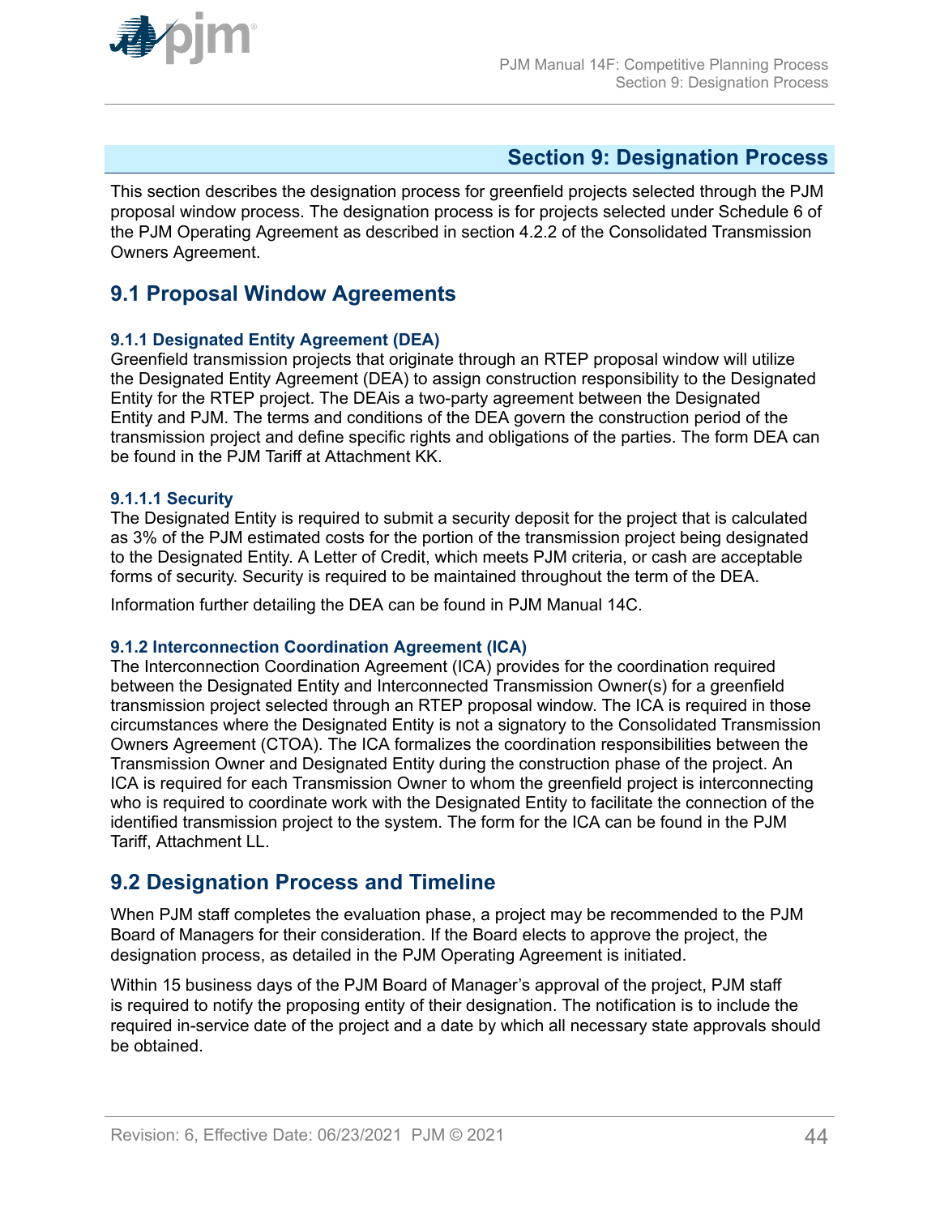# Section 9: Designation Process

This section describes the designation process for greenfield projects selected through the PJM proposal window process. The designation process is for projects selected under Schedule 6 of the PJM Operating Agreement as described in section 4.2.2 of the Consolidated Transmission Owners Agreement.

## 9.1 Proposal Window Agreements

### 9.1.1 Designated Entity Agreement (DEA)

Greenfield transmission projects that originate through an RTEP proposal window will utilize the Designated Entity Agreement (DEA) to assign construction responsibility to the Designated Entity for the RTEP project. The DEAis a two-party agreement between the Designated Entity and PJM. The terms and conditions of the DEA govern the construction period of the transmission project and define specific rights and obligations of the parties. The form DEA can be found in the PJM Tariff at Attachment KK.

#### 9.1.1.1 Security

The Designated Entity is required to submit a security deposit for the project that is calculated as 3% of the PJM estimated costs for the portion of the transmission project being designated to the Designated Entity. A Letter of Credit, which meets PJM criteria, or cash are acceptable forms of security. Security is required to be maintained throughout the term of the DEA.

Information further detailing the DEA can be found in PJM Manual 14C.

### 9.1.2 Interconnection Coordination Agreement (ICA)

The Interconnection Coordination Agreement (ICA) provides for the coordination required between the Designated Entity and Interconnected Transmission Owner(s) for a greenfield transmission project selected through an RTEP proposal window. The ICA is required in those circumstances where the Designated Entity is not a signatory to the Consolidated Transmission Owners Agreement (CTOA). The ICA formalizes the coordination responsibilities between the Transmission Owner and Designated Entity during the construction phase of the project. An ICA is required for each Transmission Owner to whom the greenfield project is interconnecting who is required to coordinate work with the Designated Entity to facilitate the connection of the identified transmission project to the system. The form for the ICA can be found in the PJM Tariff, Attachment LL.

## 9.2 Designation Process and Timeline

When PJM staff completes the evaluation phase, a project may be recommended to the PJM Board of Managers for their consideration. If the Board elects to approve the project, the designation process, as detailed in the PJM Operating Agreement is initiated.

Within 15 business days of the PJM Board of Manager's approval of the project, PJM staff is required to notify the proposing entity of their designation. The notification is to include the required in-service date of the project and a date by which all necessary state approvals should be obtained.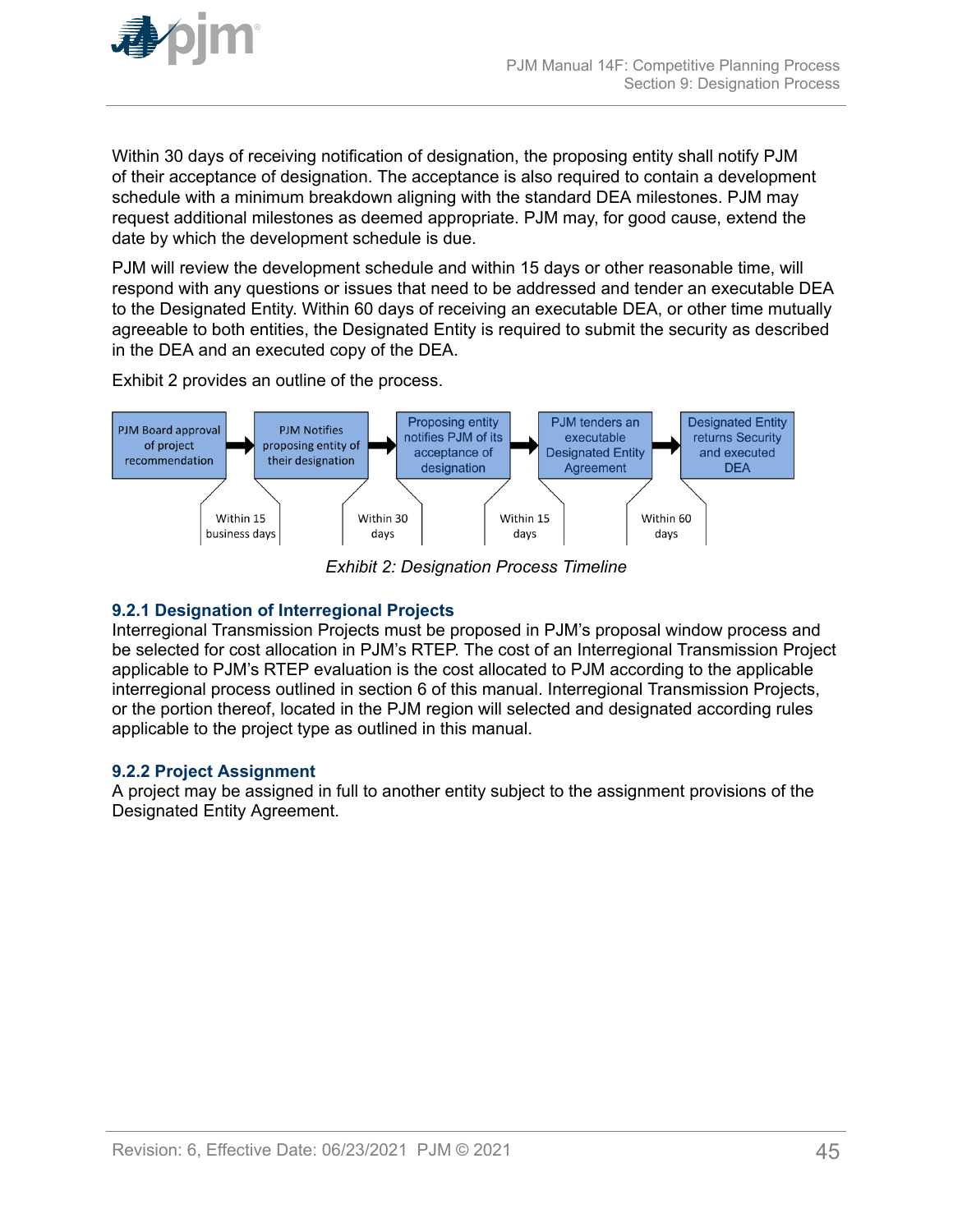Within 30 days of receiving notification of designation, the proposing entity shall notify PJM of their acceptance of designation. The acceptance is also required to contain a development schedule with a minimum breakdown aligning with the standard DEA milestones. PJM may request additional milestones as deemed appropriate. PJM may, for good cause, extend the date by which the development schedule is due.

PJM will review the development schedule and within 15 days or other reasonable time, will respond with any questions or issues that need to be addressed and tender an executable DEA to the Designated Entity. Within 60 days of receiving an executable DEA, or other time mutually agreeable to both entities, the Designated Entity is required to submit the security as described in the DEA and an executed copy of the DEA.

Exhibit 2 provides an outline of the process.

PJM Board approval of project recommendation → PJM Notifies proposing entity of their designation → Proposing entity notifies PJM of its acceptance of designation → PJM tenders an executable Designated Entity Agreement → Designated Entity returns Security and executed DEA

Within 15 business days | Within 30 days | Within 15 days | Within 60 days

*Exhibit 2: Designation Process Timeline*

### 9.2.1 Designation of Interregional Projects

Interregional Transmission Projects must be proposed in PJM's proposal window process and be selected for cost allocation in PJM's RTEP. The cost of an Interregional Transmission Project applicable to PJM's RTEP evaluation is the cost allocated to PJM according to the applicable interregional process outlined in section 6 of this manual. Interregional Transmission Projects, or the portion thereof, located in the PJM region will selected and designated according rules applicable to the project type as outlined in this manual.

### 9.2.2 Project Assignment

A project may be assigned in full to another entity subject to the assignment provisions of the Designated Entity Agreement.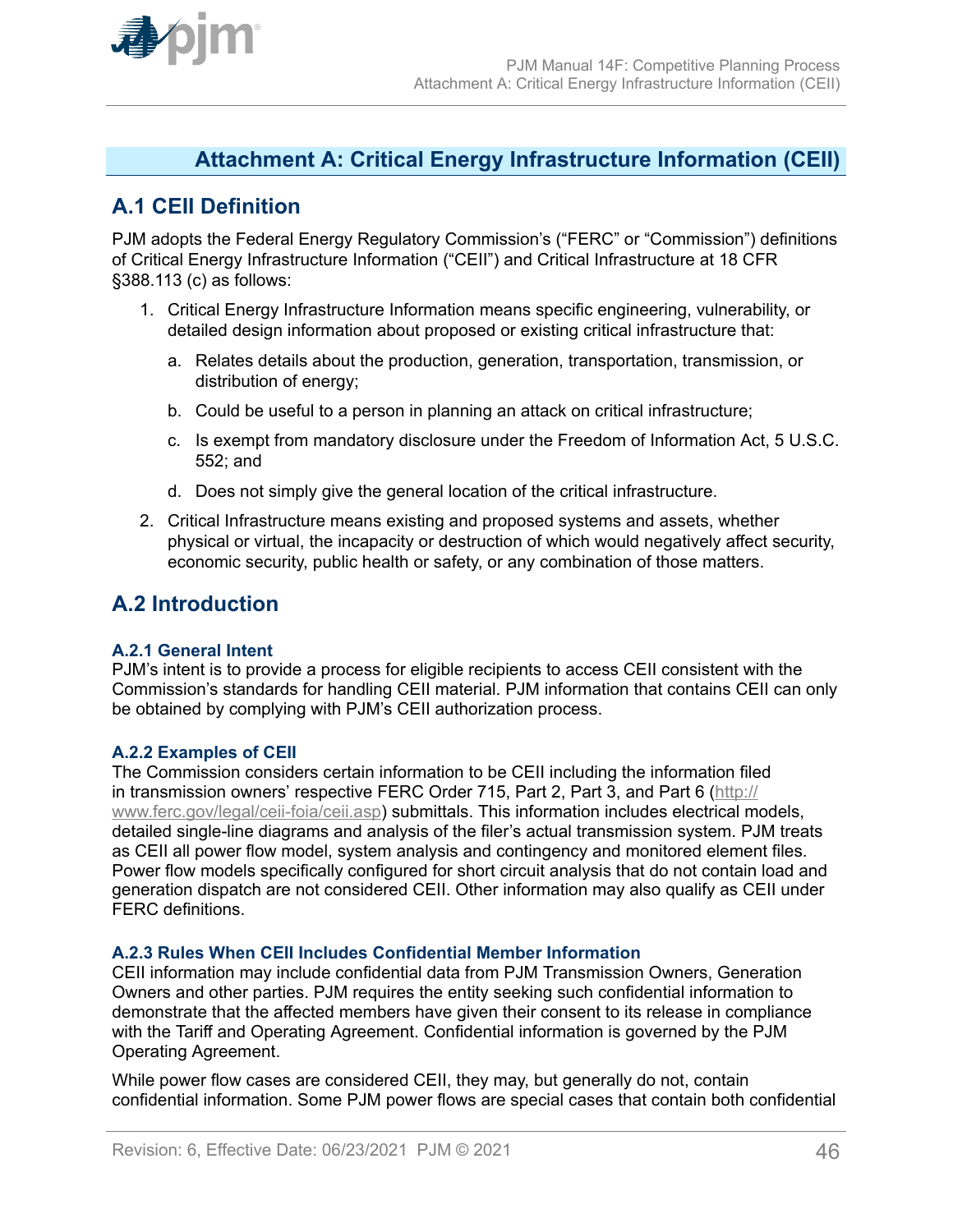# Attachment A: Critical Energy Infrastructure Information (CEII)

## A.1 CEII Definition

PJM adopts the Federal Energy Regulatory Commission's ("FERC" or "Commission") definitions of Critical Energy Infrastructure Information ("CEII") and Critical Infrastructure at 18 CFR §388.113 (c) as follows:

1. Critical Energy Infrastructure Information means specific engineering, vulnerability, or detailed design information about proposed or existing critical infrastructure that:

   a. Relates details about the production, generation, transportation, transmission, or distribution of energy;

   b. Could be useful to a person in planning an attack on critical infrastructure;

   c. Is exempt from mandatory disclosure under the Freedom of Information Act, 5 U.S.C. 552; and

   d. Does not simply give the general location of the critical infrastructure.

2. Critical Infrastructure means existing and proposed systems and assets, whether physical or virtual, the incapacity or destruction of which would negatively affect security, economic security, public health or safety, or any combination of those matters.

## A.2 Introduction

### A.2.1 General Intent

PJM's intent is to provide a process for eligible recipients to access CEII consistent with the Commission's standards for handling CEII material. PJM information that contains CEII can only be obtained by complying with PJM's CEII authorization process.

### A.2.2 Examples of CEII

The Commission considers certain information to be CEII including the information filed in transmission owners' respective FERC Order 715, Part 2, Part 3, and Part 6 (http://www.ferc.gov/legal/ceii-foia/ceii.asp) submittals. This information includes electrical models, detailed single-line diagrams and analysis of the filer's actual transmission system. PJM treats as CEII all power flow model, system analysis and contingency and monitored element files. Power flow models specifically configured for short circuit analysis that do not contain load and generation dispatch are not considered CEII. Other information may also qualify as CEII under FERC definitions.

### A.2.3 Rules When CEII Includes Confidential Member Information

CEII information may include confidential data from PJM Transmission Owners, Generation Owners and other parties. PJM requires the entity seeking such confidential information to demonstrate that the affected members have given their consent to its release in compliance with the Tariff and Operating Agreement. Confidential information is governed by the PJM Operating Agreement.

While power flow cases are considered CEII, they may, but generally do not, contain confidential information. Some PJM power flows are special cases that contain both confidential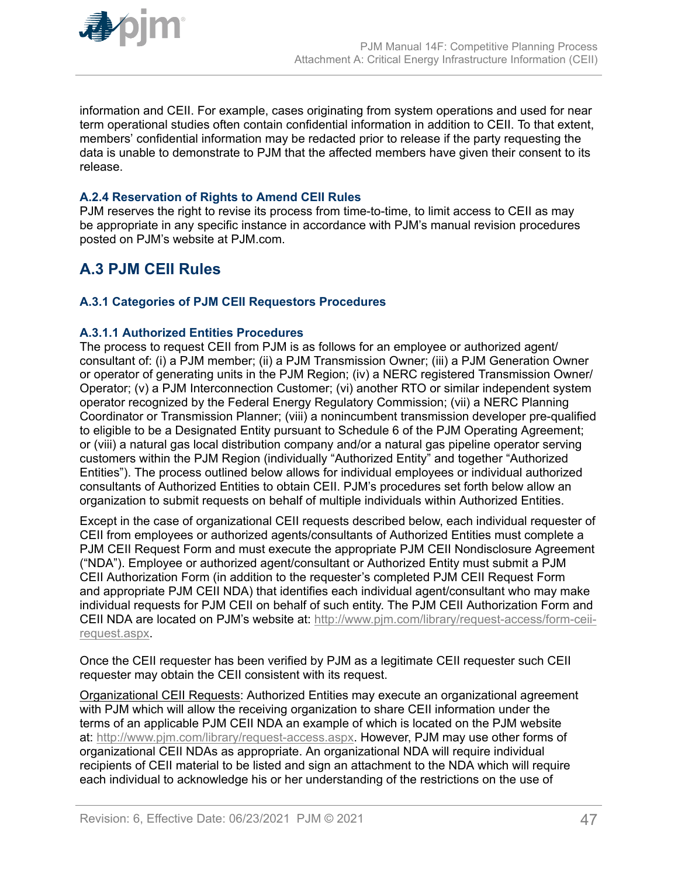information and CEII. For example, cases originating from system operations and used for near term operational studies often contain confidential information in addition to CEII. To that extent, members' confidential information may be redacted prior to release if the party requesting the data is unable to demonstrate to PJM that the affected members have given their consent to its release.

#### A.2.4 Reservation of Rights to Amend CEII Rules

PJM reserves the right to revise its process from time-to-time, to limit access to CEII as may be appropriate in any specific instance in accordance with PJM's manual revision procedures posted on PJM's website at PJM.com.

## A.3 PJM CEII Rules

### A.3.1 Categories of PJM CEII Requestors Procedures

#### A.3.1.1 Authorized Entities Procedures

The process to request CEII from PJM is as follows for an employee or authorized agent/ consultant of: (i) a PJM member; (ii) a PJM Transmission Owner; (iii) a PJM Generation Owner or operator of generating units in the PJM Region; (iv) a NERC registered Transmission Owner/ Operator; (v) a PJM Interconnection Customer; (vi) another RTO or similar independent system operator recognized by the Federal Energy Regulatory Commission; (vii) a NERC Planning Coordinator or Transmission Planner; (viii) a nonincumbent transmission developer pre-qualified to eligible to be a Designated Entity pursuant to Schedule 6 of the PJM Operating Agreement; or (viii) a natural gas local distribution company and/or a natural gas pipeline operator serving customers within the PJM Region (individually "Authorized Entity" and together "Authorized Entities"). The process outlined below allows for individual employees or individual authorized consultants of Authorized Entities to obtain CEII. PJM's procedures set forth below allow an organization to submit requests on behalf of multiple individuals within Authorized Entities.

Except in the case of organizational CEII requests described below, each individual requester of CEII from employees or authorized agents/consultants of Authorized Entities must complete a PJM CEII Request Form and must execute the appropriate PJM CEII Nondisclosure Agreement ("NDA"). Employee or authorized agent/consultant or Authorized Entity must submit a PJM CEII Authorization Form (in addition to the requester's completed PJM CEII Request Form and appropriate PJM CEII NDA) that identifies each individual agent/consultant who may make individual requests for PJM CEII on behalf of such entity. The PJM CEII Authorization Form and CEII NDA are located on PJM's website at: http://www.pjm.com/library/request-access/form-ceii-request.aspx.

Once the CEII requester has been verified by PJM as a legitimate CEII requester such CEII requester may obtain the CEII consistent with its request.

Organizational CEII Requests: Authorized Entities may execute an organizational agreement with PJM which will allow the receiving organization to share CEII information under the terms of an applicable PJM CEII NDA an example of which is located on the PJM website at: http://www.pjm.com/library/request-access.aspx. However, PJM may use other forms of organizational CEII NDAs as appropriate. An organizational NDA will require individual recipients of CEII material to be listed and sign an attachment to the NDA which will require each individual to acknowledge his or her understanding of the restrictions on the use of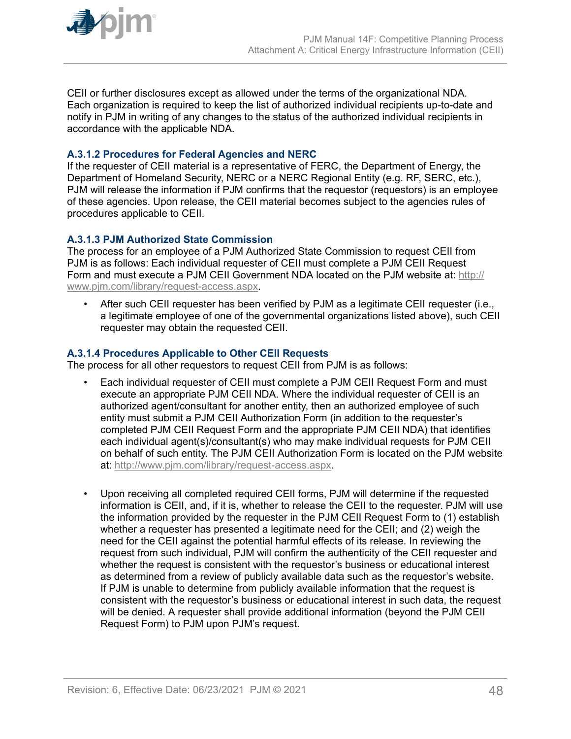CEII or further disclosures except as allowed under the terms of the organizational NDA. Each organization is required to keep the list of authorized individual recipients up-to-date and notify in PJM in writing of any changes to the status of the authorized individual recipients in accordance with the applicable NDA.

#### A.3.1.2 Procedures for Federal Agencies and NERC

If the requester of CEII material is a representative of FERC, the Department of Energy, the Department of Homeland Security, NERC or a NERC Regional Entity (e.g. RF, SERC, etc.), PJM will release the information if PJM confirms that the requestor (requestors) is an employee of these agencies. Upon release, the CEII material becomes subject to the agencies rules of procedures applicable to CEII.

#### A.3.1.3 PJM Authorized State Commission

The process for an employee of a PJM Authorized State Commission to request CEII from PJM is as follows: Each individual requester of CEII must complete a PJM CEII Request Form and must execute a PJM CEII Government NDA located on the PJM website at: http://www.pjm.com/library/request-access.aspx.

- After such CEII requester has been verified by PJM as a legitimate CEII requester (i.e., a legitimate employee of one of the governmental organizations listed above), such CEII requester may obtain the requested CEII.

#### A.3.1.4 Procedures Applicable to Other CEII Requests

The process for all other requestors to request CEII from PJM is as follows:

- Each individual requester of CEII must complete a PJM CEII Request Form and must execute an appropriate PJM CEII NDA. Where the individual requester of CEII is an authorized agent/consultant for another entity, then an authorized employee of such entity must submit a PJM CEII Authorization Form (in addition to the requester's completed PJM CEII Request Form and the appropriate PJM CEII NDA) that identifies each individual agent(s)/consultant(s) who may make individual requests for PJM CEII on behalf of such entity. The PJM CEII Authorization Form is located on the PJM website at: http://www.pjm.com/library/request-access.aspx.

- Upon receiving all completed required CEII forms, PJM will determine if the requested information is CEII, and, if it is, whether to release the CEII to the requester. PJM will use the information provided by the requester in the PJM CEII Request Form to (1) establish whether a requester has presented a legitimate need for the CEII; and (2) weigh the need for the CEII against the potential harmful effects of its release. In reviewing the request from such individual, PJM will confirm the authenticity of the CEII requester and whether the request is consistent with the requestor's business or educational interest as determined from a review of publicly available data such as the requestor's website. If PJM is unable to determine from publicly available information that the request is consistent with the requestor's business or educational interest in such data, the request will be denied. A requester shall provide additional information (beyond the PJM CEII Request Form) to PJM upon PJM's request.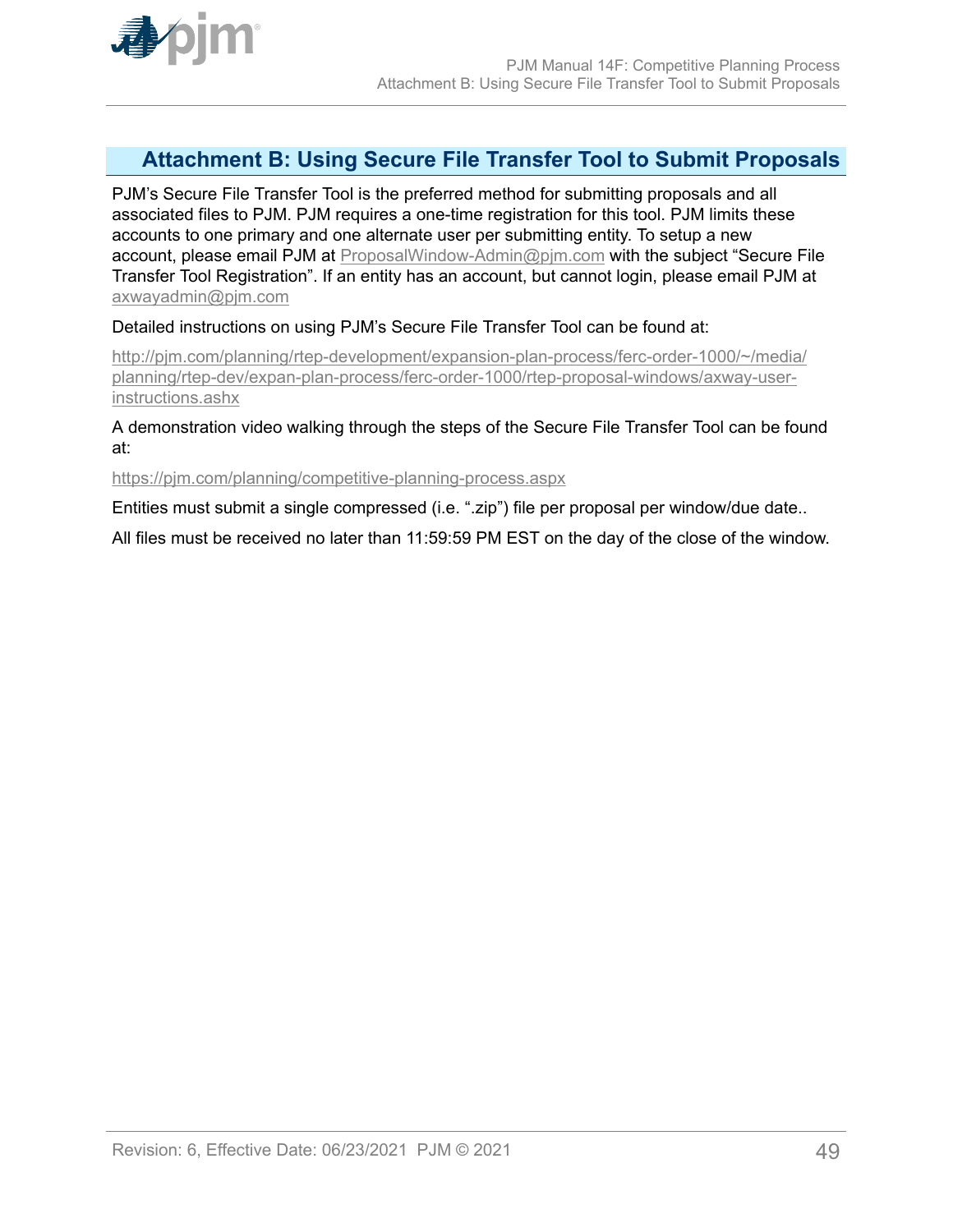# Attachment B: Using Secure File Transfer Tool to Submit Proposals

PJM's Secure File Transfer Tool is the preferred method for submitting proposals and all associated files to PJM. PJM requires a one-time registration for this tool. PJM limits these accounts to one primary and one alternate user per submitting entity. To setup a new account, please email PJM at ProposalWindow-Admin@pjm.com with the subject "Secure File Transfer Tool Registration". If an entity has an account, but cannot login, please email PJM at axwayadmin@pjm.com

Detailed instructions on using PJM's Secure File Transfer Tool can be found at:

http://pjm.com/planning/rtep-development/expansion-plan-process/ferc-order-1000/~/media/planning/rtep-dev/expan-plan-process/ferc-order-1000/rtep-proposal-windows/axway-user-instructions.ashx

A demonstration video walking through the steps of the Secure File Transfer Tool can be found at:

https://pjm.com/planning/competitive-planning-process.aspx

Entities must submit a single compressed (i.e. ".zip") file per proposal per window/due date..

All files must be received no later than 11:59:59 PM EST on the day of the close of the window.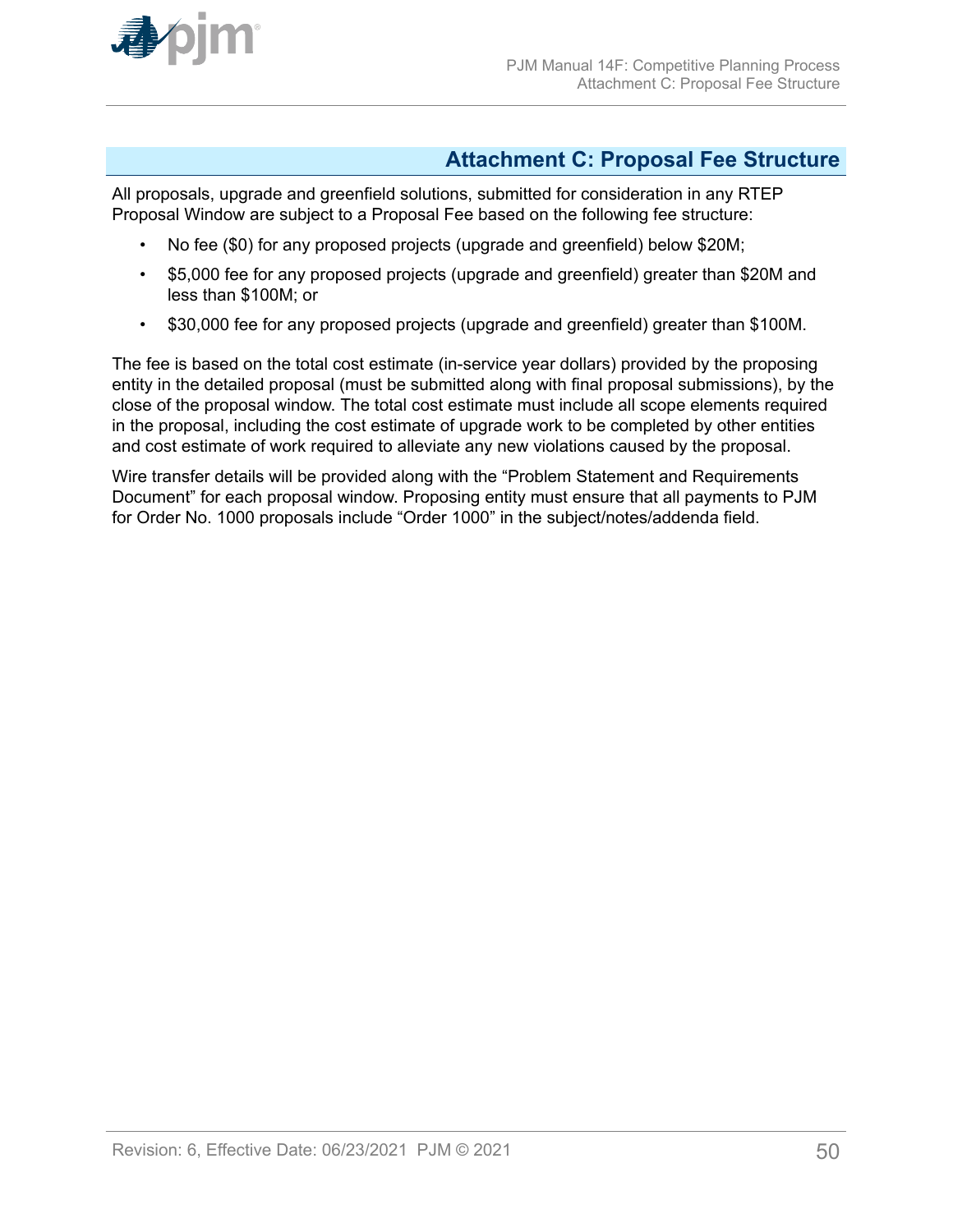# Attachment C: Proposal Fee Structure

All proposals, upgrade and greenfield solutions, submitted for consideration in any RTEP Proposal Window are subject to a Proposal Fee based on the following fee structure:

- No fee ($0) for any proposed projects (upgrade and greenfield) below $20M;
- $5,000 fee for any proposed projects (upgrade and greenfield) greater than $20M and less than $100M; or
- $30,000 fee for any proposed projects (upgrade and greenfield) greater than $100M.

The fee is based on the total cost estimate (in-service year dollars) provided by the proposing entity in the detailed proposal (must be submitted along with final proposal submissions), by the close of the proposal window. The total cost estimate must include all scope elements required in the proposal, including the cost estimate of upgrade work to be completed by other entities and cost estimate of work required to alleviate any new violations caused by the proposal.

Wire transfer details will be provided along with the "Problem Statement and Requirements Document" for each proposal window. Proposing entity must ensure that all payments to PJM for Order No. 1000 proposals include "Order 1000" in the subject/notes/addenda field.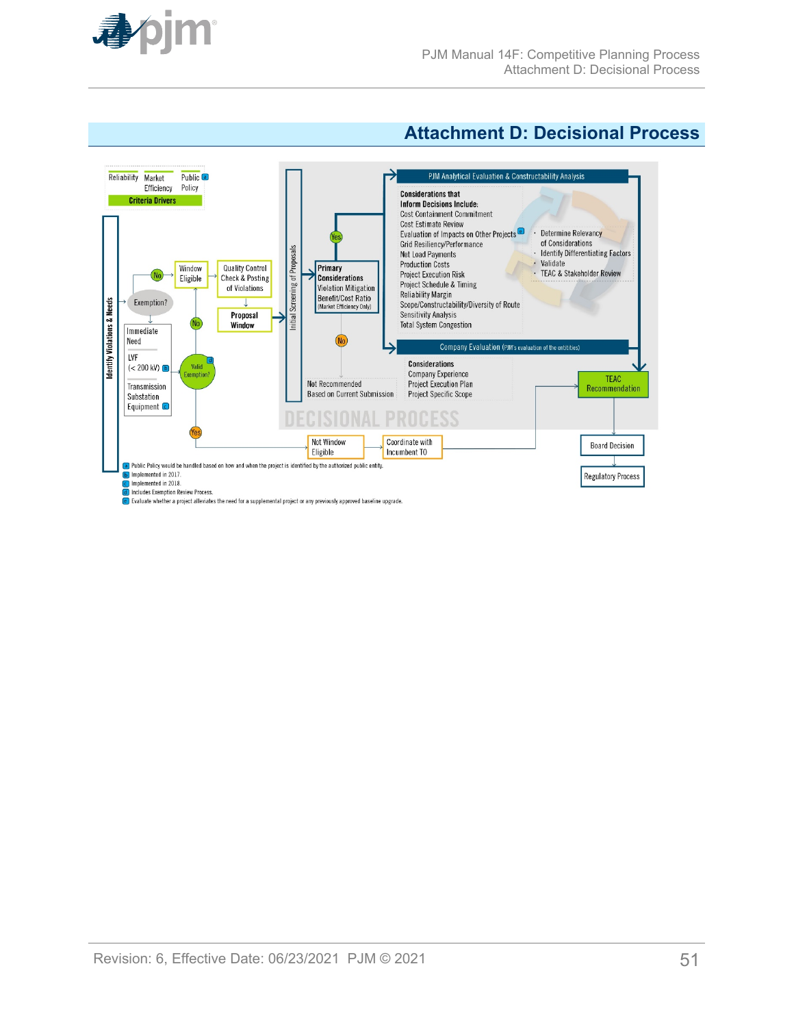# Attachment D: Decisional Process

Reliability | Market Efficiency | Public [a]

**Criteria Drivers**

**Identify Violations & Needs**

Exemption?

Immediate Need

LVF (< 200 kV) [b]

Transmission Substation Equipment [c]

No

Window Eligible

Quality Control Check & Posting of Violations

**Proposal Window**

No

Valid Exemption? [d]

Yes

Initial Screening of Proposals

Yes

**Primary Considerations**
Violation Mitigation
Benefit/Cost Ratio
(Market Efficiency Only)

No

Not Recommended Based on Current Submission

PJM Analytical Evaluation & Constructability Analysis

**Considerations that Inform Decisions Include:**
Cost Containment Commitment
Cost Estimate Review
Evaluation of Impacts on Other Projects [e]
Grid Resiliency/Performance
Net Load Payments
Production Costs
Project Execution Risk
Project Schedule & Timing
Reliability Margin
Scope/Constructability/Diversity of Route
Sensitivity Analysis
Total System Congestion

- Determine Relevancy of Considerations
- Identify Differentiating Factors
- Validate
- TEAC & Stakeholder Review

Company Evaluation (PJM's evaluation of the entities)

**Considerations**
Company Experience
Project Execution Plan
Project Specific Scope

TEAC Recommendation

Board Decision

Regulatory Process

Not Window Eligible

Coordinate with Incumbent TO

DECISIONAL PROCESS

[a] Public Policy would be handled based on how and when the project is identified by the authorized public entity.
[b] Implemented in 2017.
[c] Implemented in 2018.
[d] Includes Exemption Review Process.
[e] Evaluate whether a project alleviates the need for a supplemental project or any previously approved baseline upgrade.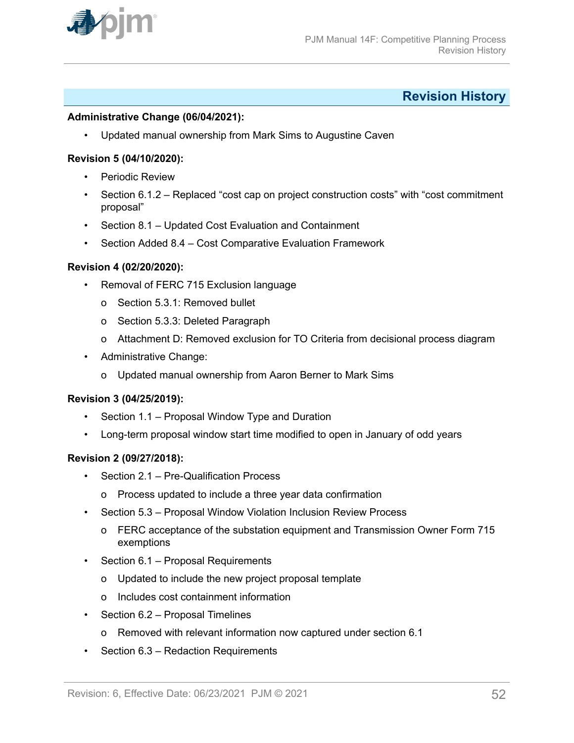## Revision History

**Administrative Change (06/04/2021):**

- Updated manual ownership from Mark Sims to Augustine Caven

**Revision 5 (04/10/2020):**

- Periodic Review
- Section 6.1.2 – Replaced "cost cap on project construction costs" with "cost commitment proposal"
- Section 8.1 – Updated Cost Evaluation and Containment
- Section Added 8.4 – Cost Comparative Evaluation Framework

**Revision 4 (02/20/2020):**

- Removal of FERC 715 Exclusion language
    - Section 5.3.1: Removed bullet
    - Section 5.3.3: Deleted Paragraph
    - Attachment D: Removed exclusion for TO Criteria from decisional process diagram
- Administrative Change:
    - Updated manual ownership from Aaron Berner to Mark Sims

**Revision 3 (04/25/2019):**

- Section 1.1 – Proposal Window Type and Duration
- Long-term proposal window start time modified to open in January of odd years

**Revision 2 (09/27/2018):**

- Section 2.1 – Pre-Qualification Process
    - Process updated to include a three year data confirmation
- Section 5.3 – Proposal Window Violation Inclusion Review Process
    - FERC acceptance of the substation equipment and Transmission Owner Form 715 exemptions
- Section 6.1 – Proposal Requirements
    - Updated to include the new project proposal template
    - Includes cost containment information
- Section 6.2 – Proposal Timelines
    - Removed with relevant information now captured under section 6.1
- Section 6.3 – Redaction Requirements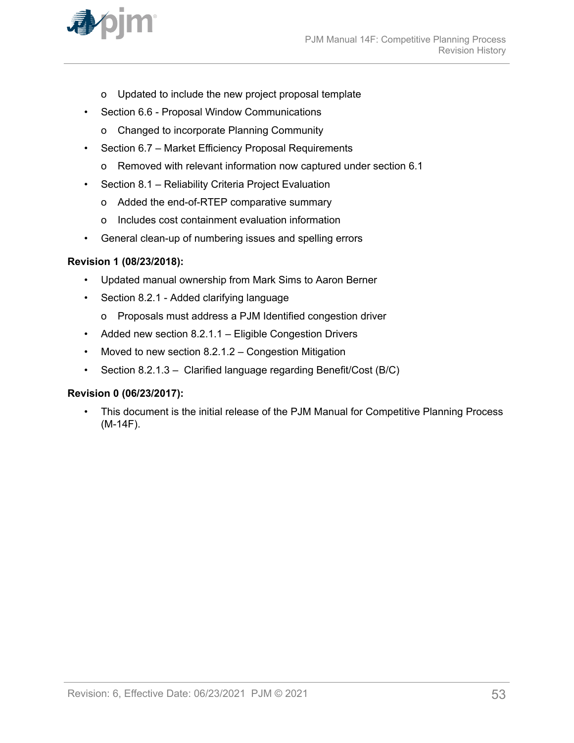- Updated to include the new project proposal template
- Section 6.6 - Proposal Window Communications
  - Changed to incorporate Planning Community
- Section 6.7 – Market Efficiency Proposal Requirements
  - Removed with relevant information now captured under section 6.1
- Section 8.1 – Reliability Criteria Project Evaluation
  - Added the end-of-RTEP comparative summary
  - Includes cost containment evaluation information
- General clean-up of numbering issues and spelling errors

**Revision 1 (08/23/2018):**

- Updated manual ownership from Mark Sims to Aaron Berner
- Section 8.2.1 - Added clarifying language
  - Proposals must address a PJM Identified congestion driver
- Added new section 8.2.1.1 – Eligible Congestion Drivers
- Moved to new section 8.2.1.2 – Congestion Mitigation
- Section 8.2.1.3 – Clarified language regarding Benefit/Cost (B/C)

**Revision 0 (06/23/2017):**

- This document is the initial release of the PJM Manual for Competitive Planning Process (M-14F).